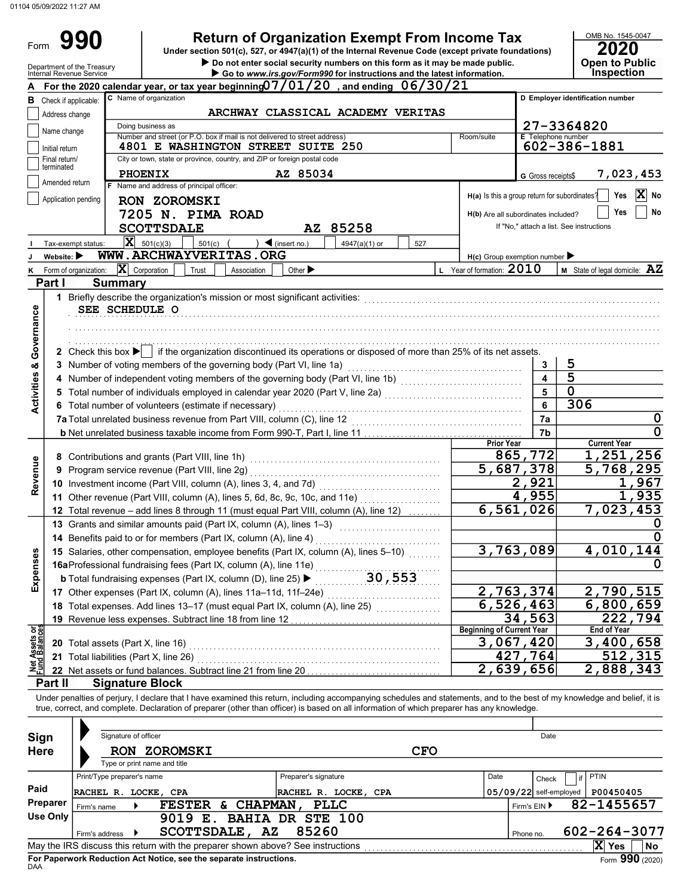01104 05/09/2022 11:27 AM

# Form 990

## Return of Organization Exempt From Income Tax

Under section 501(c), 527, or 4947(a)(1) of the Internal Revenue Code (except private foundations)

▶ Do not enter social security numbers on this form as it may be made public.

▶ Go to www.irs.gov/Form990 for instructions and the latest information.

OMB No. 1545-0047

**2020**

**Open to Public Inspection**

Department of the Treasury
Internal Revenue Service

**A** For the 2020 calendar year, or tax year beginning 07/01/20, and ending 06/30/21

**B** Check if applicable:
- Address change
- Name change
- Initial return
- Final return/terminated
- Amended return
- Application pending

**C** Name of organization: ARCHWAY CLASSICAL ACADEMY VERITAS

Doing business as:

Number and street (or P.O. box if mail is not delivered to street address): 4801 E WASHINGTON STREET SUITE 250 Room/suite:

City or town, state or province, country, and ZIP or foreign postal code: PHOENIX AZ 85034

**D** Employer identification number: 27-3364820

**E** Telephone number: 602-386-1881

**G** Gross receipts$ 7,023,453

**F** Name and address of principal officer:
RON ZOROMSKI
7205 N. PIMA ROAD
SCOTTSDALE AZ 85258

**H(a)** Is this a group return for subordinates? Yes [ ] No [X]

**H(b)** Are all subordinates included? Yes [ ] No [ ]
If "No," attach a list. See instructions

**I** Tax-exempt status: [X] 501(c)(3) [ ] 501(c) ( ) ◀ (insert no.) [ ] 4947(a)(1) or [ ] 527

**J** Website: ▶ WWW.ARCHWAYVERITAS.ORG

**H(c)** Group exemption number ▶

**K** Form of organization: [X] Corporation [ ] Trust [ ] Association [ ] Other ▶

**L** Year of formation: 2010

**M** State of legal domicile: AZ

## Part I Summary

**Activities & Governance**

1 Briefly describe the organization's mission or most significant activities:
SEE SCHEDULE O

2 Check this box ▶ [ ] if the organization discontinued its operations or disposed of more than 25% of its net assets.

| Line | Description | No. | Value |
|---|---|---|---|
| 3 | Number of voting members of the governing body (Part VI, line 1a) | 3 | 5 |
| 4 | Number of independent voting members of the governing body (Part VI, line 1b) | 4 | 5 |
| 5 | Total number of individuals employed in calendar year 2020 (Part V, line 2a) | 5 | 0 |
| 6 | Total number of volunteers (estimate if necessary) | 6 | 306 |
| 7a | Total unrelated business revenue from Part VIII, column (C), line 12 | 7a | 0 |
| b | Net unrelated business taxable income from Form 990-T, Part I, line 11 | 7b | 0 |

**Revenue / Expenses**

| Line | Description | Prior Year | Current Year |
|---|---|---|---|
| 8 | Contributions and grants (Part VIII, line 1h) | 865,772 | 1,251,256 |
| 9 | Program service revenue (Part VIII, line 2g) | 5,687,378 | 5,768,295 |
| 10 | Investment income (Part VIII, column (A), lines 3, 4, and 7d) | 2,921 | 1,967 |
| 11 | Other revenue (Part VIII, column (A), lines 5, 6d, 8c, 9c, 10c, and 11e) | 4,955 | 1,935 |
| 12 | Total revenue – add lines 8 through 11 (must equal Part VIII, column (A), line 12) | 6,561,026 | 7,023,453 |
| 13 | Grants and similar amounts paid (Part IX, column (A), lines 1–3) | | 0 |
| 14 | Benefits paid to or for members (Part IX, column (A), line 4) | | 0 |
| 15 | Salaries, other compensation, employee benefits (Part IX, column (A), lines 5–10) | 3,763,089 | 4,010,144 |
| 16a | Professional fundraising fees (Part IX, column (A), line 11e) | | 0 |
| b | Total fundraising expenses (Part IX, column (D), line 25) ▶ 30,553 | | |
| 17 | Other expenses (Part IX, column (A), lines 11a–11d, 11f–24e) | 2,763,374 | 2,790,515 |
| 18 | Total expenses. Add lines 13–17 (must equal Part IX, column (A), line 25) | 6,526,463 | 6,800,659 |
| 19 | Revenue less expenses. Subtract line 18 from line 12 | 34,563 | 222,794 |

**Net Assets or Fund Balances**

| Line | Description | Beginning of Current Year | End of Year |
|---|---|---|---|
| 20 | Total assets (Part X, line 16) | 3,067,420 | 3,400,658 |
| 21 | Total liabilities (Part X, line 26) | 427,764 | 512,315 |
| 22 | Net assets or fund balances. Subtract line 21 from line 20 | 2,639,656 | 2,888,343 |

## Part II Signature Block

Under penalties of perjury, I declare that I have examined this return, including accompanying schedules and statements, and to the best of my knowledge and belief, it is true, correct, and complete. Declaration of preparer (other than officer) is based on all information of which preparer has any knowledge.

**Sign Here**

Signature of officer | Date

RON ZOROMSKI CFO

Type or print name and title

**Paid Preparer Use Only**

| Print/Type preparer's name | Preparer's signature | Date | Check [ ] if self-employed | PTIN |
|---|---|---|---|---|
| RACHEL R. LOCKE, CPA | RACHEL R. LOCKE, CPA | 05/09/22 | | P00450405 |

Firm's name ▶ FESTER & CHAPMAN, PLLC — Firm's EIN ▶ 82-1455657

Firm's address ▶ 9019 E. BAHIA DR STE 100, SCOTTSDALE, AZ 85260 — Phone no. 602-264-3077

May the IRS discuss this return with the preparer shown above? See instructions [X] Yes [ ] No

**For Paperwork Reduction Act Notice, see the separate instructions.**

DAA Form **990** (2020)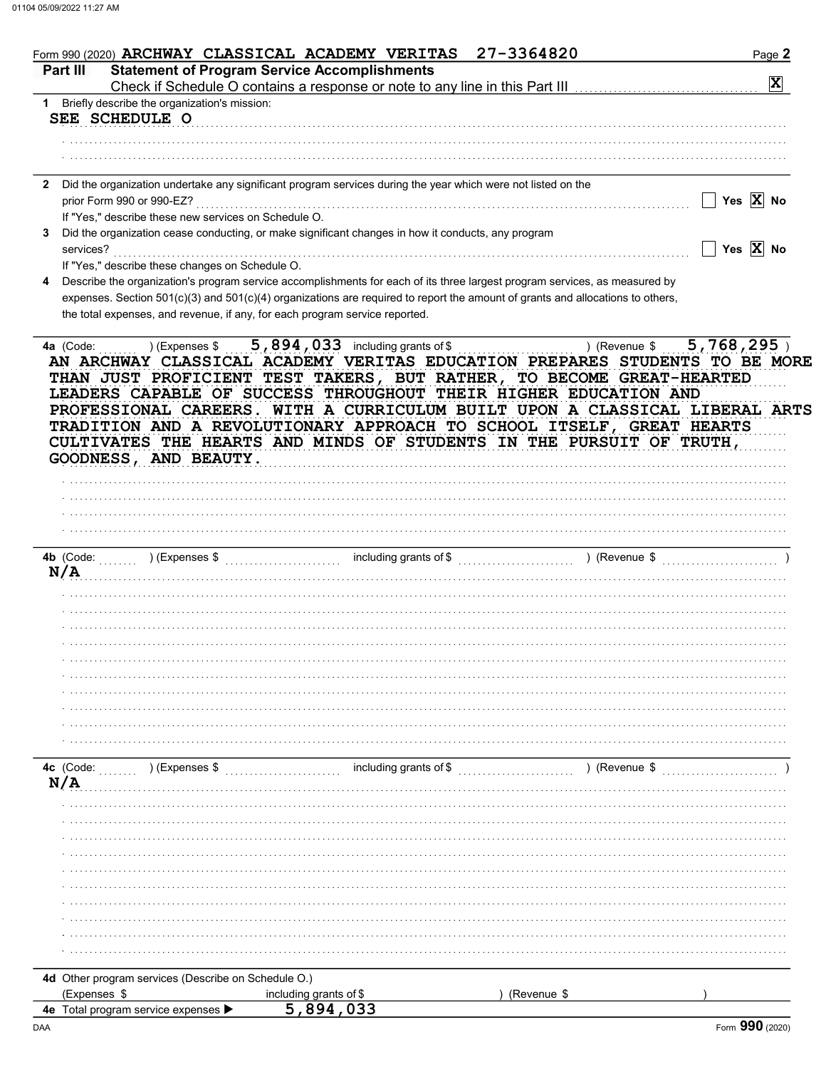Form 990 (2020) ARCHWAY CLASSICAL ACADEMY VERITAS 27-3364820

## Part III Statement of Program Service Accomplishments

Check if Schedule O contains a response or note to any line in this Part III [X]

**1** Briefly describe the organization's mission:

SEE SCHEDULE O

**2** Did the organization undertake any significant program services during the year which were not listed on the prior Form 990 or 990-EZ? [ ] Yes [X] No

If "Yes," describe these new services on Schedule O.

**3** Did the organization cease conducting, or make significant changes in how it conducts, any program services? [ ] Yes [X] No

If "Yes," describe these changes on Schedule O.

**4** Describe the organization's program service accomplishments for each of its three largest program services, as measured by expenses. Section 501(c)(3) and 501(c)(4) organizations are required to report the amount of grants and allocations to others, the total expenses, and revenue, if any, for each program service reported.

**4a** (Code: ) (Expenses $ 5,894,033 including grants of $ ) (Revenue $ 5,768,295 )

AN ARCHWAY CLASSICAL ACADEMY VERITAS EDUCATION PREPARES STUDENTS TO BE MORE THAN JUST PROFICIENT TEST TAKERS, BUT RATHER, TO BECOME GREAT-HEARTED LEADERS CAPABLE OF SUCCESS THROUGHOUT THEIR HIGHER EDUCATION AND PROFESSIONAL CAREERS. WITH A CURRICULUM BUILT UPON A CLASSICAL LIBERAL ARTS TRADITION AND A REVOLUTIONARY APPROACH TO SCHOOL ITSELF, GREAT HEARTS CULTIVATES THE HEARTS AND MINDS OF STUDENTS IN THE PURSUIT OF TRUTH, GOODNESS, AND BEAUTY.

**4b** (Code: ) (Expenses $ including grants of $ ) (Revenue $ )

N/A

**4c** (Code: ) (Expenses $ including grants of $ ) (Revenue $ )

N/A

**4d** Other program services (Describe on Schedule O.)

(Expenses $ including grants of $ ) (Revenue $ )

**4e** Total program service expenses ▶ 5,894,033

Form **990** (2020)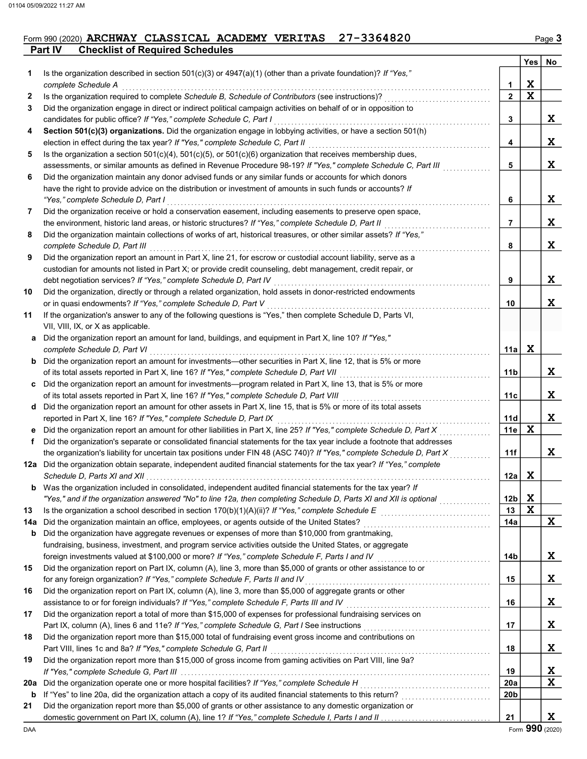Form 990 (2020) ARCHWAY CLASSICAL ACADEMY VERITAS 27-3364820

## Part IV Checklist of Required Schedules

| | | | Yes | No |
|---|---|---|---|---|
| 1 | Is the organization described in section 501(c)(3) or 4947(a)(1) (other than a private foundation)? *If "Yes," complete Schedule A* | 1 | X | |
| 2 | Is the organization required to complete *Schedule B, Schedule of Contributors* (see instructions)? | 2 | X | |
| 3 | Did the organization engage in direct or indirect political campaign activities on behalf of or in opposition to candidates for public office? *If "Yes," complete Schedule C, Part I* | 3 | | X |
| 4 | **Section 501(c)(3) organizations.** Did the organization engage in lobbying activities, or have a section 501(h) election in effect during the tax year? *If "Yes," complete Schedule C, Part II* | 4 | | X |
| 5 | Is the organization a section 501(c)(4), 501(c)(5), or 501(c)(6) organization that receives membership dues, assessments, or similar amounts as defined in Revenue Procedure 98-19? *If "Yes," complete Schedule C, Part III* | 5 | | X |
| 6 | Did the organization maintain any donor advised funds or any similar funds or accounts for which donors have the right to provide advice on the distribution or investment of amounts in such funds or accounts? *If "Yes," complete Schedule D, Part I* | 6 | | X |
| 7 | Did the organization receive or hold a conservation easement, including easements to preserve open space, the environment, historic land areas, or historic structures? *If "Yes," complete Schedule D, Part II* | 7 | | X |
| 8 | Did the organization maintain collections of works of art, historical treasures, or other similar assets? *If "Yes," complete Schedule D, Part III* | 8 | | X |
| 9 | Did the organization report an amount in Part X, line 21, for escrow or custodial account liability, serve as a custodian for amounts not listed in Part X; or provide credit counseling, debt management, credit repair, or debt negotiation services? *If "Yes," complete Schedule D, Part IV* | 9 | | X |
| 10 | Did the organization, directly or through a related organization, hold assets in donor-restricted endowments or in quasi endowments? *If "Yes," complete Schedule D, Part V* | 10 | | X |
| 11 | If the organization's answer to any of the following questions is "Yes," then complete Schedule D, Parts VI, VII, VIII, IX, or X as applicable. | | | |
| a | Did the organization report an amount for land, buildings, and equipment in Part X, line 10? *If "Yes," complete Schedule D, Part VI* | 11a | X | |
| b | Did the organization report an amount for investments—other securities in Part X, line 12, that is 5% or more of its total assets reported in Part X, line 16? *If "Yes," complete Schedule D, Part VII* | 11b | | X |
| c | Did the organization report an amount for investments—program related in Part X, line 13, that is 5% or more of its total assets reported in Part X, line 16? *If "Yes," complete Schedule D, Part VIII* | 11c | | X |
| d | Did the organization report an amount for other assets in Part X, line 15, that is 5% or more of its total assets reported in Part X, line 16? *If "Yes," complete Schedule D, Part IX* | 11d | | X |
| e | Did the organization report an amount for other liabilities in Part X, line 25? *If "Yes," complete Schedule D, Part X* | 11e | X | |
| f | Did the organization's separate or consolidated financial statements for the tax year include a footnote that addresses the organization's liability for uncertain tax positions under FIN 48 (ASC 740)? *If "Yes," complete Schedule D, Part X* | 11f | | X |
| 12a | Did the organization obtain separate, independent audited financial statements for the tax year? *If "Yes," complete Schedule D, Parts XI and XII* | 12a | X | |
| b | Was the organization included in consolidated, independent audited financial statements for the tax year? *If "Yes," and if the organization answered "No" to line 12a, then completing Schedule D, Parts XI and XII is optional* | 12b | X | |
| 13 | Is the organization a school described in section 170(b)(1)(A)(ii)? *If "Yes," complete Schedule E* | 13 | X | |
| 14a | Did the organization maintain an office, employees, or agents outside of the United States? | 14a | | X |
| b | Did the organization have aggregate revenues or expenses of more than $10,000 from grantmaking, fundraising, business, investment, and program service activities outside the United States, or aggregate foreign investments valued at $100,000 or more? *If "Yes," complete Schedule F, Parts I and IV* | 14b | | X |
| 15 | Did the organization report on Part IX, column (A), line 3, more than $5,000 of grants or other assistance to or for any foreign organization? *If "Yes," complete Schedule F, Parts II and IV* | 15 | | X |
| 16 | Did the organization report on Part IX, column (A), line 3, more than $5,000 of aggregate grants or other assistance to or for foreign individuals? *If "Yes," complete Schedule F, Parts III and IV* | 16 | | X |
| 17 | Did the organization report a total of more than $15,000 of expenses for professional fundraising services on Part IX, column (A), lines 6 and 11e? *If "Yes," complete Schedule G, Part I* See instructions | 17 | | X |
| 18 | Did the organization report more than $15,000 total of fundraising event gross income and contributions on Part VIII, lines 1c and 8a? *If "Yes," complete Schedule G, Part II* | 18 | | X |
| 19 | Did the organization report more than $15,000 of gross income from gaming activities on Part VIII, line 9a? *If "Yes," complete Schedule G, Part III* | 19 | | X |
| 20a | Did the organization operate one or more hospital facilities? *If "Yes," complete Schedule H* | 20a | | X |
| b | If "Yes" to line 20a, did the organization attach a copy of its audited financial statements to this return? | 20b | | |
| 21 | Did the organization report more than $5,000 of grants or other assistance to any domestic organization or domestic government on Part IX, column (A), line 1? *If "Yes," complete Schedule I, Parts I and II* | 21 | | X |

Form **990** (2020)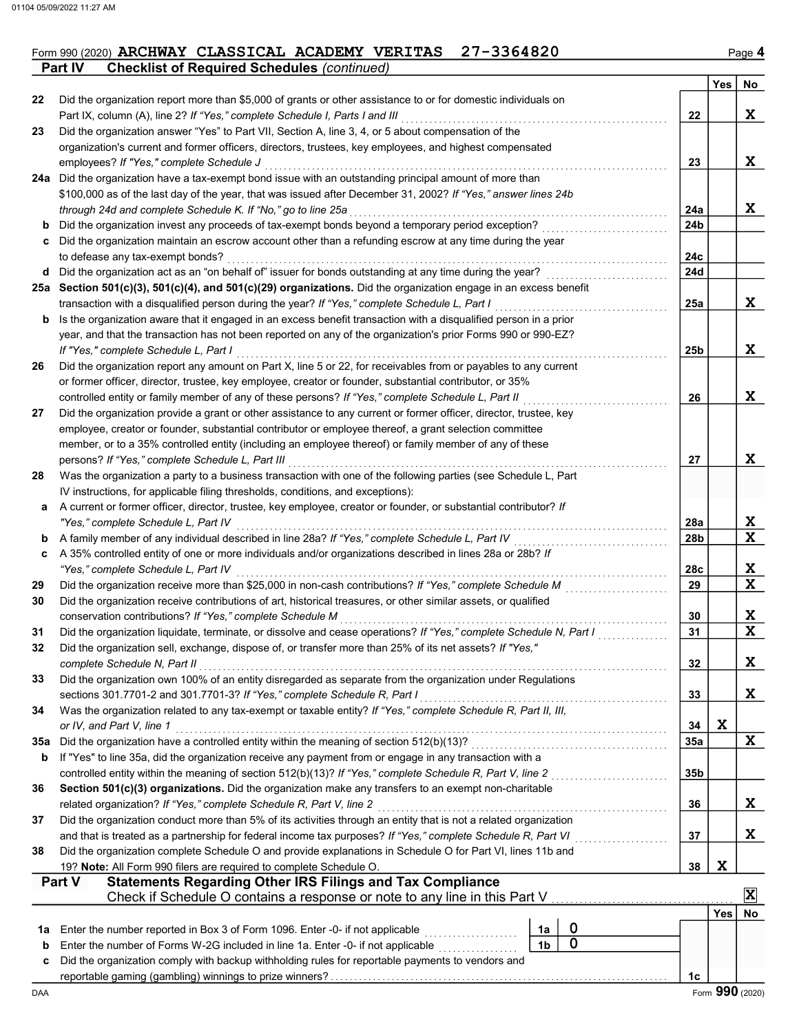Form 990 (2020) ARCHWAY CLASSICAL ACADEMY VERITAS 27-3364820

## Part IV Checklist of Required Schedules *(continued)*

| | | | Yes | No |
|---|---|---|---|---|
| 22 | Did the organization report more than $5,000 of grants or other assistance to or for domestic individuals on Part IX, column (A), line 2? *If "Yes," complete Schedule I, Parts I and III* | 22 | | X |
| 23 | Did the organization answer "Yes" to Part VII, Section A, line 3, 4, or 5 about compensation of the organization's current and former officers, directors, trustees, key employees, and highest compensated employees? *If "Yes," complete Schedule J* | 23 | | X |
| 24a | Did the organization have a tax-exempt bond issue with an outstanding principal amount of more than $100,000 as of the last day of the year, that was issued after December 31, 2002? *If "Yes," answer lines 24b through 24d and complete Schedule K. If "No," go to line 25a* | 24a | | X |
| b | Did the organization invest any proceeds of tax-exempt bonds beyond a temporary period exception? | 24b | | |
| c | Did the organization maintain an escrow account other than a refunding escrow at any time during the year to defease any tax-exempt bonds? | 24c | | |
| d | Did the organization act as an "on behalf of" issuer for bonds outstanding at any time during the year? | 24d | | |
| 25a | **Section 501(c)(3), 501(c)(4), and 501(c)(29) organizations.** Did the organization engage in an excess benefit transaction with a disqualified person during the year? *If "Yes," complete Schedule L, Part I* | 25a | | X |
| b | Is the organization aware that it engaged in an excess benefit transaction with a disqualified person in a prior year, and that the transaction has not been reported on any of the organization's prior Forms 990 or 990-EZ? *If "Yes," complete Schedule L, Part I* | 25b | | X |
| 26 | Did the organization report any amount on Part X, line 5 or 22, for receivables from or payables to any current or former officer, director, trustee, key employee, creator or founder, substantial contributor, or 35% controlled entity or family member of any of these persons? *If "Yes," complete Schedule L, Part II* | 26 | | X |
| 27 | Did the organization provide a grant or other assistance to any current or former officer, director, trustee, key employee, creator or founder, substantial contributor or employee thereof, a grant selection committee member, or to a 35% controlled entity (including an employee thereof) or family member of any of these persons? *If "Yes," complete Schedule L, Part III* | 27 | | X |
| 28 | Was the organization a party to a business transaction with one of the following parties (see Schedule L, Part IV instructions, for applicable filing thresholds, conditions, and exceptions): | | | |
| a | A current or former officer, director, trustee, key employee, creator or founder, or substantial contributor? *If "Yes," complete Schedule L, Part IV* | 28a | | X |
| b | A family member of any individual described in line 28a? *If "Yes," complete Schedule L, Part IV* | 28b | | X |
| c | A 35% controlled entity of one or more individuals and/or organizations described in lines 28a or 28b? *If "Yes," complete Schedule L, Part IV* | 28c | | X |
| 29 | Did the organization receive more than $25,000 in non-cash contributions? *If "Yes," complete Schedule M* | 29 | | X |
| 30 | Did the organization receive contributions of art, historical treasures, or other similar assets, or qualified conservation contributions? *If "Yes," complete Schedule M* | 30 | | X |
| 31 | Did the organization liquidate, terminate, or dissolve and cease operations? *If "Yes," complete Schedule N, Part I* | 31 | | X |
| 32 | Did the organization sell, exchange, dispose of, or transfer more than 25% of its net assets? *If "Yes," complete Schedule N, Part II* | 32 | | X |
| 33 | Did the organization own 100% of an entity disregarded as separate from the organization under Regulations sections 301.7701-2 and 301.7701-3? *If "Yes," complete Schedule R, Part I* | 33 | | X |
| 34 | Was the organization related to any tax-exempt or taxable entity? *If "Yes," complete Schedule R, Part II, III, or IV, and Part V, line 1* | 34 | X | |
| 35a | Did the organization have a controlled entity within the meaning of section 512(b)(13)? | 35a | | X |
| b | If "Yes" to line 35a, did the organization receive any payment from or engage in any transaction with a controlled entity within the meaning of section 512(b)(13)? *If "Yes," complete Schedule R, Part V, line 2* | 35b | | |
| 36 | **Section 501(c)(3) organizations.** Did the organization make any transfers to an exempt non-charitable related organization? *If "Yes," complete Schedule R, Part V, line 2* | 36 | | X |
| 37 | Did the organization conduct more than 5% of its activities through an entity that is not a related organization and that is treated as a partnership for federal income tax purposes? *If "Yes," complete Schedule R, Part VI* | 37 | | X |
| 38 | Did the organization complete Schedule O and provide explanations in Schedule O for Part VI, lines 11b and 19? **Note:** All Form 990 filers are required to complete Schedule O. | 38 | X | |

## Part V Statements Regarding Other IRS Filings and Tax Compliance

Check if Schedule O contains a response or note to any line in this Part V [X]

| | | | | Yes | No |
|---|---|---|---|---|---|
| 1a | Enter the number reported in Box 3 of Form 1096. Enter -0- if not applicable | 1a | 0 | | |
| b | Enter the number of Forms W-2G included in line 1a. Enter -0- if not applicable | 1b | 0 | | |
| c | Did the organization comply with backup withholding rules for reportable payments to vendors and reportable gaming (gambling) winnings to prize winners? | 1c | | | |

Form **990** (2020)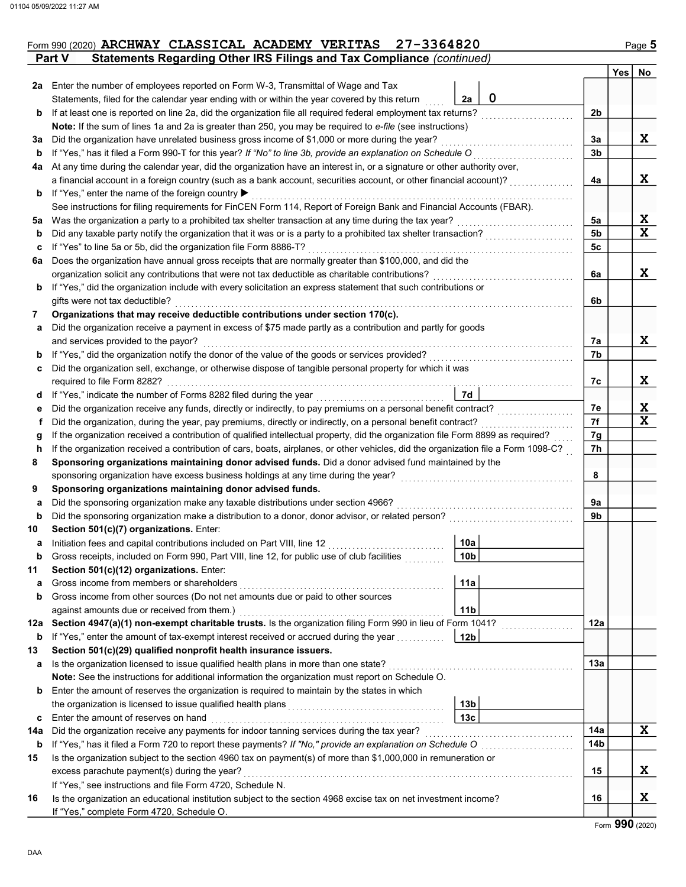Form 990 (2020) **ARCHWAY CLASSICAL ACADEMY VERITAS 27-3364820**

## Part V Statements Regarding Other IRS Filings and Tax Compliance *(continued)*

| | | | | Yes | No |
|---|---|---|---|---|---|
| **2a** | Enter the number of employees reported on Form W-3, Transmittal of Wage and Tax Statements, filed for the calendar year ending with or within the year covered by this return | 2a 0 | | | |
| **b** | If at least one is reported on line 2a, did the organization file all required federal employment tax returns? | | 2b | | |
| | **Note:** If the sum of lines 1a and 2a is greater than 250, you may be required to *e-file* (see instructions) | | | | |
| **3a** | Did the organization have unrelated business gross income of $1,000 or more during the year? | | 3a | | X |
| **b** | If "Yes," has it filed a Form 990-T for this year? *If "No" to line 3b, provide an explanation on Schedule O* | | 3b | | |
| **4a** | At any time during the calendar year, did the organization have an interest in, or a signature or other authority over, a financial account in a foreign country (such as a bank account, securities account, or other financial account)? | | 4a | | X |
| **b** | If "Yes," enter the name of the foreign country ▶ | | | | |
| | See instructions for filing requirements for FinCEN Form 114, Report of Foreign Bank and Financial Accounts (FBAR). | | | | |
| **5a** | Was the organization a party to a prohibited tax shelter transaction at any time during the tax year? | | 5a | | X |
| **b** | Did any taxable party notify the organization that it was or is a party to a prohibited tax shelter transaction? | | 5b | | X |
| **c** | If "Yes" to line 5a or 5b, did the organization file Form 8886-T? | | 5c | | |
| **6a** | Does the organization have annual gross receipts that are normally greater than $100,000, and did the organization solicit any contributions that were not tax deductible as charitable contributions? | | 6a | | X |
| **b** | If "Yes," did the organization include with every solicitation an express statement that such contributions or gifts were not tax deductible? | | 6b | | |
| **7** | **Organizations that may receive deductible contributions under section 170(c).** | | | | |
| **a** | Did the organization receive a payment in excess of $75 made partly as a contribution and partly for goods and services provided to the payor? | | 7a | | X |
| **b** | If "Yes," did the organization notify the donor of the value of the goods or services provided? | | 7b | | |
| **c** | Did the organization sell, exchange, or otherwise dispose of tangible personal property for which it was required to file Form 8282? | | 7c | | X |
| **d** | If "Yes," indicate the number of Forms 8282 filed during the year | 7d | | | |
| **e** | Did the organization receive any funds, directly or indirectly, to pay premiums on a personal benefit contract? | | 7e | | X |
| **f** | Did the organization, during the year, pay premiums, directly or indirectly, on a personal benefit contract? | | 7f | | X |
| **g** | If the organization received a contribution of qualified intellectual property, did the organization file Form 8899 as required? | | 7g | | |
| **h** | If the organization received a contribution of cars, boats, airplanes, or other vehicles, did the organization file a Form 1098-C? | | 7h | | |
| **8** | **Sponsoring organizations maintaining donor advised funds.** Did a donor advised fund maintained by the sponsoring organization have excess business holdings at any time during the year? | | 8 | | |
| **9** | **Sponsoring organizations maintaining donor advised funds.** | | | | |
| **a** | Did the sponsoring organization make any taxable distributions under section 4966? | | 9a | | |
| **b** | Did the sponsoring organization make a distribution to a donor, donor advisor, or related person? | | 9b | | |
| **10** | **Section 501(c)(7) organizations.** Enter: | | | | |
| **a** | Initiation fees and capital contributions included on Part VIII, line 12 | 10a | | | |
| **b** | Gross receipts, included on Form 990, Part VIII, line 12, for public use of club facilities | 10b | | | |
| **11** | **Section 501(c)(12) organizations.** Enter: | | | | |
| **a** | Gross income from members or shareholders | 11a | | | |
| **b** | Gross income from other sources (Do not net amounts due or paid to other sources against amounts due or received from them.) | 11b | | | |
| **12a** | **Section 4947(a)(1) non-exempt charitable trusts.** Is the organization filing Form 990 in lieu of Form 1041? | | 12a | | |
| **b** | If "Yes," enter the amount of tax-exempt interest received or accrued during the year | 12b | | | |
| **13** | **Section 501(c)(29) qualified nonprofit health insurance issuers.** | | | | |
| **a** | Is the organization licensed to issue qualified health plans in more than one state? | | 13a | | |
| | **Note:** See the instructions for additional information the organization must report on Schedule O. | | | | |
| **b** | Enter the amount of reserves the organization is required to maintain by the states in which the organization is licensed to issue qualified health plans | 13b | | | |
| **c** | Enter the amount of reserves on hand | 13c | | | |
| **14a** | Did the organization receive any payments for indoor tanning services during the tax year? | | 14a | | X |
| **b** | If "Yes," has it filed a Form 720 to report these payments? *If "No," provide an explanation on Schedule O* | | 14b | | |
| **15** | Is the organization subject to the section 4960 tax on payment(s) of more than $1,000,000 in remuneration or excess parachute payment(s) during the year? | | 15 | | X |
| | If "Yes," see instructions and file Form 4720, Schedule N. | | | | |
| **16** | Is the organization an educational institution subject to the section 4968 excise tax on net investment income? | | 16 | | X |
| | If "Yes," complete Form 4720, Schedule O. | | | | |

Form **990** (2020)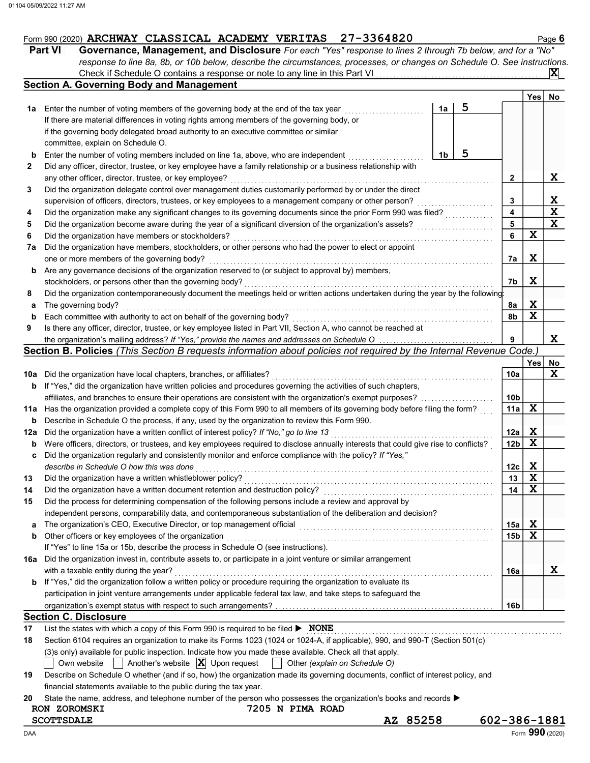Form 990 (2020) ARCHWAY CLASSICAL ACADEMY VERITAS 27-3364820 Page 6

## Part VI Governance, Management, and Disclosure

*For each "Yes" response to lines 2 through 7b below, and for a "No" response to line 8a, 8b, or 10b below, describe the circumstances, processes, or changes on Schedule O. See instructions.*

Check if Schedule O contains a response or note to any line in this Part VI ..... [X]

### Section A. Governing Body and Management

| | | | | Yes | No |
|---|---|---|---|---|---|
| **1a** | Enter the number of voting members of the governing body at the end of the tax year ..... **1a** 5 | | | | |
| | If there are material differences in voting rights among members of the governing body, or if the governing body delegated broad authority to an executive committee or similar committee, explain on Schedule O. | | | | |
| **b** | Enter the number of voting members included on line 1a, above, who are independent ..... **1b** 5 | | | | |
| **2** | Did any officer, director, trustee, or key employee have a family relationship or a business relationship with any other officer, director, trustee, or key employee? | | **2** | | X |
| **3** | Did the organization delegate control over management duties customarily performed by or under the direct supervision of officers, directors, trustees, or key employees to a management company or other person? | | **3** | | X |
| **4** | Did the organization make any significant changes to its governing documents since the prior Form 990 was filed? | | **4** | | X |
| **5** | Did the organization become aware during the year of a significant diversion of the organization's assets? | | **5** | | X |
| **6** | Did the organization have members or stockholders? | | **6** | X | |
| **7a** | Did the organization have members, stockholders, or other persons who had the power to elect or appoint one or more members of the governing body? | | **7a** | X | |
| **b** | Are any governance decisions of the organization reserved to (or subject to approval by) members, stockholders, or persons other than the governing body? | | **7b** | X | |
| **8** | Did the organization contemporaneously document the meetings held or written actions undertaken during the year by the following: | | | | |
| **a** | The governing body? | | **8a** | X | |
| **b** | Each committee with authority to act on behalf of the governing body? | | **8b** | X | |
| **9** | Is there any officer, director, trustee, or key employee listed in Part VII, Section A, who cannot be reached at the organization's mailing address? *If "Yes," provide the names and addresses on Schedule O* | | **9** | | X |

### Section B. Policies *(This Section B requests information about policies not required by the Internal Revenue Code.)*

| | | | Yes | No |
|---|---|---|---|---|
| **10a** | Did the organization have local chapters, branches, or affiliates? | **10a** | | X |
| **b** | If "Yes," did the organization have written policies and procedures governing the activities of such chapters, affiliates, and branches to ensure their operations are consistent with the organization's exempt purposes? | **10b** | | |
| **11a** | Has the organization provided a complete copy of this Form 990 to all members of its governing body before filing the form? | **11a** | X | |
| **b** | Describe in Schedule O the process, if any, used by the organization to review this Form 990. | | | |
| **12a** | Did the organization have a written conflict of interest policy? *If "No," go to line 13* | **12a** | X | |
| **b** | Were officers, directors, or trustees, and key employees required to disclose annually interests that could give rise to conflicts? | **12b** | X | |
| **c** | Did the organization regularly and consistently monitor and enforce compliance with the policy? *If "Yes," describe in Schedule O how this was done* | **12c** | X | |
| **13** | Did the organization have a written whistleblower policy? | **13** | X | |
| **14** | Did the organization have a written document retention and destruction policy? | **14** | X | |
| **15** | Did the process for determining compensation of the following persons include a review and approval by independent persons, comparability data, and contemporaneous substantiation of the deliberation and decision? | | | |
| **a** | The organization's CEO, Executive Director, or top management official | **15a** | X | |
| **b** | Other officers or key employees of the organization | **15b** | X | |
| | If "Yes" to line 15a or 15b, describe the process in Schedule O (see instructions). | | | |
| **16a** | Did the organization invest in, contribute assets to, or participate in a joint venture or similar arrangement with a taxable entity during the year? | **16a** | | X |
| **b** | If "Yes," did the organization follow a written policy or procedure requiring the organization to evaluate its participation in joint venture arrangements under applicable federal tax law, and take steps to safeguard the organization's exempt status with respect to such arrangements? | **16b** | | |

### Section C. Disclosure

**17** List the states with which a copy of this Form 990 is required to be filed ▶ NONE

**18** Section 6104 requires an organization to make its Forms 1023 (1024 or 1024-A, if applicable), 990, and 990-T (Section 501(c)(3)s only) available for public inspection. Indicate how you made these available. Check all that apply.

[ ] Own website [ ] Another's website [X] Upon request [ ] Other *(explain on Schedule O)*

**19** Describe on Schedule O whether (and if so, how) the organization made its governing documents, conflict of interest policy, and financial statements available to the public during the tax year.

**20** State the name, address, and telephone number of the person who possesses the organization's books and records ▶

RON ZOROMSKI 7205 N PIMA ROAD
SCOTTSDALE AZ 85258 602-386-1881

Form **990** (2020)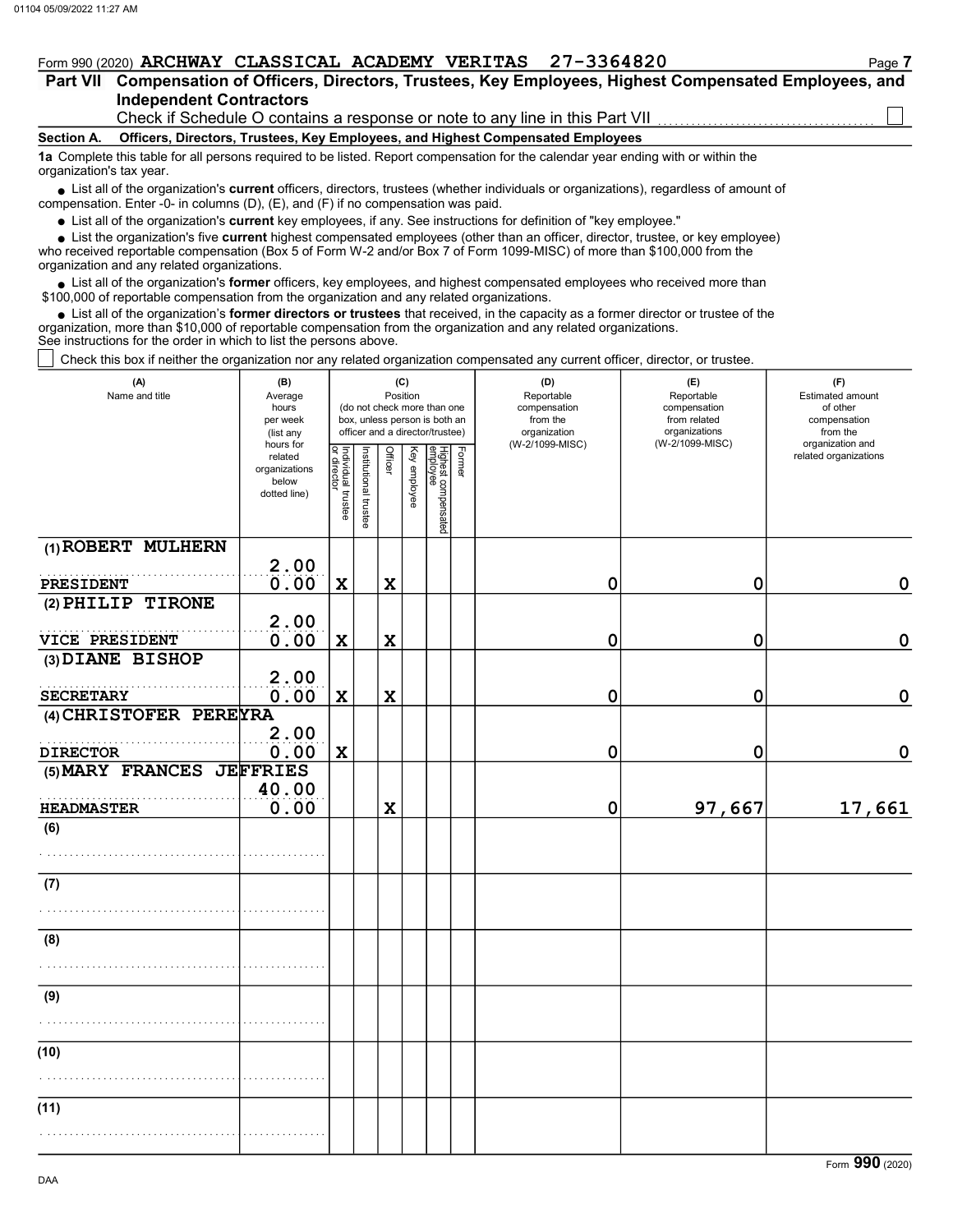Form 990 (2020) **ARCHWAY CLASSICAL ACADEMY VERITAS 27-3364820**

## Part VII Compensation of Officers, Directors, Trustees, Key Employees, Highest Compensated Employees, and Independent Contractors

Check if Schedule O contains a response or note to any line in this Part VII ☐

**Section A. Officers, Directors, Trustees, Key Employees, and Highest Compensated Employees**

**1a** Complete this table for all persons required to be listed. Report compensation for the calendar year ending with or within the organization's tax year.

- List all of the organization's **current** officers, directors, trustees (whether individuals or organizations), regardless of amount of compensation. Enter -0- in columns (D), (E), and (F) if no compensation was paid.
- List all of the organization's **current** key employees, if any. See instructions for definition of "key employee."
- List the organization's five **current** highest compensated employees (other than an officer, director, trustee, or key employee) who received reportable compensation (Box 5 of Form W-2 and/or Box 7 of Form 1099-MISC) of more than $100,000 from the organization and any related organizations.
- List all of the organization's **former** officers, key employees, and highest compensated employees who received more than $100,000 of reportable compensation from the organization and any related organizations.
- List all of the organization's **former directors or trustees** that received, in the capacity as a former director or trustee of the organization, more than $10,000 of reportable compensation from the organization and any related organizations.

See instructions for the order in which to list the persons above.

☐ Check this box if neither the organization nor any related organization compensated any current officer, director, or trustee.

| (A) Name and title | (B) Average hours per week (list any hours for related organizations below dotted line) | (C) Position (do not check more than one box, unless person is both an officer and a director/trustee) | | | | | | (D) Reportable compensation from the organization (W-2/1099-MISC) | (E) Reportable compensation from related organizations (W-2/1099-MISC) | (F) Estimated amount of other compensation from the organization and related organizations |
|---|---|---|---|---|---|---|---|---|---|---|
| | | Individual trustee or director | Institutional trustee | Officer | Key employee | Highest compensated employee | Former | | | |
| (1) ROBERT MULHERN<br>PRESIDENT | 2.00<br>0.00 | X | | X | | | | 0 | 0 | 0 |
| (2) PHILIP TIRONE<br>VICE PRESIDENT | 2.00<br>0.00 | X | | X | | | | 0 | 0 | 0 |
| (3) DIANE BISHOP<br>SECRETARY | 2.00<br>0.00 | X | | X | | | | 0 | 0 | 0 |
| (4) CHRISTOFER PEREYRA<br>DIRECTOR | 2.00<br>0.00 | X | | | | | | 0 | 0 | 0 |
| (5) MARY FRANCES JEFFRIES<br>HEADMASTER | 40.00<br>0.00 | | | X | | | | 0 | 97,667 | 17,661 |
| (6) | | | | | | | | | | |
| (7) | | | | | | | | | | |
| (8) | | | | | | | | | | |
| (9) | | | | | | | | | | |
| (10) | | | | | | | | | | |
| (11) | | | | | | | | | | |

Form **990** (2020)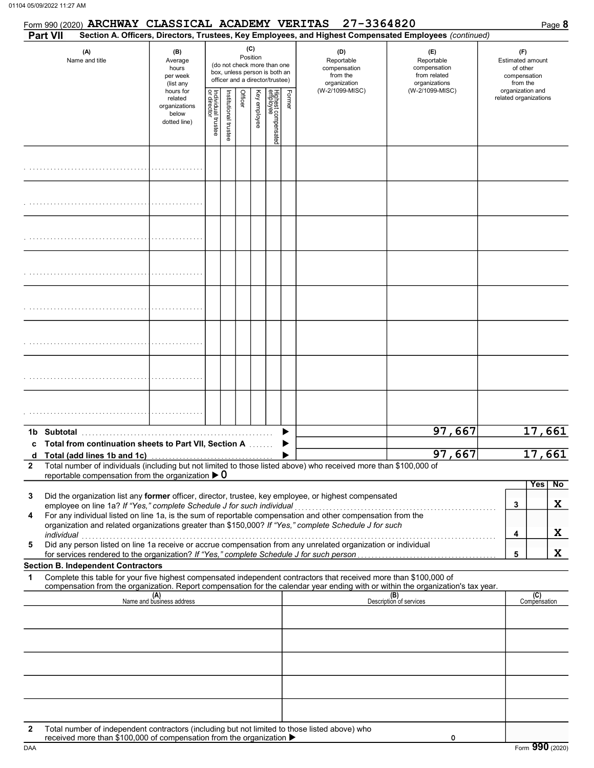Form 990 (2020) **ARCHWAY CLASSICAL ACADEMY VERITAS 27-3364820**

**Part VII Section A. Officers, Directors, Trustees, Key Employees, and Highest Compensated Employees** *(continued)*

| (A) Name and title | (B) Average hours per week (list any hours for related organizations below dotted line) | (C) Position (do not check more than one box, unless person is both an officer and a director/trustee) Individual trustee or director | Institutional trustee | Officer | Key employee | Highest compensated employee | Former | (D) Reportable compensation from the organization (W-2/1099-MISC) | (E) Reportable compensation from related organizations (W-2/1099-MISC) | (F) Estimated amount of other compensation from the organization and related organizations |
|---|---|---|---|---|---|---|---|---|---|---|
| | | | | | | | | | | |
| | | | | | | | | | | |
| | | | | | | | | | | |
| | | | | | | | | | | |
| | | | | | | | | | | |
| | | | | | | | | | | |
| | | | | | | | | | | |
| | | | | | | | | | | |

| | | (D) | (E) | (F) |
|---|---|---|---|---|
| 1b | Subtotal | | 97,667 | 17,661 |
| c | Total from continuation sheets to Part VII, Section A | | | |
| d | Total (add lines 1b and 1c) | | 97,667 | 17,661 |

**2** Total number of individuals (including but not limited to those listed above) who received more than $100,000 of reportable compensation from the organization ▶ 0

| | | | Yes | No |
|---|---|---|---|---|
| 3 | Did the organization list any **former** officer, director, trustee, key employee, or highest compensated employee on line 1a? *If "Yes," complete Schedule J for such individual* | 3 | | X |
| 4 | For any individual listed on line 1a, is the sum of reportable compensation and other compensation from the organization and related organizations greater than $150,000? *If "Yes," complete Schedule J for such individual* | 4 | | X |
| 5 | Did any person listed on line 1a receive or accrue compensation from any unrelated organization or individual for services rendered to the organization? *If "Yes," complete Schedule J for such person* | 5 | | X |

**Section B. Independent Contractors**

**1** Complete this table for your five highest compensated independent contractors that received more than $100,000 of compensation from the organization. Report compensation for the calendar year ending with or within the organization's tax year.

| (A) Name and business address | (B) Description of services | (C) Compensation |
|---|---|---|
| | | |
| | | |
| | | |
| | | |
| | | |

**2** Total number of independent contractors (including but not limited to those listed above) who received more than $100,000 of compensation from the organization ▶ 0

Form **990** (2020)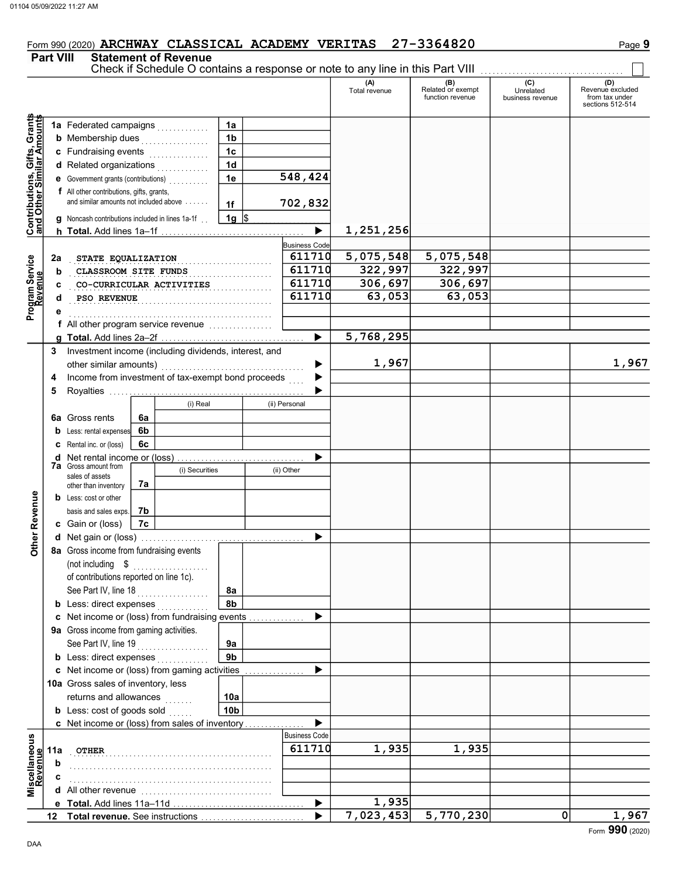Form 990 (2020) ARCHWAY CLASSICAL ACADEMY VERITAS 27-3364820

## Part VIII Statement of Revenue

Check if Schedule O contains a response or note to any line in this Part VIII ☐

| | | | | (A) Total revenue | (B) Related or exempt function revenue | (C) Unrelated business revenue | (D) Revenue excluded from tax under sections 512-514 |
|---|---|---|---|---|---|---|---|
| **Contributions, Gifts, Grants and Other Similar Amounts** | 1a Federated campaigns | 1a | | | | | |
| | b Membership dues | 1b | | | | | |
| | c Fundraising events | 1c | | | | | |
| | d Related organizations | 1d | | | | | |
| | e Government grants (contributions) | 1e | 548,424 | | | | |
| | f All other contributions, gifts, grants, and similar amounts not included above | 1f | 702,832 | | | | |
| | g Noncash contributions included in lines 1a-1f | 1g | $ | | | | |
| | h **Total.** Add lines 1a–1f | | ▶ | 1,251,256 | | | |
| **Program Service Revenue** | | | Business Code | | | | |
| | 2a STATE EQUALIZATION | | 611710 | 5,075,548 | 5,075,548 | | |
| | b CLASSROOM SITE FUNDS | | 611710 | 322,997 | 322,997 | | |
| | c CO-CURRICULAR ACTIVITIES | | 611710 | 306,697 | 306,697 | | |
| | d PSO REVENUE | | 611710 | 63,053 | 63,053 | | |
| | e | | | | | | |
| | f All other program service revenue | | | | | | |
| | g **Total.** Add lines 2a–2f | | ▶ | 5,768,295 | | | |
| **Other Revenue** | 3 Investment income (including dividends, interest, and other similar amounts) | | ▶ | 1,967 | | | 1,967 |
| | 4 Income from investment of tax-exempt bond proceeds | | ▶ | | | | |
| | 5 Royalties | | ▶ | | | | |
| | | (i) Real | (ii) Personal | | | | |
| | 6a Gross rents (6a) | | | | | | |
| | b Less: rental expenses (6b) | | | | | | |
| | c Rental inc. or (loss) (6c) | | | | | | |
| | d Net rental income or (loss) | | ▶ | | | | |
| | | (i) Securities | (ii) Other | | | | |
| | 7a Gross amount from sales of assets other than inventory (7a) | | | | | | |
| | b Less: cost or other basis and sales exps. (7b) | | | | | | |
| | c Gain or (loss) (7c) | | | | | | |
| | d Net gain or (loss) | | ▶ | | | | |
| | 8a Gross income from fundraising events (not including $ of contributions reported on line 1c). See Part IV, line 18 | 8a | | | | | |
| | b Less: direct expenses | 8b | | | | | |
| | c Net income or (loss) from fundraising events | | ▶ | | | | |
| | 9a Gross income from gaming activities. See Part IV, line 19 | 9a | | | | | |
| | b Less: direct expenses | 9b | | | | | |
| | c Net income or (loss) from gaming activities | | ▶ | | | | |
| | 10a Gross sales of inventory, less returns and allowances | 10a | | | | | |
| | b Less: cost of goods sold | 10b | | | | | |
| | c Net income or (loss) from sales of inventory | | ▶ | | | | |
| **Miscellaneous Revenue** | | | Business Code | | | | |
| | 11a OTHER | | 611710 | 1,935 | 1,935 | | |
| | b | | | | | | |
| | c | | | | | | |
| | d All other revenue | | | | | | |
| | e **Total.** Add lines 11a–11d | | ▶ | 1,935 | | | |
| | 12 **Total revenue.** See instructions | | ▶ | 7,023,453 | 5,770,230 | 0 | 1,967 |

Form **990** (2020)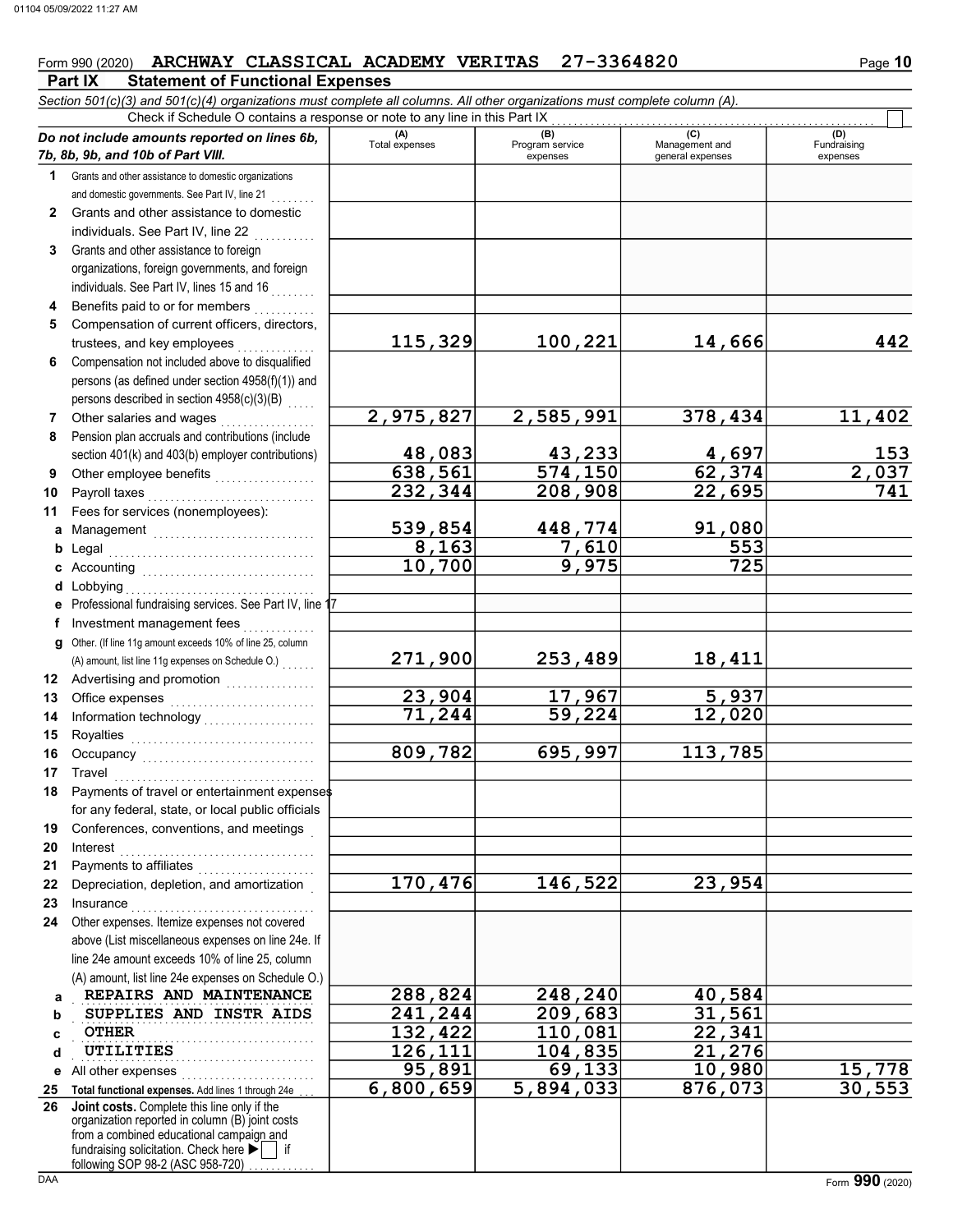Form 990 (2020) ARCHWAY CLASSICAL ACADEMY VERITAS 27-3364820

## Part IX Statement of Functional Expenses

*Section 501(c)(3) and 501(c)(4) organizations must complete all columns. All other organizations must complete column (A).*

Check if Schedule O contains a response or note to any line in this Part IX

| *Do not include amounts reported on lines 6b, 7b, 8b, 9b, and 10b of Part VIII.* | (A) Total expenses | (B) Program service expenses | (C) Management and general expenses | (D) Fundraising expenses |
|---|---|---|---|---|
| **1** Grants and other assistance to domestic organizations and domestic governments. See Part IV, line 21 | | | | |
| **2** Grants and other assistance to domestic individuals. See Part IV, line 22 | | | | |
| **3** Grants and other assistance to foreign organizations, foreign governments, and foreign individuals. See Part IV, lines 15 and 16 | | | | |
| **4** Benefits paid to or for members | | | | |
| **5** Compensation of current officers, directors, trustees, and key employees | 115,329 | 100,221 | 14,666 | 442 |
| **6** Compensation not included above to disqualified persons (as defined under section 4958(f)(1)) and persons described in section 4958(c)(3)(B) | | | | |
| **7** Other salaries and wages | 2,975,827 | 2,585,991 | 378,434 | 11,402 |
| **8** Pension plan accruals and contributions (include section 401(k) and 403(b) employer contributions) | 48,083 | 43,233 | 4,697 | 153 |
| **9** Other employee benefits | 638,561 | 574,150 | 62,374 | 2,037 |
| **10** Payroll taxes | 232,344 | 208,908 | 22,695 | 741 |
| **11** Fees for services (nonemployees): | | | | |
| **a** Management | 539,854 | 448,774 | 91,080 | |
| **b** Legal | 8,163 | 7,610 | 553 | |
| **c** Accounting | 10,700 | 9,975 | 725 | |
| **d** Lobbying | | | | |
| **e** Professional fundraising services. See Part IV, line 17 | | | | |
| **f** Investment management fees | | | | |
| **g** Other. (If line 11g amount exceeds 10% of line 25, column (A) amount, list line 11g expenses on Schedule O.) | 271,900 | 253,489 | 18,411 | |
| **12** Advertising and promotion | | | | |
| **13** Office expenses | 23,904 | 17,967 | 5,937 | |
| **14** Information technology | 71,244 | 59,224 | 12,020 | |
| **15** Royalties | | | | |
| **16** Occupancy | 809,782 | 695,997 | 113,785 | |
| **17** Travel | | | | |
| **18** Payments of travel or entertainment expenses for any federal, state, or local public officials | | | | |
| **19** Conferences, conventions, and meetings | | | | |
| **20** Interest | | | | |
| **21** Payments to affiliates | | | | |
| **22** Depreciation, depletion, and amortization | 170,476 | 146,522 | 23,954 | |
| **23** Insurance | | | | |
| **24** Other expenses. Itemize expenses not covered above (List miscellaneous expenses on line 24e. If line 24e amount exceeds 10% of line 25, column (A) amount, list line 24e expenses on Schedule O.) | | | | |
| **a** REPAIRS AND MAINTENANCE | 288,824 | 248,240 | 40,584 | |
| **b** SUPPLIES AND INSTR AIDS | 241,244 | 209,683 | 31,561 | |
| **c** OTHER | 132,422 | 110,081 | 22,341 | |
| **d** UTILITIES | 126,111 | 104,835 | 21,276 | |
| **e** All other expenses | 95,891 | 69,133 | 10,980 | 15,778 |
| **25 Total functional expenses.** Add lines 1 through 24e | 6,800,659 | 5,894,033 | 876,073 | 30,553 |
| **26 Joint costs.** Complete this line only if the organization reported in column (B) joint costs from a combined educational campaign and fundraising solicitation. Check here ☐ if following SOP 98-2 (ASC 958-720) | | | | |

Form **990** (2020)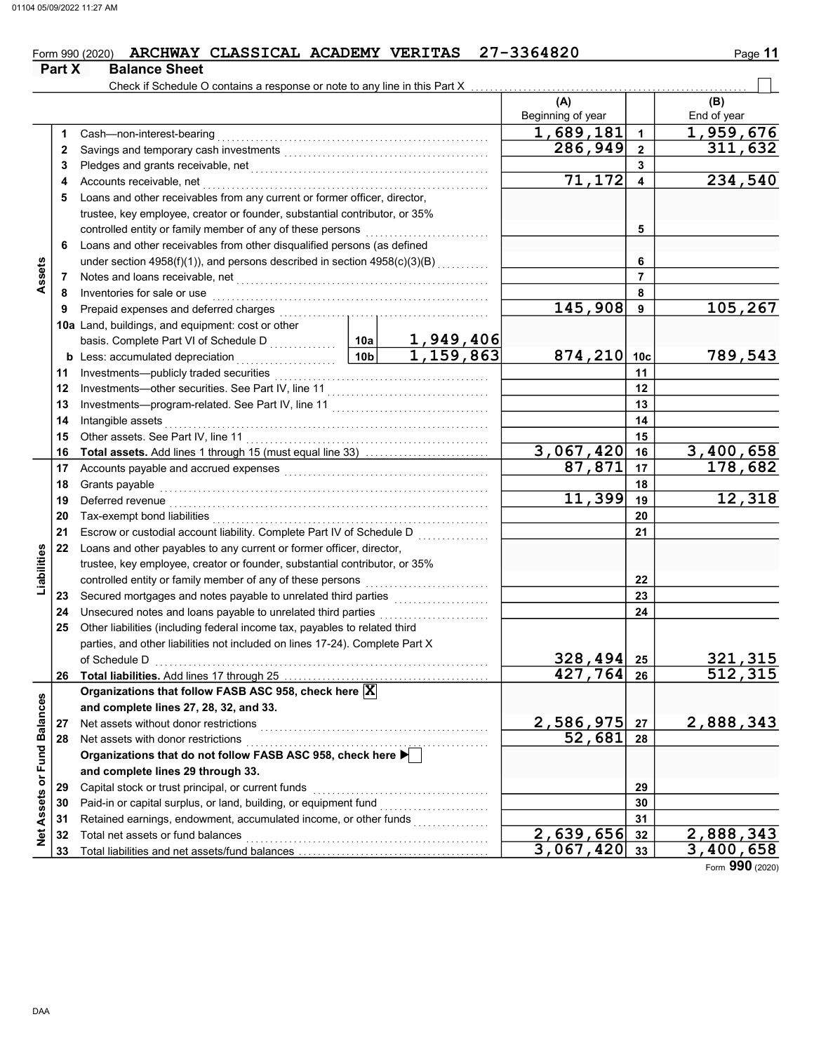Form 990 (2020) **ARCHWAY CLASSICAL ACADEMY VERITAS 27-3364820**

## Part X Balance Sheet

Check if Schedule O contains a response or note to any line in this Part X ☐

| | | | | (A) Beginning of year | | (B) End of year |
|---|---|---|---|---|---|---|
| **Assets** | 1 | Cash—non-interest-bearing | | 1,689,181 | 1 | 1,959,676 |
| | 2 | Savings and temporary cash investments | | 286,949 | 2 | 311,632 |
| | 3 | Pledges and grants receivable, net | | | 3 | |
| | 4 | Accounts receivable, net | | 71,172 | 4 | 234,540 |
| | 5 | Loans and other receivables from any current or former officer, director, trustee, key employee, creator or founder, substantial contributor, or 35% controlled entity or family member of any of these persons | | | 5 | |
| | 6 | Loans and other receivables from other disqualified persons (as defined under section 4958(f)(1)), and persons described in section 4958(c)(3)(B) | | | 6 | |
| | 7 | Notes and loans receivable, net | | | 7 | |
| | 8 | Inventories for sale or use | | | 8 | |
| | 9 | Prepaid expenses and deferred charges | | 145,908 | 9 | 105,267 |
| | 10a | Land, buildings, and equipment: cost or other basis. Complete Part VI of Schedule D | 10a 1,949,406 | | | |
| | b | Less: accumulated depreciation | 10b 1,159,863 | 874,210 | 10c | 789,543 |
| | 11 | Investments—publicly traded securities | | | 11 | |
| | 12 | Investments—other securities. See Part IV, line 11 | | | 12 | |
| | 13 | Investments—program-related. See Part IV, line 11 | | | 13 | |
| | 14 | Intangible assets | | | 14 | |
| | 15 | Other assets. See Part IV, line 11 | | | 15 | |
| | 16 | **Total assets.** Add lines 1 through 15 (must equal line 33) | | 3,067,420 | 16 | 3,400,658 |
| **Liabilities** | 17 | Accounts payable and accrued expenses | | 87,871 | 17 | 178,682 |
| | 18 | Grants payable | | | 18 | |
| | 19 | Deferred revenue | | 11,399 | 19 | 12,318 |
| | 20 | Tax-exempt bond liabilities | | | 20 | |
| | 21 | Escrow or custodial account liability. Complete Part IV of Schedule D | | | 21 | |
| | 22 | Loans and other payables to any current or former officer, director, trustee, key employee, creator or founder, substantial contributor, or 35% controlled entity or family member of any of these persons | | | 22 | |
| | 23 | Secured mortgages and notes payable to unrelated third parties | | | 23 | |
| | 24 | Unsecured notes and loans payable to unrelated third parties | | | 24 | |
| | 25 | Other liabilities (including federal income tax, payables to related third parties, and other liabilities not included on lines 17-24). Complete Part X of Schedule D | | 328,494 | 25 | 321,315 |
| | 26 | **Total liabilities.** Add lines 17 through 25 | | 427,764 | 26 | 512,315 |
| **Net Assets or Fund Balances** | | **Organizations that follow FASB ASC 958, check here** ☒ **and complete lines 27, 28, 32, and 33.** | | | | |
| | 27 | Net assets without donor restrictions | | 2,586,975 | 27 | 2,888,343 |
| | 28 | Net assets with donor restrictions | | 52,681 | 28 | |
| | | **Organizations that do not follow FASB ASC 958, check here** ☐ **and complete lines 29 through 33.** | | | | |
| | 29 | Capital stock or trust principal, or current funds | | | 29 | |
| | 30 | Paid-in or capital surplus, or land, building, or equipment fund | | | 30 | |
| | 31 | Retained earnings, endowment, accumulated income, or other funds | | | 31 | |
| | 32 | Total net assets or fund balances | | 2,639,656 | 32 | 2,888,343 |
| | 33 | Total liabilities and net assets/fund balances | | 3,067,420 | 33 | 3,400,658 |

Form **990** (2020)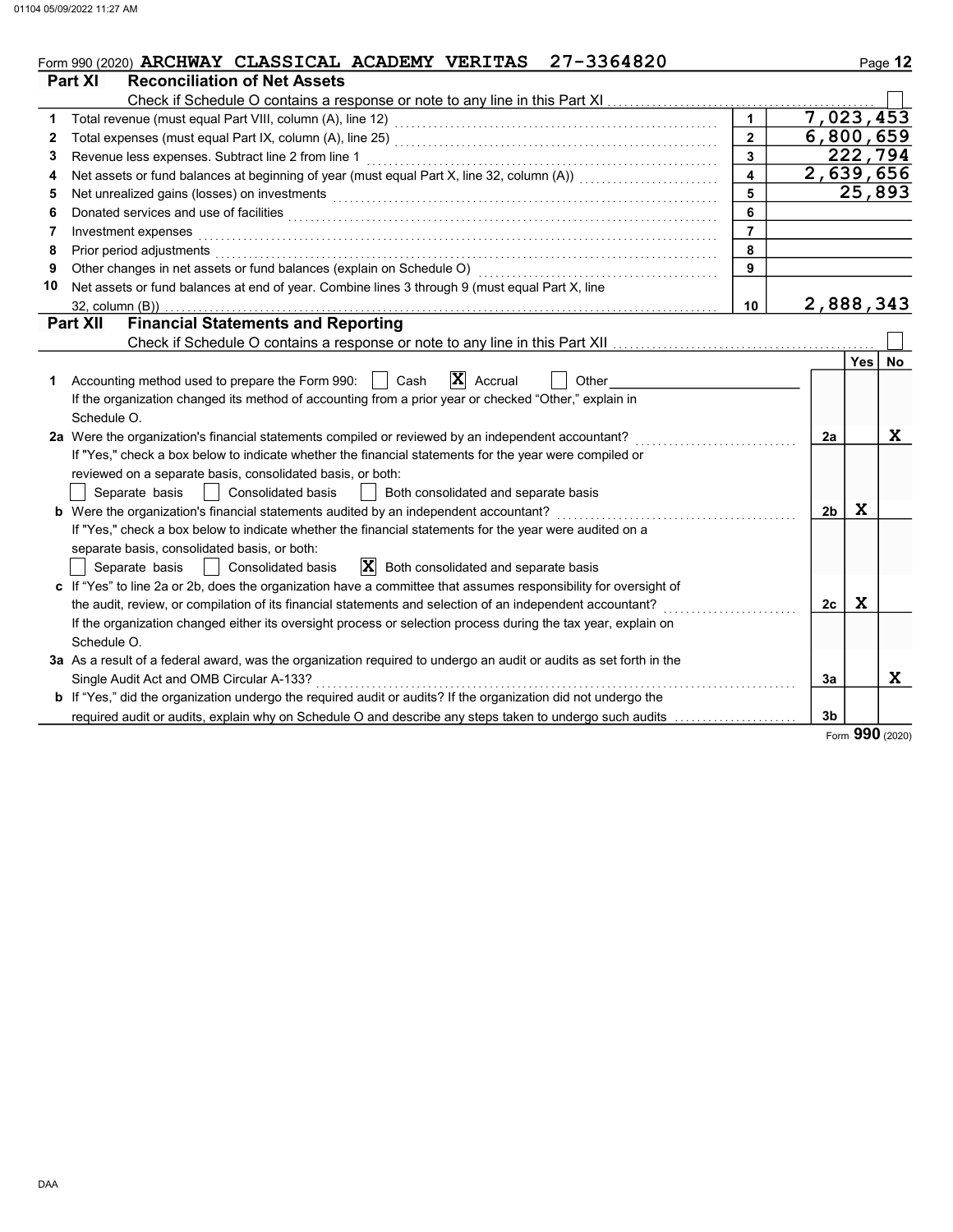Form 990 (2020) ARCHWAY CLASSICAL ACADEMY VERITAS 27-3364820

## Part XI Reconciliation of Net Assets

Check if Schedule O contains a response or note to any line in this Part XI ☐

| | | | |
|---|---|---|---|
| 1 | Total revenue (must equal Part VIII, column (A), line 12) | 1 | 7,023,453 |
| 2 | Total expenses (must equal Part IX, column (A), line 25) | 2 | 6,800,659 |
| 3 | Revenue less expenses. Subtract line 2 from line 1 | 3 | 222,794 |
| 4 | Net assets or fund balances at beginning of year (must equal Part X, line 32, column (A)) | 4 | 2,639,656 |
| 5 | Net unrealized gains (losses) on investments | 5 | 25,893 |
| 6 | Donated services and use of facilities | 6 | |
| 7 | Investment expenses | 7 | |
| 8 | Prior period adjustments | 8 | |
| 9 | Other changes in net assets or fund balances (explain on Schedule O) | 9 | |
| 10 | Net assets or fund balances at end of year. Combine lines 3 through 9 (must equal Part X, line 32, column (B)) | 10 | 2,888,343 |

## Part XII Financial Statements and Reporting

Check if Schedule O contains a response or note to any line in this Part XII ☐

| | | | Yes | No |
|---|---|---|---|---|
| 1 | Accounting method used to prepare the Form 990: ☐ Cash ☒ Accrual ☐ Other<br>If the organization changed its method of accounting from a prior year or checked "Other," explain in Schedule O. | | | |
| 2a | Were the organization's financial statements compiled or reviewed by an independent accountant?<br>If "Yes," check a box below to indicate whether the financial statements for the year were compiled or reviewed on a separate basis, consolidated basis, or both:<br>☐ Separate basis ☐ Consolidated basis ☐ Both consolidated and separate basis | 2a | | X |
| b | Were the organization's financial statements audited by an independent accountant?<br>If "Yes," check a box below to indicate whether the financial statements for the year were audited on a separate basis, consolidated basis, or both:<br>☐ Separate basis ☐ Consolidated basis ☒ Both consolidated and separate basis | 2b | X | |
| c | If "Yes" to line 2a or 2b, does the organization have a committee that assumes responsibility for oversight of the audit, review, or compilation of its financial statements and selection of an independent accountant?<br>If the organization changed either its oversight process or selection process during the tax year, explain on Schedule O. | 2c | X | |
| 3a | As a result of a federal award, was the organization required to undergo an audit or audits as set forth in the Single Audit Act and OMB Circular A-133? | 3a | | X |
| b | If "Yes," did the organization undergo the required audit or audits? If the organization did not undergo the required audit or audits, explain why on Schedule O and describe any steps taken to undergo such audits | 3b | | |

Form 990 (2020)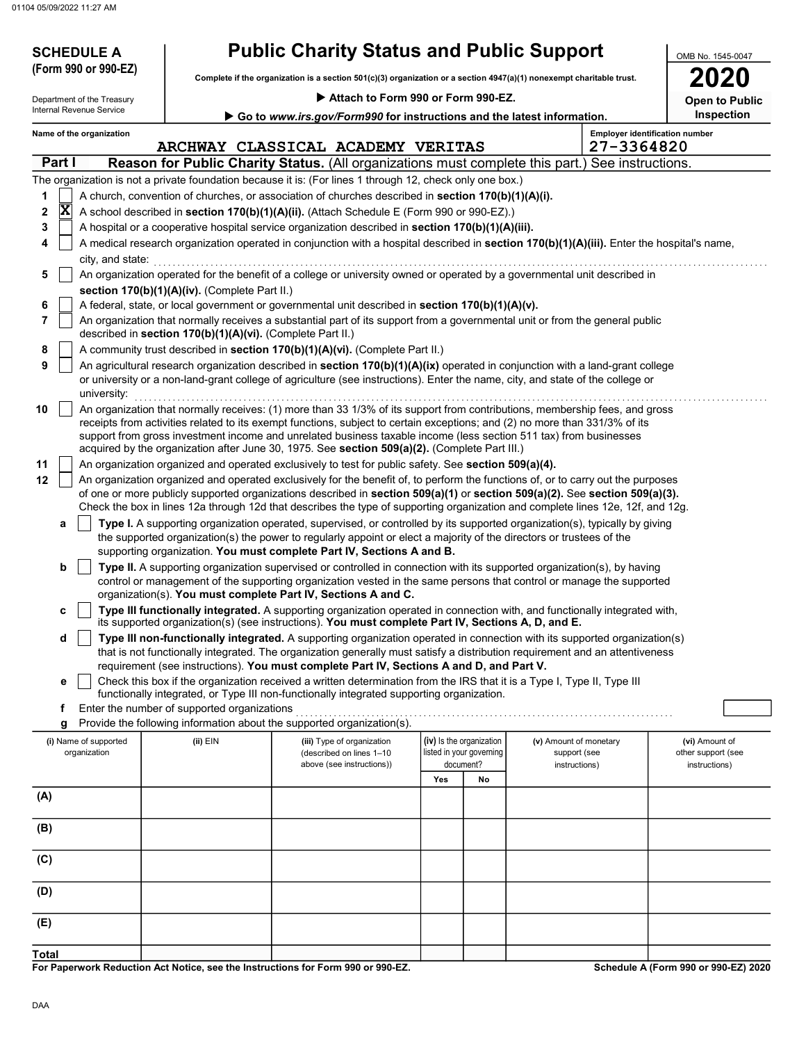**SCHEDULE A (Form 990 or 990-EZ)**

Department of the Treasury
Internal Revenue Service

# Public Charity Status and Public Support

**Complete if the organization is a section 501(c)(3) organization or a section 4947(a)(1) nonexempt charitable trust.**

▶ Attach to Form 990 or Form 990-EZ.

▶ Go to *www.irs.gov/Form990* for instructions and the latest information.

OMB No. 1545-0047

**2020**

**Open to Public Inspection**

Name of the organization: ARCHWAY CLASSICAL ACADEMY VERITAS

Employer identification number: 27-3364820

## Part I Reason for Public Charity Status. (All organizations must complete this part.) See instructions.

The organization is not a private foundation because it is: (For lines 1 through 12, check only one box.)

1. [ ] A church, convention of churches, or association of churches described in **section 170(b)(1)(A)(i).**
2. [X] A school described in **section 170(b)(1)(A)(ii).** (Attach Schedule E (Form 990 or 990-EZ).)
3. [ ] A hospital or a cooperative hospital service organization described in **section 170(b)(1)(A)(iii).**
4. [ ] A medical research organization operated in conjunction with a hospital described in **section 170(b)(1)(A)(iii).** Enter the hospital's name, city, and state:
5. [ ] An organization operated for the benefit of a college or university owned or operated by a governmental unit described in **section 170(b)(1)(A)(iv).** (Complete Part II.)
6. [ ] A federal, state, or local government or governmental unit described in **section 170(b)(1)(A)(v).**
7. [ ] An organization that normally receives a substantial part of its support from a governmental unit or from the general public described in **section 170(b)(1)(A)(vi).** (Complete Part II.)
8. [ ] A community trust described in **section 170(b)(1)(A)(vi).** (Complete Part II.)
9. [ ] An agricultural research organization described in **section 170(b)(1)(A)(ix)** operated in conjunction with a land-grant college or university or a non-land-grant college of agriculture (see instructions). Enter the name, city, and state of the college or university:
10. [ ] An organization that normally receives: (1) more than 33 1/3% of its support from contributions, membership fees, and gross receipts from activities related to its exempt functions, subject to certain exceptions; and (2) no more than 331/3% of its support from gross investment income and unrelated business taxable income (less section 511 tax) from businesses acquired by the organization after June 30, 1975. See **section 509(a)(2).** (Complete Part III.)
11. [ ] An organization organized and operated exclusively to test for public safety. See **section 509(a)(4).**
12. [ ] An organization organized and operated exclusively for the benefit of, to perform the functions of, or to carry out the purposes of one or more publicly supported organizations described in **section 509(a)(1)** or **section 509(a)(2).** See **section 509(a)(3).** Check the box in lines 12a through 12d that describes the type of supporting organization and complete lines 12e, 12f, and 12g.
   - **a** [ ] **Type I.** A supporting organization operated, supervised, or controlled by its supported organization(s), typically by giving the supported organization(s) the power to regularly appoint or elect a majority of the directors or trustees of the supporting organization. **You must complete Part IV, Sections A and B.**
   - **b** [ ] **Type II.** A supporting organization supervised or controlled in connection with its supported organization(s), by having control or management of the supporting organization vested in the same persons that control or manage the supported organization(s). **You must complete Part IV, Sections A and C.**
   - **c** [ ] **Type III functionally integrated.** A supporting organization operated in connection with, and functionally integrated with, its supported organization(s) (see instructions). **You must complete Part IV, Sections A, D, and E.**
   - **d** [ ] **Type III non-functionally integrated.** A supporting organization operated in connection with its supported organization(s) that is not functionally integrated. The organization generally must satisfy a distribution requirement and an attentiveness requirement (see instructions). **You must complete Part IV, Sections A and D, and Part V.**
   - **e** [ ] Check this box if the organization received a written determination from the IRS that it is a Type I, Type II, Type III functionally integrated, or Type III non-functionally integrated supporting organization.
   - **f** Enter the number of supported organizations
   - **g** Provide the following information about the supported organization(s).

| (i) Name of supported organization | (ii) EIN | (iii) Type of organization (described on lines 1–10 above (see instructions)) | (iv) Is the organization listed in your governing document? Yes | No | (v) Amount of monetary support (see instructions) | (vi) Amount of other support (see instructions) |
|---|---|---|---|---|---|---|
| (A) | | | | | | |
| (B) | | | | | | |
| (C) | | | | | | |
| (D) | | | | | | |
| (E) | | | | | | |
| **Total** | | | | | | |

**For Paperwork Reduction Act Notice, see the Instructions for Form 990 or 990-EZ.**

**Schedule A (Form 990 or 990-EZ) 2020**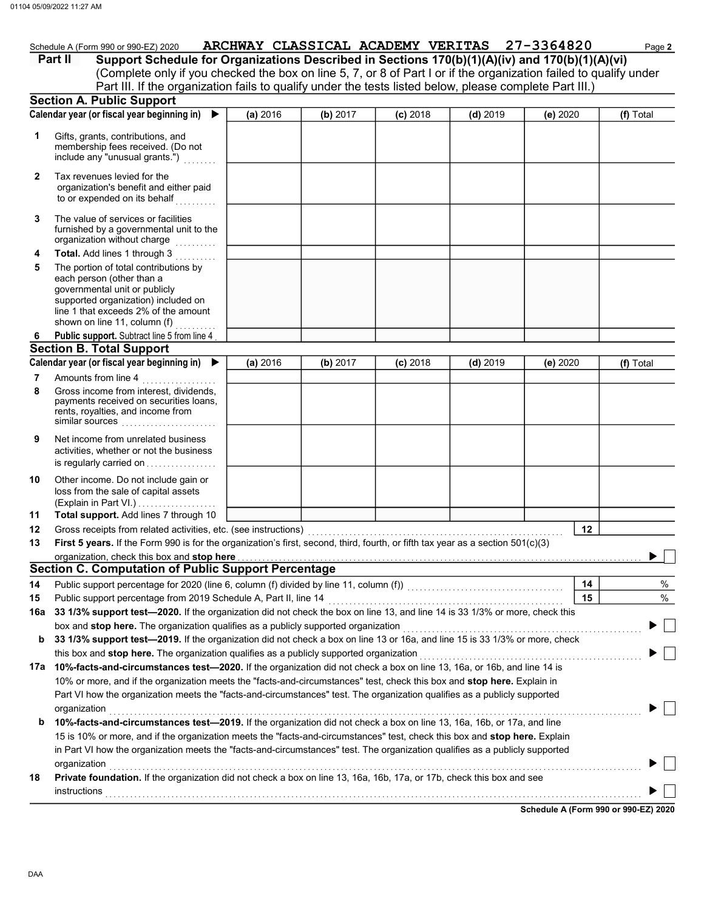Schedule A (Form 990 or 990-EZ) 2020 ARCHWAY CLASSICAL ACADEMY VERITAS 27-3364820

## Part II Support Schedule for Organizations Described in Sections 170(b)(1)(A)(iv) and 170(b)(1)(A)(vi)

(Complete only if you checked the box on line 5, 7, or 8 of Part I or if the organization failed to qualify under Part III. If the organization fails to qualify under the tests listed below, please complete Part III.)

### Section A. Public Support

| Calendar year (or fiscal year beginning in) ▶ | (a) 2016 | (b) 2017 | (c) 2018 | (d) 2019 | (e) 2020 | (f) Total |
|---|---|---|---|---|---|---|
| **1** Gifts, grants, contributions, and membership fees received. (Do not include any "unusual grants.") | | | | | | |
| **2** Tax revenues levied for the organization's benefit and either paid to or expended on its behalf | | | | | | |
| **3** The value of services or facilities furnished by a governmental unit to the organization without charge | | | | | | |
| **4** **Total.** Add lines 1 through 3 | | | | | | |
| **5** The portion of total contributions by each person (other than a governmental unit or publicly supported organization) included on line 1 that exceeds 2% of the amount shown on line 11, column (f) | | | | | | |
| **6** **Public support.** Subtract line 5 from line 4 | | | | | | |

### Section B. Total Support

| Calendar year (or fiscal year beginning in) ▶ | (a) 2016 | (b) 2017 | (c) 2018 | (d) 2019 | (e) 2020 | (f) Total |
|---|---|---|---|---|---|---|
| **7** Amounts from line 4 | | | | | | |
| **8** Gross income from interest, dividends, payments received on securities loans, rents, royalties, and income from similar sources | | | | | | |
| **9** Net income from unrelated business activities, whether or not the business is regularly carried on | | | | | | |
| **10** Other income. Do not include gain or loss from the sale of capital assets (Explain in Part VI.) | | | | | | |
| **11** **Total support.** Add lines 7 through 10 | | | | | | |

**12** Gross receipts from related activities, etc. (see instructions) **12**

**13** **First 5 years.** If the Form 990 is for the organization's first, second, third, fourth, or fifth tax year as a section 501(c)(3) organization, check this box and **stop here** ▶ ☐

### Section C. Computation of Public Support Percentage

**14** Public support percentage for 2020 (line 6, column (f) divided by line 11, column (f)) **14** %

**15** Public support percentage from 2019 Schedule A, Part II, line 14 **15** %

**16a** **33 1/3% support test—2020.** If the organization did not check the box on line 13, and line 14 is 33 1/3% or more, check this box and **stop here.** The organization qualifies as a publicly supported organization ▶ ☐

**b** **33 1/3% support test—2019.** If the organization did not check a box on line 13 or 16a, and line 15 is 33 1/3% or more, check this box and **stop here.** The organization qualifies as a publicly supported organization ▶ ☐

**17a** **10%-facts-and-circumstances test—2020.** If the organization did not check a box on line 13, 16a, or 16b, and line 14 is 10% or more, and if the organization meets the "facts-and-circumstances" test, check this box and **stop here.** Explain in Part VI how the organization meets the "facts-and-circumstances" test. The organization qualifies as a publicly supported organization ▶ ☐

**b** **10%-facts-and-circumstances test—2019.** If the organization did not check a box on line 13, 16a, 16b, or 17a, and line 15 is 10% or more, and if the organization meets the "facts-and-circumstances" test, check this box and **stop here.** Explain in Part VI how the organization meets the "facts-and-circumstances" test. The organization qualifies as a publicly supported organization ▶ ☐

**18** **Private foundation.** If the organization did not check a box on line 13, 16a, 16b, 17a, or 17b, check this box and see instructions ▶ ☐

**Schedule A (Form 990 or 990-EZ) 2020**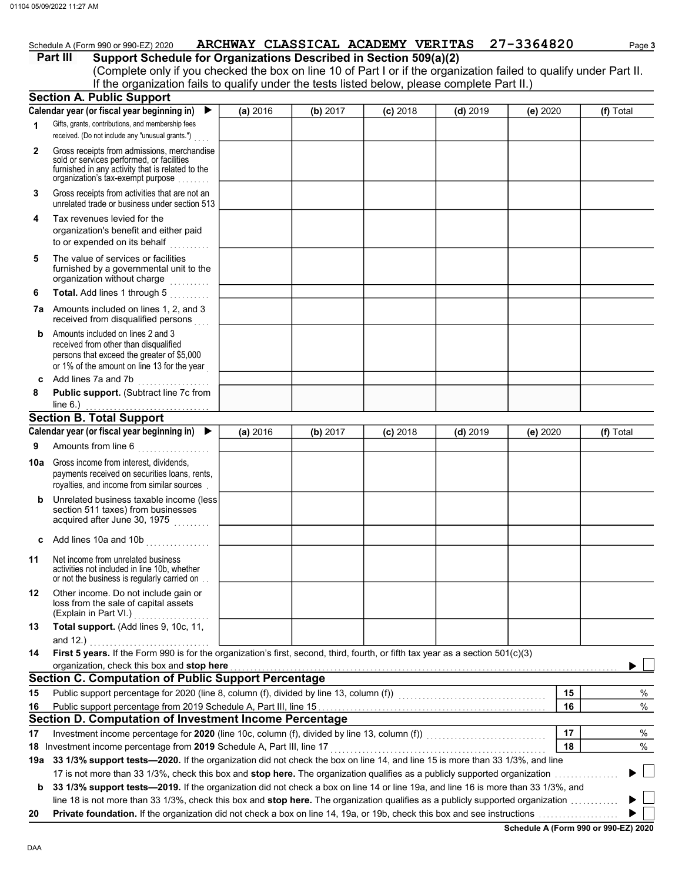Schedule A (Form 990 or 990-EZ) 2020 ARCHWAY CLASSICAL ACADEMY VERITAS 27-3364820

## Part III Support Schedule for Organizations Described in Section 509(a)(2)

(Complete only if you checked the box on line 10 of Part I or if the organization failed to qualify under Part II. If the organization fails to qualify under the tests listed below, please complete Part II.)

### Section A. Public Support

| Calendar year (or fiscal year beginning in) ▶ | (a) 2016 | (b) 2017 | (c) 2018 | (d) 2019 | (e) 2020 | (f) Total |
|---|---|---|---|---|---|---|
| **1** Gifts, grants, contributions, and membership fees received. (Do not include any "unusual grants.") | | | | | | |
| **2** Gross receipts from admissions, merchandise sold or services performed, or facilities furnished in any activity that is related to the organization's tax-exempt purpose | | | | | | |
| **3** Gross receipts from activities that are not an unrelated trade or business under section 513 | | | | | | |
| **4** Tax revenues levied for the organization's benefit and either paid to or expended on its behalf | | | | | | |
| **5** The value of services or facilities furnished by a governmental unit to the organization without charge | | | | | | |
| **6 Total.** Add lines 1 through 5 | | | | | | |
| **7a** Amounts included on lines 1, 2, and 3 received from disqualified persons | | | | | | |
| **b** Amounts included on lines 2 and 3 received from other than disqualified persons that exceed the greater of $5,000 or 1% of the amount on line 13 for the year | | | | | | |
| **c** Add lines 7a and 7b | | | | | | |
| **8 Public support.** (Subtract line 7c from line 6.) | | | | | | |

### Section B. Total Support

| Calendar year (or fiscal year beginning in) ▶ | (a) 2016 | (b) 2017 | (c) 2018 | (d) 2019 | (e) 2020 | (f) Total |
|---|---|---|---|---|---|---|
| **9** Amounts from line 6 | | | | | | |
| **10a** Gross income from interest, dividends, payments received on securities loans, rents, royalties, and income from similar sources | | | | | | |
| **b** Unrelated business taxable income (less section 511 taxes) from businesses acquired after June 30, 1975 | | | | | | |
| **c** Add lines 10a and 10b | | | | | | |
| **11** Net income from unrelated business activities not included in line 10b, whether or not the business is regularly carried on | | | | | | |
| **12** Other income. Do not include gain or loss from the sale of capital assets (Explain in Part VI.) | | | | | | |
| **13 Total support.** (Add lines 9, 10c, 11, and 12.) | | | | | | |

**14 First 5 years.** If the Form 990 is for the organization's first, second, third, fourth, or fifth tax year as a 501(c)(3) organization, check this box and **stop here** ▶ ☐

### Section C. Computation of Public Support Percentage

| | | | |
|---|---|---|---|
| **15** | Public support percentage for 2020 (line 8, column (f), divided by line 13, column (f)) | 15 | % |
| **16** | Public support percentage from 2019 Schedule A, Part III, line 15 | 16 | % |

### Section D. Computation of Investment Income Percentage

| | | | |
|---|---|---|---|
| **17** | Investment income percentage for **2020** (line 10c, column (f), divided by line 13, column (f)) | 17 | % |
| **18** | Investment income percentage from **2019** Schedule A, Part III, line 17 | 18 | % |

**19a 33 1/3% support tests—2020.** If the organization did not check the box on line 14, and line 15 is more than 33 1/3%, and line 17 is not more than 33 1/3%, check this box and **stop here.** The organization qualifies as a publicly supported organization ▶ ☐

**b 33 1/3% support tests—2019.** If the organization did not check a box on line 14 or line 19a, and line 16 is more than 33 1/3%, and line 18 is not more than 33 1/3%, check this box and **stop here.** The organization qualifies as a publicly supported organization ▶ ☐

**20 Private foundation.** If the organization did not check a box on line 14, 19a, or 19b, check this box and see instructions ▶ ☐

**Schedule A (Form 990 or 990-EZ) 2020**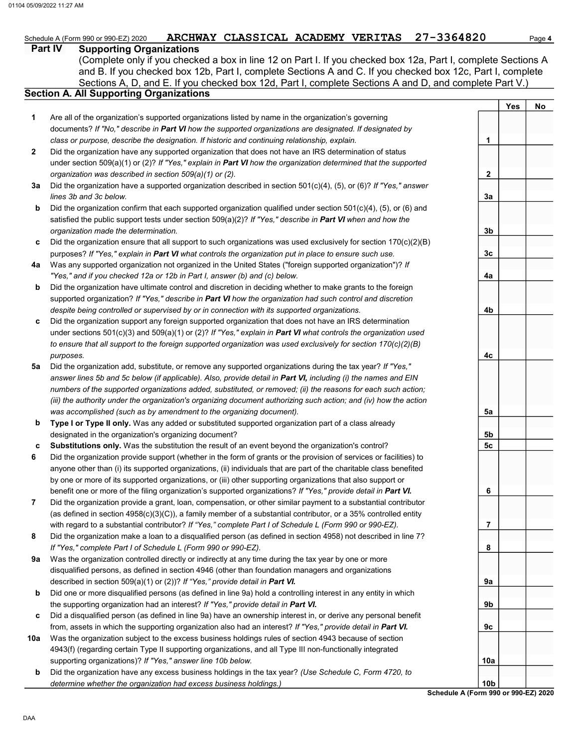Schedule A (Form 990 or 990-EZ) 2020 **ARCHWAY CLASSICAL ACADEMY VERITAS 27-3364820** Page **4**

## Part IV Supporting Organizations

(Complete only if you checked a box in line 12 on Part I. If you checked box 12a, Part I, complete Sections A and B. If you checked box 12b, Part I, complete Sections A and C. If you checked box 12c, Part I, complete Sections A, D, and E. If you checked box 12d, Part I, complete Sections A and D, and complete Part V.)

### Section A. All Supporting Organizations

| | | | Yes | No |
|---|---|---|---|---|
| **1** | Are all of the organization's supported organizations listed by name in the organization's governing documents? *If "No," describe in **Part VI** how the supported organizations are designated. If designated by class or purpose, describe the designation. If historic and continuing relationship, explain.* | **1** | | |
| **2** | Did the organization have any supported organization that does not have an IRS determination of status under section 509(a)(1) or (2)? *If "Yes," explain in **Part VI** how the organization determined that the supported organization was described in section 509(a)(1) or (2).* | **2** | | |
| **3a** | Did the organization have a supported organization described in section 501(c)(4), (5), or (6)? *If "Yes," answer lines 3b and 3c below.* | **3a** | | |
| **b** | Did the organization confirm that each supported organization qualified under section 501(c)(4), (5), or (6) and satisfied the public support tests under section 509(a)(2)? *If "Yes," describe in **Part VI** when and how the organization made the determination.* | **3b** | | |
| **c** | Did the organization ensure that all support to such organizations was used exclusively for section 170(c)(2)(B) purposes? *If "Yes," explain in **Part VI** what controls the organization put in place to ensure such use.* | **3c** | | |
| **4a** | Was any supported organization not organized in the United States ("foreign supported organization")? *If "Yes," and if you checked 12a or 12b in Part I, answer (b) and (c) below.* | **4a** | | |
| **b** | Did the organization have ultimate control and discretion in deciding whether to make grants to the foreign supported organization? *If "Yes," describe in **Part VI** how the organization had such control and discretion despite being controlled or supervised by or in connection with its supported organizations.* | **4b** | | |
| **c** | Did the organization support any foreign supported organization that does not have an IRS determination under sections 501(c)(3) and 509(a)(1) or (2)? *If "Yes," explain in **Part VI** what controls the organization used to ensure that all support to the foreign supported organization was used exclusively for section 170(c)(2)(B) purposes.* | **4c** | | |
| **5a** | Did the organization add, substitute, or remove any supported organizations during the tax year? *If "Yes," answer lines 5b and 5c below (if applicable). Also, provide detail in **Part VI,** including (i) the names and EIN numbers of the supported organizations added, substituted, or removed; (ii) the reasons for each such action; (iii) the authority under the organization's organizing document authorizing such action; and (iv) how the action was accomplished (such as by amendment to the organizing document).* | **5a** | | |
| **b** | **Type I or Type II only.** Was any added or substituted supported organization part of a class already designated in the organization's organizing document? | **5b** | | |
| **c** | **Substitutions only.** Was the substitution the result of an event beyond the organization's control? | **5c** | | |
| **6** | Did the organization provide support (whether in the form of grants or the provision of services or facilities) to anyone other than (i) its supported organizations, (ii) individuals that are part of the charitable class benefited by one or more of its supported organizations, or (iii) other supporting organizations that also support or benefit one or more of the filing organization's supported organizations? *If "Yes," provide detail in **Part VI.*** | **6** | | |
| **7** | Did the organization provide a grant, loan, compensation, or other similar payment to a substantial contributor (as defined in section 4958(c)(3)(C)), a family member of a substantial contributor, or a 35% controlled entity with regard to a substantial contributor? *If "Yes," complete Part I of Schedule L (Form 990 or 990-EZ).* | **7** | | |
| **8** | Did the organization make a loan to a disqualified person (as defined in section 4958) not described in line 7? *If "Yes," complete Part I of Schedule L (Form 990 or 990-EZ).* | **8** | | |
| **9a** | Was the organization controlled directly or indirectly at any time during the tax year by one or more disqualified persons, as defined in section 4946 (other than foundation managers and organizations described in section 509(a)(1) or (2))? *If "Yes," provide detail in **Part VI.*** | **9a** | | |
| **b** | Did one or more disqualified persons (as defined in line 9a) hold a controlling interest in any entity in which the supporting organization had an interest? *If "Yes," provide detail in **Part VI.*** | **9b** | | |
| **c** | Did a disqualified person (as defined in line 9a) have an ownership interest in, or derive any personal benefit from, assets in which the supporting organization also had an interest? *If "Yes," provide detail in **Part VI.*** | **9c** | | |
| **10a** | Was the organization subject to the excess business holdings rules of section 4943 because of section 4943(f) (regarding certain Type II supporting organizations, and all Type III non-functionally integrated supporting organizations)? *If "Yes," answer line 10b below.* | **10a** | | |
| **b** | Did the organization have any excess business holdings in the tax year? *(Use Schedule C, Form 4720, to determine whether the organization had excess business holdings.)* | **10b** | | |

**Schedule A (Form 990 or 990-EZ) 2020**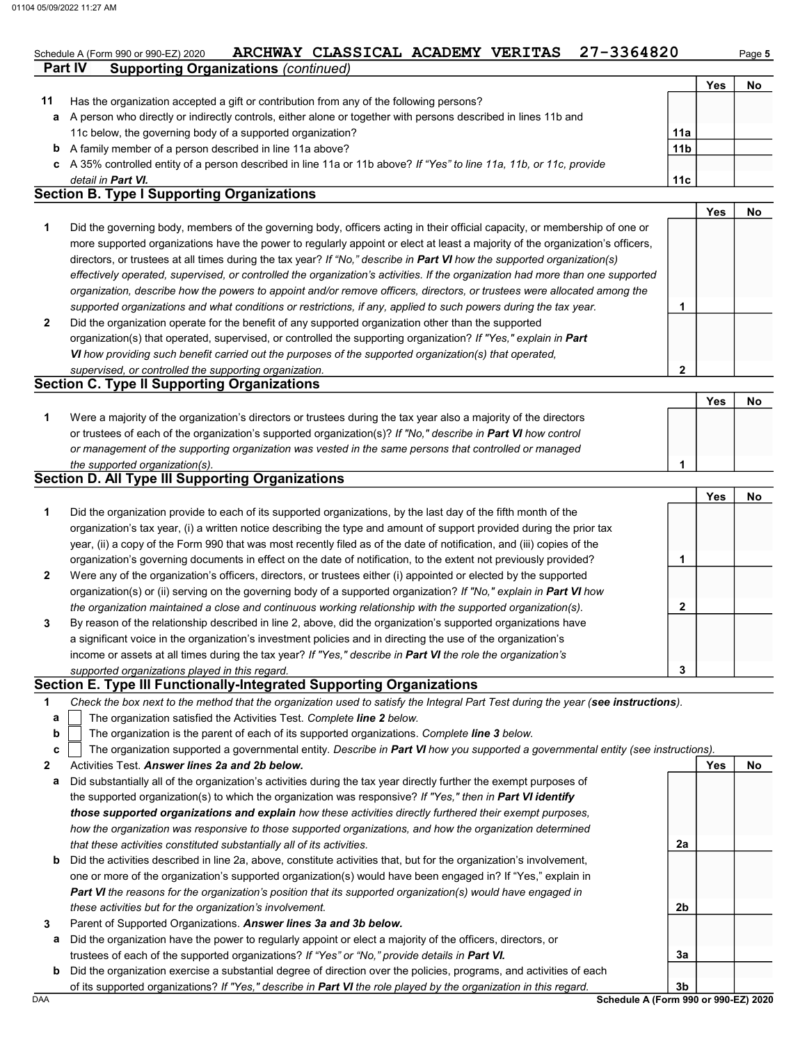Schedule A (Form 990 or 990-EZ) 2020 ARCHWAY CLASSICAL ACADEMY VERITAS 27-3364820

## Part IV Supporting Organizations *(continued)*

| | | | Yes | No |
|---|---|---|---|---|
| **11** | Has the organization accepted a gift or contribution from any of the following persons? | | | |
| **a** | A person who directly or indirectly controls, either alone or together with persons described in lines 11b and 11c below, the governing body of a supported organization? | 11a | | |
| **b** | A family member of a person described in line 11a above? | 11b | | |
| **c** | A 35% controlled entity of a person described in line 11a or 11b above? *If "Yes" to line 11a, 11b, or 11c, provide detail in* ***Part VI.*** | 11c | | |

### Section B. Type I Supporting Organizations

| | | | Yes | No |
|---|---|---|---|---|
| **1** | Did the governing body, members of the governing body, officers acting in their official capacity, or membership of one or more supported organizations have the power to regularly appoint or elect at least a majority of the organization's officers, directors, or trustees at all times during the tax year? *If "No," describe in* ***Part VI*** *how the supported organization(s) effectively operated, supervised, or controlled the organization's activities. If the organization had more than one supported organization, describe how the powers to appoint and/or remove officers, directors, or trustees were allocated among the supported organizations and what conditions or restrictions, if any, applied to such powers during the tax year.* | 1 | | |
| **2** | Did the organization operate for the benefit of any supported organization other than the supported organization(s) that operated, supervised, or controlled the supporting organization? *If "Yes," explain in* ***Part VI*** *how providing such benefit carried out the purposes of the supported organization(s) that operated, supervised, or controlled the supporting organization.* | 2 | | |

### Section C. Type II Supporting Organizations

| | | | Yes | No |
|---|---|---|---|---|
| **1** | Were a majority of the organization's directors or trustees during the tax year also a majority of the directors or trustees of each of the organization's supported organization(s)? *If "No," describe in* ***Part VI*** *how control or management of the supporting organization was vested in the same persons that controlled or managed the supported organization(s).* | 1 | | |

### Section D. All Type III Supporting Organizations

| | | | Yes | No |
|---|---|---|---|---|
| **1** | Did the organization provide to each of its supported organizations, by the last day of the fifth month of the organization's tax year, (i) a written notice describing the type and amount of support provided during the prior tax year, (ii) a copy of the Form 990 that was most recently filed as of the date of notification, and (iii) copies of the organization's governing documents in effect on the date of notification, to the extent not previously provided? | 1 | | |
| **2** | Were any of the organization's officers, directors, or trustees either (i) appointed or elected by the supported organization(s) or (ii) serving on the governing body of a supported organization? *If "No," explain in* ***Part VI*** *how the organization maintained a close and continuous working relationship with the supported organization(s).* | 2 | | |
| **3** | By reason of the relationship described in line 2, above, did the organization's supported organizations have a significant voice in the organization's investment policies and in directing the use of the organization's income or assets at all times during the tax year? *If "Yes," describe in* ***Part VI*** *the role the organization's supported organizations played in this regard.* | 3 | | |

### Section E. Type III Functionally-Integrated Supporting Organizations

**1** *Check the box next to the method that the organization used to satisfy the Integral Part Test during the year (**see instructions**).*

- **a** ☐ The organization satisfied the Activities Test. *Complete **line 2** below.*
- **b** ☐ The organization is the parent of each of its supported organizations. *Complete **line 3** below.*
- **c** ☐ The organization supported a governmental entity. *Describe in **Part VI** how you supported a governmental entity (see instructions).*

| | | | Yes | No |
|---|---|---|---|---|
| **2** | Activities Test. ***Answer lines 2a and 2b below.*** | | | |
| **a** | Did substantially all of the organization's activities during the tax year directly further the exempt purposes of the supported organization(s) to which the organization was responsive? *If "Yes," then in* ***Part VI identify those supported organizations and explain*** *how these activities directly furthered their exempt purposes, how the organization was responsive to those supported organizations, and how the organization determined that these activities constituted substantially all of its activities.* | 2a | | |
| **b** | Did the activities described in line 2a, above, constitute activities that, but for the organization's involvement, one or more of the organization's supported organization(s) would have been engaged in? If "Yes," explain in ***Part VI*** *the reasons for the organization's position that its supported organization(s) would have engaged in these activities but for the organization's involvement.* | 2b | | |
| **3** | Parent of Supported Organizations. ***Answer lines 3a and 3b below.*** | | | |
| **a** | Did the organization have the power to regularly appoint or elect a majority of the officers, directors, or trustees of each of the supported organizations? *If "Yes" or "No," provide details in* ***Part VI.*** | 3a | | |
| **b** | Did the organization exercise a substantial degree of direction over the policies, programs, and activities of each of its supported organizations? *If "Yes," describe in* ***Part VI*** *the role played by the organization in this regard.* | 3b | | |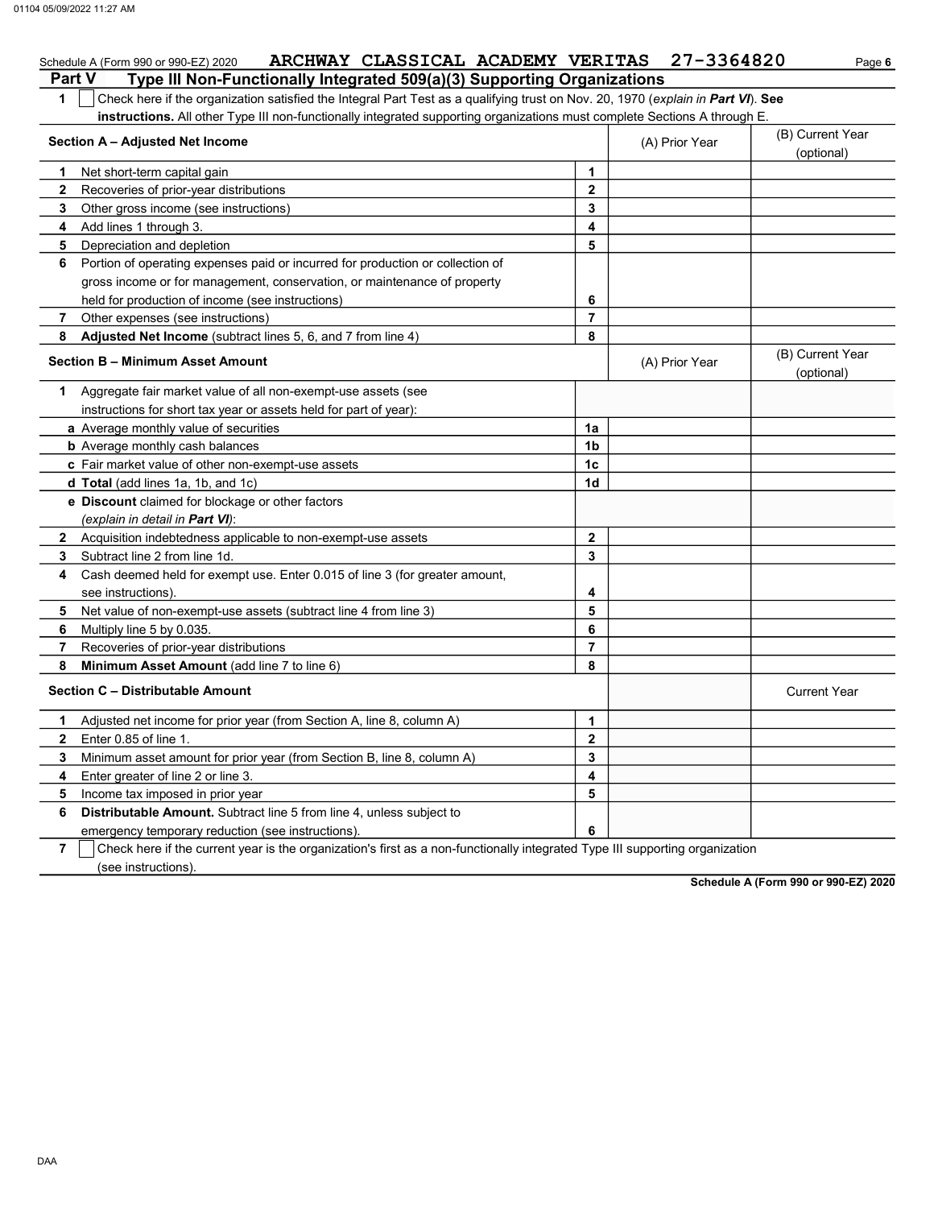Schedule A (Form 990 or 990-EZ) 2020 ARCHWAY CLASSICAL ACADEMY VERITAS 27-3364820

## Part V Type III Non-Functionally Integrated 509(a)(3) Supporting Organizations

**1** ☐ Check here if the organization satisfied the Integral Part Test as a qualifying trust on Nov. 20, 1970 (*explain in **Part VI***). **See instructions.** All other Type III non-functionally integrated supporting organizations must complete Sections A through E.

| Section A – Adjusted Net Income | | (A) Prior Year | (B) Current Year (optional) |
|---|---|---|---|
| **1** Net short-term capital gain | 1 | | |
| **2** Recoveries of prior-year distributions | 2 | | |
| **3** Other gross income (see instructions) | 3 | | |
| **4** Add lines 1 through 3. | 4 | | |
| **5** Depreciation and depletion | 5 | | |
| **6** Portion of operating expenses paid or incurred for production or collection of gross income or for management, conservation, or maintenance of property held for production of income (see instructions) | 6 | | |
| **7** Other expenses (see instructions) | 7 | | |
| **8** **Adjusted Net Income** (subtract lines 5, 6, and 7 from line 4) | 8 | | |

| Section B – Minimum Asset Amount | | (A) Prior Year | (B) Current Year (optional) |
|---|---|---|---|
| **1** Aggregate fair market value of all non-exempt-use assets (see instructions for short tax year or assets held for part of year): | | | |
| **a** Average monthly value of securities | 1a | | |
| **b** Average monthly cash balances | 1b | | |
| **c** Fair market value of other non-exempt-use assets | 1c | | |
| **d** **Total** (add lines 1a, 1b, and 1c) | 1d | | |
| **e** **Discount** claimed for blockage or other factors (*explain in detail in **Part VI***): | | | |
| **2** Acquisition indebtedness applicable to non-exempt-use assets | 2 | | |
| **3** Subtract line 2 from line 1d. | 3 | | |
| **4** Cash deemed held for exempt use. Enter 0.015 of line 3 (for greater amount, see instructions). | 4 | | |
| **5** Net value of non-exempt-use assets (subtract line 4 from line 3) | 5 | | |
| **6** Multiply line 5 by 0.035. | 6 | | |
| **7** Recoveries of prior-year distributions | 7 | | |
| **8** **Minimum Asset Amount** (add line 7 to line 6) | 8 | | |

| Section C – Distributable Amount | | | Current Year |
|---|---|---|---|
| **1** Adjusted net income for prior year (from Section A, line 8, column A) | 1 | | |
| **2** Enter 0.85 of line 1. | 2 | | |
| **3** Minimum asset amount for prior year (from Section B, line 8, column A) | 3 | | |
| **4** Enter greater of line 2 or line 3. | 4 | | |
| **5** Income tax imposed in prior year | 5 | | |
| **6** **Distributable Amount.** Subtract line 5 from line 4, unless subject to emergency temporary reduction (see instructions). | 6 | | |

**7** ☐ Check here if the current year is the organization's first as a non-functionally integrated Type III supporting organization (see instructions).

**Schedule A (Form 990 or 990-EZ) 2020**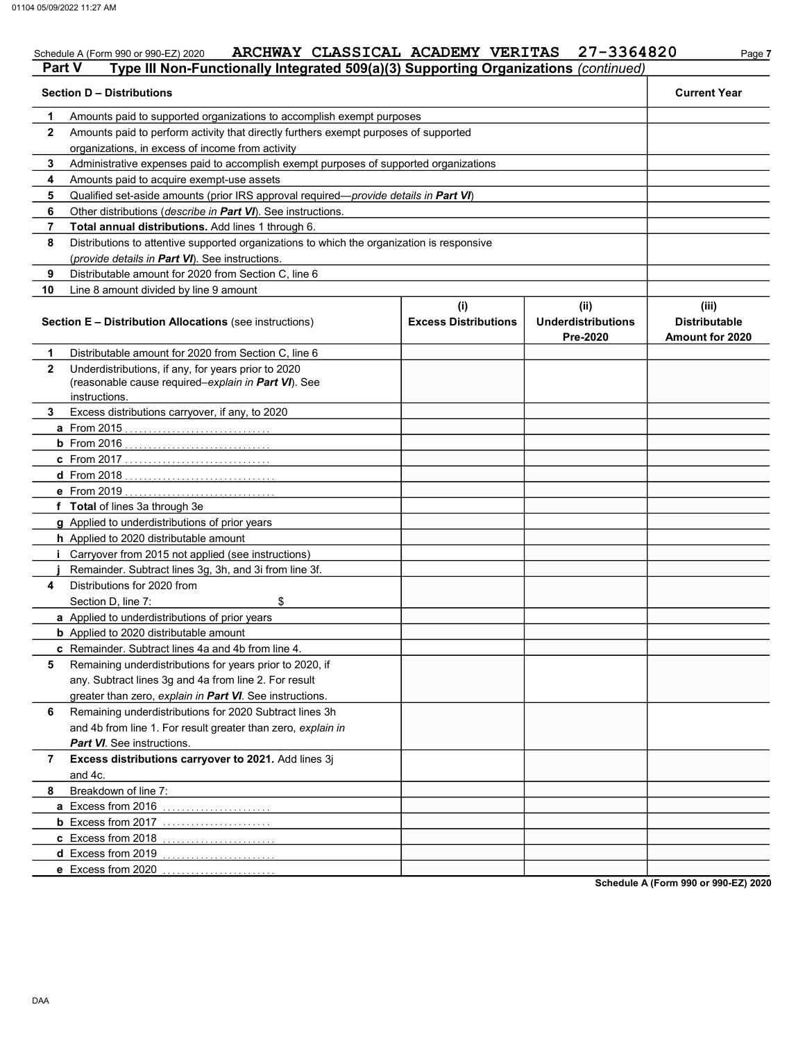Schedule A (Form 990 or 990-EZ) 2020 ARCHWAY CLASSICAL ACADEMY VERITAS 27-3364820

## Part V Type III Non-Functionally Integrated 509(a)(3) Supporting Organizations *(continued)*

| | Section D – Distributions | Current Year |
|---|---|---|
| 1 | Amounts paid to supported organizations to accomplish exempt purposes | |
| 2 | Amounts paid to perform activity that directly furthers exempt purposes of supported organizations, in excess of income from activity | |
| 3 | Administrative expenses paid to accomplish exempt purposes of supported organizations | |
| 4 | Amounts paid to acquire exempt-use assets | |
| 5 | Qualified set-aside amounts (prior IRS approval required—*provide details in* ***Part VI***) | |
| 6 | Other distributions (*describe in* ***Part VI***). See instructions. | |
| 7 | **Total annual distributions.** Add lines 1 through 6. | |
| 8 | Distributions to attentive supported organizations to which the organization is responsive (*provide details in* ***Part VI***). See instructions. | |
| 9 | Distributable amount for 2020 from Section C, line 6 | |
| 10 | Line 8 amount divided by line 9 amount | |

| | Section E – Distribution Allocations (see instructions) | (i) Excess Distributions | (ii) Underdistributions Pre-2020 | (iii) Distributable Amount for 2020 |
|---|---|---|---|---|
| 1 | Distributable amount for 2020 from Section C, line 6 | | | |
| 2 | Underdistributions, if any, for years prior to 2020 (reasonable cause required–*explain in* ***Part VI***). See instructions. | | | |
| 3 | Excess distributions carryover, if any, to 2020 | | | |
| a | From 2015 | | | |
| b | From 2016 | | | |
| c | From 2017 | | | |
| d | From 2018 | | | |
| e | From 2019 | | | |
| f | **Total** of lines 3a through 3e | | | |
| g | Applied to underdistributions of prior years | | | |
| h | Applied to 2020 distributable amount | | | |
| i | Carryover from 2015 not applied (see instructions) | | | |
| j | Remainder. Subtract lines 3g, 3h, and 3i from line 3f. | | | |
| 4 | Distributions for 2020 from Section D, line 7: $ | | | |
| a | Applied to underdistributions of prior years | | | |
| b | Applied to 2020 distributable amount | | | |
| c | Remainder. Subtract lines 4a and 4b from line 4. | | | |
| 5 | Remaining underdistributions for years prior to 2020, if any. Subtract lines 3g and 4a from line 2. For result greater than zero, *explain in* ***Part VI***. See instructions. | | | |
| 6 | Remaining underdistributions for 2020 Subtract lines 3h and 4b from line 1. For result greater than zero, *explain in* ***Part VI***. See instructions. | | | |
| 7 | **Excess distributions carryover to 2021.** Add lines 3j and 4c. | | | |
| 8 | Breakdown of line 7: | | | |
| a | Excess from 2016 | | | |
| b | Excess from 2017 | | | |
| c | Excess from 2018 | | | |
| d | Excess from 2019 | | | |
| e | Excess from 2020 | | | |

**Schedule A (Form 990 or 990-EZ) 2020**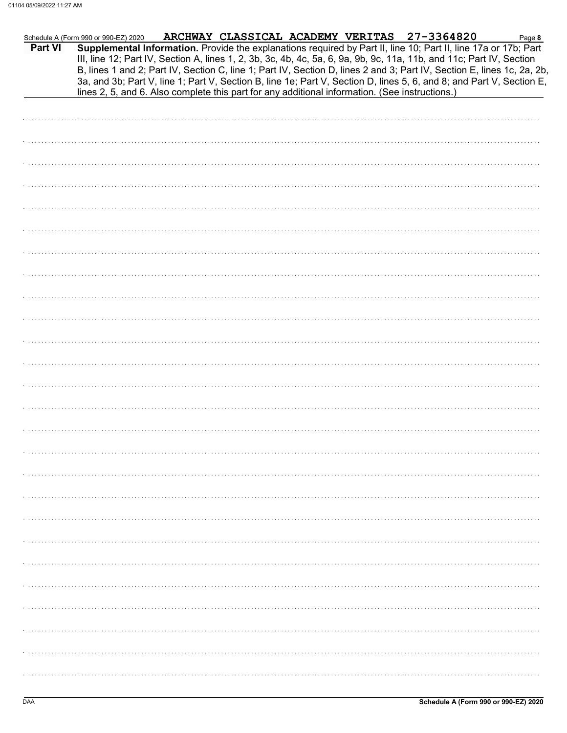Schedule A (Form 990 or 990-EZ) 2020 ARCHWAY CLASSICAL ACADEMY VERITAS 27-3364820

**Part VI** **Supplemental Information.** Provide the explanations required by Part II, line 10; Part II, line 17a or 17b; Part III, line 12; Part IV, Section A, lines 1, 2, 3b, 3c, 4b, 4c, 5a, 6, 9a, 9b, 9c, 11a, 11b, and 11c; Part IV, Section B, lines 1 and 2; Part IV, Section C, line 1; Part IV, Section D, lines 2 and 3; Part IV, Section E, lines 1c, 2a, 2b, 3a, and 3b; Part V, line 1; Part V, Section B, line 1e; Part V, Section D, lines 5, 6, and 8; and Part V, Section E, lines 2, 5, and 6. Also complete this part for any additional information. (See instructions.)

Schedule A (Form 990 or 990-EZ) 2020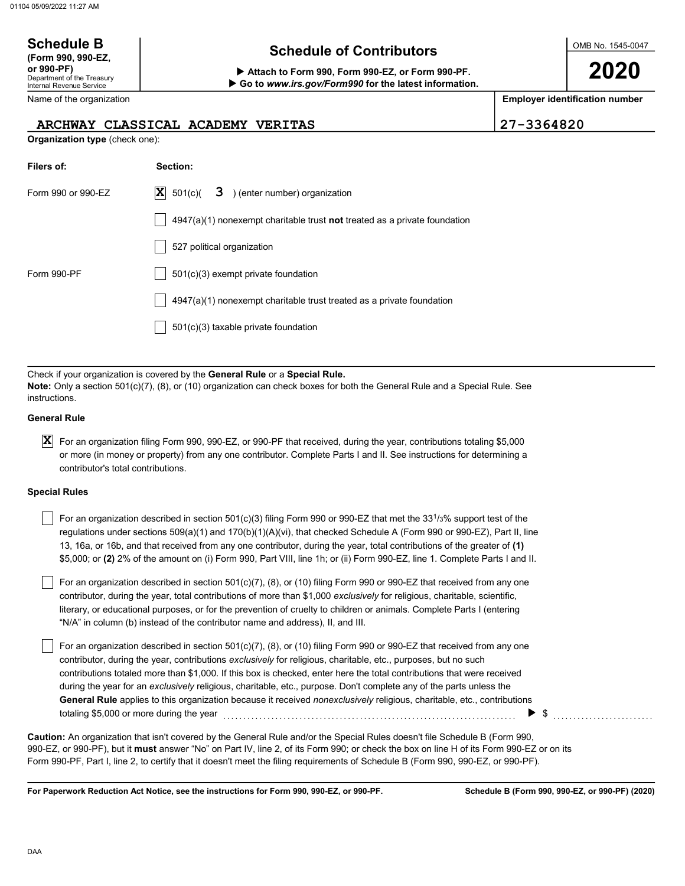**Schedule B**
**(Form 990, 990-EZ, or 990-PF)**
Department of the Treasury
Internal Revenue Service

# Schedule of Contributors

▶ **Attach to Form 990, Form 990-EZ, or Form 990-PF.**
▶ **Go to *www.irs.gov/Form990* for the latest information.**

OMB No. 1545-0047

**2020**

| Name of the organization | Employer identification number |
|---|---|
| ARCHWAY CLASSICAL ACADEMY VERITAS | 27-3364820 |

**Organization type** (check one):

| **Filers of:** | **Section:** |
|---|---|
| Form 990 or 990-EZ | [X] 501(c)( 3 ) (enter number) organization |
| | [ ] 4947(a)(1) nonexempt charitable trust **not** treated as a private foundation |
| | [ ] 527 political organization |
| Form 990-PF | [ ] 501(c)(3) exempt private foundation |
| | [ ] 4947(a)(1) nonexempt charitable trust treated as a private foundation |
| | [ ] 501(c)(3) taxable private foundation |

Check if your organization is covered by the **General Rule** or a **Special Rule.**
**Note:** Only a section 501(c)(7), (8), or (10) organization can check boxes for both the General Rule and a Special Rule. See instructions.

**General Rule**

[X] For an organization filing Form 990, 990-EZ, or 990-PF that received, during the year, contributions totaling $5,000 or more (in money or property) from any one contributor. Complete Parts I and II. See instructions for determining a contributor's total contributions.

**Special Rules**

[ ] For an organization described in section 501(c)(3) filing Form 990 or 990-EZ that met the 33 1/3% support test of the regulations under sections 509(a)(1) and 170(b)(1)(A)(vi), that checked Schedule A (Form 990 or 990-EZ), Part II, line 13, 16a, or 16b, and that received from any one contributor, during the year, total contributions of the greater of **(1)** $5,000; or **(2)** 2% of the amount on (i) Form 990, Part VIII, line 1h; or (ii) Form 990-EZ, line 1. Complete Parts I and II.

[ ] For an organization described in section 501(c)(7), (8), or (10) filing Form 990 or 990-EZ that received from any one contributor, during the year, total contributions of more than $1,000 *exclusively* for religious, charitable, scientific, literary, or educational purposes, or for the prevention of cruelty to children or animals. Complete Parts I (entering "N/A" in column (b) instead of the contributor name and address), II, and III.

[ ] For an organization described in section 501(c)(7), (8), or (10) filing Form 990 or 990-EZ that received from any one contributor, during the year, contributions *exclusively* for religious, charitable, etc., purposes, but no such contributions totaled more than $1,000. If this box is checked, enter here the total contributions that were received during the year for an *exclusively* religious, charitable, etc., purpose. Don't complete any of the parts unless the **General Rule** applies to this organization because it received *nonexclusively* religious, charitable, etc., contributions totaling $5,000 or more during the year . . . . . ▶ $ ..........

**Caution:** An organization that isn't covered by the General Rule and/or the Special Rules doesn't file Schedule B (Form 990, 990-EZ, or 990-PF), but it **must** answer "No" on Part IV, line 2, of its Form 990; or check the box on line H of its Form 990-EZ or on its Form 990-PF, Part I, line 2, to certify that it doesn't meet the filing requirements of Schedule B (Form 990, 990-EZ, or 990-PF).

**For Paperwork Reduction Act Notice, see the instructions for Form 990, 990-EZ, or 990-PF.** **Schedule B (Form 990, 990-EZ, or 990-PF) (2020)**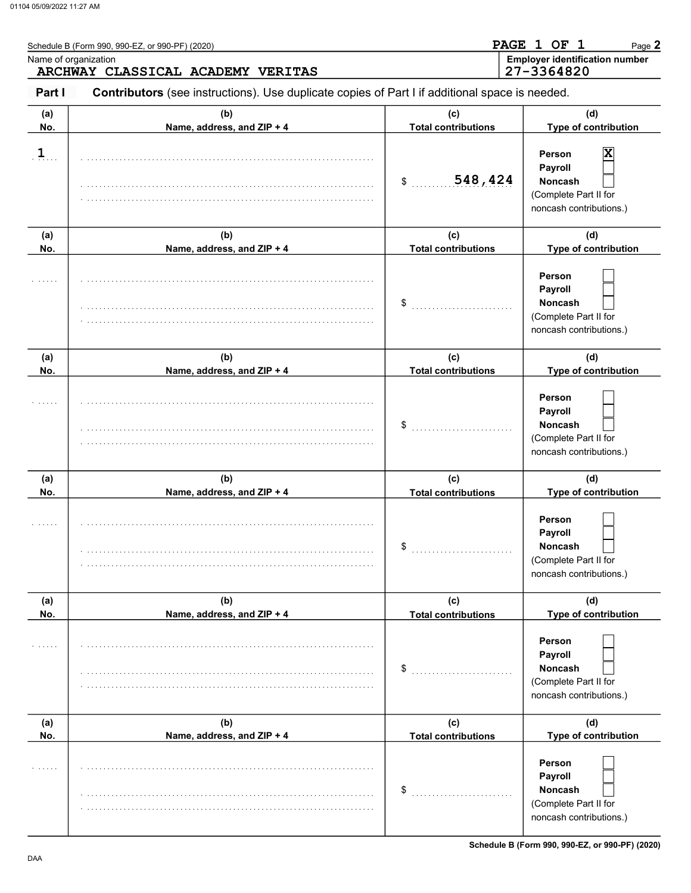Schedule B (Form 990, 990-EZ, or 990-PF) (2020) PAGE 1 OF 1 Page **2**

Name of organization: ARCHWAY CLASSICAL ACADEMY VERITAS

**Employer identification number**: 27-3364820

**Part I** **Contributors** (see instructions). Use duplicate copies of Part I if additional space is needed.

| (a) No. | (b) Name, address, and ZIP + 4 | (c) Total contributions | (d) Type of contribution |
|---|---|---|---|
| 1 | | $ 548,424 | Person [X] Payroll [ ] Noncash [ ] (Complete Part II for noncash contributions.) |
| | | $ | Person [ ] Payroll [ ] Noncash [ ] (Complete Part II for noncash contributions.) |
| | | $ | Person [ ] Payroll [ ] Noncash [ ] (Complete Part II for noncash contributions.) |
| | | $ | Person [ ] Payroll [ ] Noncash [ ] (Complete Part II for noncash contributions.) |
| | | $ | Person [ ] Payroll [ ] Noncash [ ] (Complete Part II for noncash contributions.) |
| | | $ | Person [ ] Payroll [ ] Noncash [ ] (Complete Part II for noncash contributions.) |

DAA

Schedule B (Form 990, 990-EZ, or 990-PF) (2020)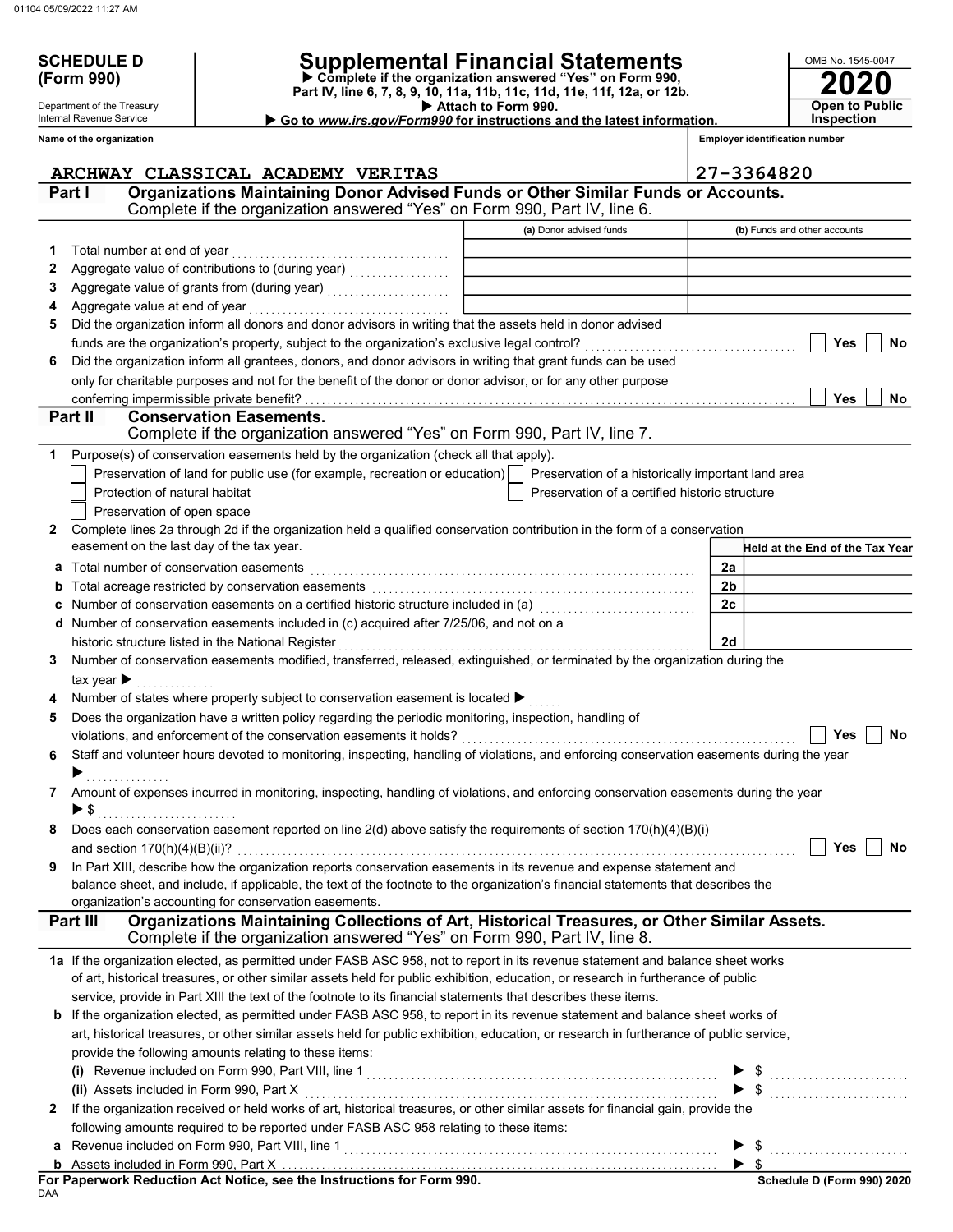**SCHEDULE D (Form 990)**

Department of the Treasury
Internal Revenue Service

# Supplemental Financial Statements

▶ Complete if the organization answered "Yes" on Form 990, Part IV, line 6, 7, 8, 9, 10, 11a, 11b, 11c, 11d, 11e, 11f, 12a, or 12b.
▶ Attach to Form 990.
▶ Go to *www.irs.gov/Form990* for instructions and the latest information.

OMB No. 1545-0047
**2020**
**Open to Public Inspection**

**Name of the organization:** ARCHWAY CLASSICAL ACADEMY VERITAS
**Employer identification number:** 27-3364820

## Part I Organizations Maintaining Donor Advised Funds or Other Similar Funds or Accounts.
Complete if the organization answered "Yes" on Form 990, Part IV, line 6.

| | | (a) Donor advised funds | (b) Funds and other accounts |
|---|---|---|---|
| 1 | Total number at end of year | | |
| 2 | Aggregate value of contributions to (during year) | | |
| 3 | Aggregate value of grants from (during year) | | |
| 4 | Aggregate value at end of year | | |

5 Did the organization inform all donors and donor advisors in writing that the assets held in donor advised funds are the organization's property, subject to the organization's exclusive legal control? ☐ Yes ☐ No

6 Did the organization inform all grantees, donors, and donor advisors in writing that grant funds can be used only for charitable purposes and not for the benefit of the donor or donor advisor, or for any other purpose conferring impermissible private benefit? ☐ Yes ☐ No

## Part II Conservation Easements.
Complete if the organization answered "Yes" on Form 990, Part IV, line 7.

1 Purpose(s) of conservation easements held by the organization (check all that apply).
- ☐ Preservation of land for public use (for example, recreation or education)
- ☐ Protection of natural habitat
- ☐ Preservation of open space
- ☐ Preservation of a historically important land area
- ☐ Preservation of a certified historic structure

2 Complete lines 2a through 2d if the organization held a qualified conservation contribution in the form of a conservation easement on the last day of the tax year.

| | | | Held at the End of the Tax Year |
|---|---|---|---|
| a | Total number of conservation easements | 2a | |
| b | Total acreage restricted by conservation easements | 2b | |
| c | Number of conservation easements on a certified historic structure included in (a) | 2c | |
| d | Number of conservation easements included in (c) acquired after 7/25/06, and not on a historic structure listed in the National Register | 2d | |

3 Number of conservation easements modified, transferred, released, extinguished, or terminated by the organization during the tax year ▶

4 Number of states where property subject to conservation easement is located ▶

5 Does the organization have a written policy regarding the periodic monitoring, inspection, handling of violations, and enforcement of the conservation easements it holds? ☐ Yes ☐ No

6 Staff and volunteer hours devoted to monitoring, inspecting, handling of violations, and enforcing conservation easements during the year ▶

7 Amount of expenses incurred in monitoring, inspecting, handling of violations, and enforcing conservation easements during the year ▶ $

8 Does each conservation easement reported on line 2(d) above satisfy the requirements of section 170(h)(4)(B)(i) and section 170(h)(4)(B)(ii)? ☐ Yes ☐ No

9 In Part XIII, describe how the organization reports conservation easements in its revenue and expense statement and balance sheet, and include, if applicable, the text of the footnote to the organization's financial statements that describes the organization's accounting for conservation easements.

## Part III Organizations Maintaining Collections of Art, Historical Treasures, or Other Similar Assets.
Complete if the organization answered "Yes" on Form 990, Part IV, line 8.

1a If the organization elected, as permitted under FASB ASC 958, not to report in its revenue statement and balance sheet works of art, historical treasures, or other similar assets held for public exhibition, education, or research in furtherance of public service, provide in Part XIII the text of the footnote to its financial statements that describes these items.

b If the organization elected, as permitted under FASB ASC 958, to report in its revenue statement and balance sheet works of art, historical treasures, or other similar assets held for public exhibition, education, or research in furtherance of public service, provide the following amounts relating to these items:
- (i) Revenue included on Form 990, Part VIII, line 1 ▶ $
- (ii) Assets included in Form 990, Part X ▶ $

2 If the organization received or held works of art, historical treasures, or other similar assets for financial gain, provide the following amounts required to be reported under FASB ASC 958 relating to these items:
- a Revenue included on Form 990, Part VIII, line 1 ▶ $
- b Assets included in Form 990, Part X ▶ $

**For Paperwork Reduction Act Notice, see the Instructions for Form 990.**
Schedule D (Form 990) 2020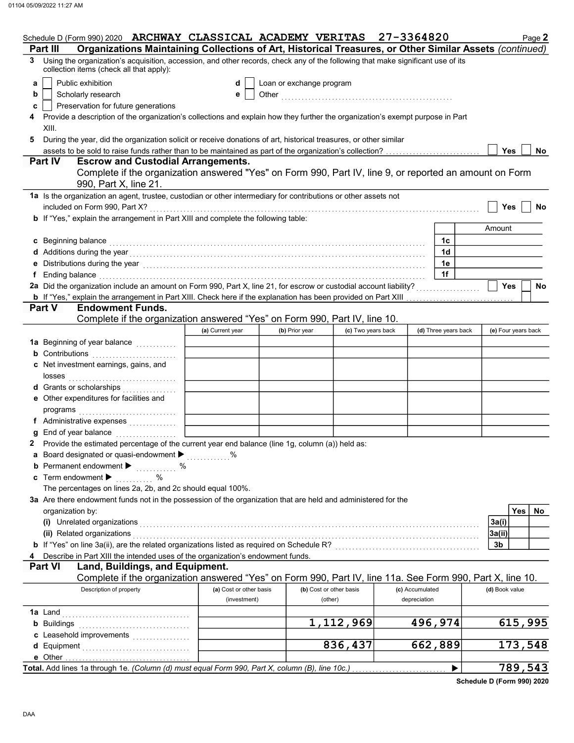Schedule D (Form 990) 2020 **ARCHWAY CLASSICAL ACADEMY VERITAS 27-3364820** Page **2**

## Part III Organizations Maintaining Collections of Art, Historical Treasures, or Other Similar Assets *(continued)*

**3** Using the organization's acquisition, accession, and other records, check any of the following that make significant use of its collection items (check all that apply):

- **a** ☐ Public exhibition
- **b** ☐ Scholarly research
- **c** ☐ Preservation for future generations
- **d** ☐ Loan or exchange program
- **e** ☐ Other

**4** Provide a description of the organization's collections and explain how they further the organization's exempt purpose in Part XIII.

**5** During the year, did the organization solicit or receive donations of art, historical treasures, or other similar assets to be sold to raise funds rather than to be maintained as part of the organization's collection? ☐ Yes ☐ No

## Part IV Escrow and Custodial Arrangements.

Complete if the organization answered "Yes" on Form 990, Part IV, line 9, or reported an amount on Form 990, Part X, line 21.

**1a** Is the organization an agent, trustee, custodian or other intermediary for contributions or other assets not included on Form 990, Part X? ☐ Yes ☐ No

**b** If "Yes," explain the arrangement in Part XIII and complete the following table:

| | | Amount |
|---|---|---|
| **c** Beginning balance | 1c | |
| **d** Additions during the year | 1d | |
| **e** Distributions during the year | 1e | |
| **f** Ending balance | 1f | |

**2a** Did the organization include an amount on Form 990, Part X, line 21, for escrow or custodial account liability? ☐ Yes ☐ No

**b** If "Yes," explain the arrangement in Part XIII. Check here if the explanation has been provided on Part XIII ☐

## Part V Endowment Funds.

Complete if the organization answered "Yes" on Form 990, Part IV, line 10.

| | (a) Current year | (b) Prior year | (c) Two years back | (d) Three years back | (e) Four years back |
|---|---|---|---|---|---|
| **1a** Beginning of year balance | | | | | |
| **b** Contributions | | | | | |
| **c** Net investment earnings, gains, and losses | | | | | |
| **d** Grants or scholarships | | | | | |
| **e** Other expenditures for facilities and programs | | | | | |
| **f** Administrative expenses | | | | | |
| **g** End of year balance | | | | | |

**2** Provide the estimated percentage of the current year end balance (line 1g, column (a)) held as:

- **a** Board designated or quasi-endowment ▶ ______ %
- **b** Permanent endowment ▶ ______ %
- **c** Term endowment ▶ ______ %

The percentages on lines 2a, 2b, and 2c should equal 100%.

**3a** Are there endowment funds not in the possession of the organization that are held and administered for the organization by:

| | | Yes | No |
|---|---|---|---|
| **(i)** Unrelated organizations | 3a(i) | | |
| **(ii)** Related organizations | 3a(ii) | | |
| **b** If "Yes" on line 3a(ii), are the related organizations listed as required on Schedule R? | 3b | | |

**4** Describe in Part XIII the intended uses of the organization's endowment funds.

## Part VI Land, Buildings, and Equipment.

Complete if the organization answered "Yes" on Form 990, Part IV, line 11a. See Form 990, Part X, line 10.

| Description of property | (a) Cost or other basis (investment) | (b) Cost or other basis (other) | (c) Accumulated depreciation | (d) Book value |
|---|---|---|---|---|
| **1a** Land | | | | |
| **b** Buildings | | 1,112,969 | 496,974 | 615,995 |
| **c** Leasehold improvements | | | | |
| **d** Equipment | | 836,437 | 662,889 | 173,548 |
| **e** Other | | | | |
| **Total.** Add lines 1a through 1e. *(Column (d) must equal Form 990, Part X, column (B), line 10c.)* | | | ▶ | 789,543 |

**Schedule D (Form 990) 2020**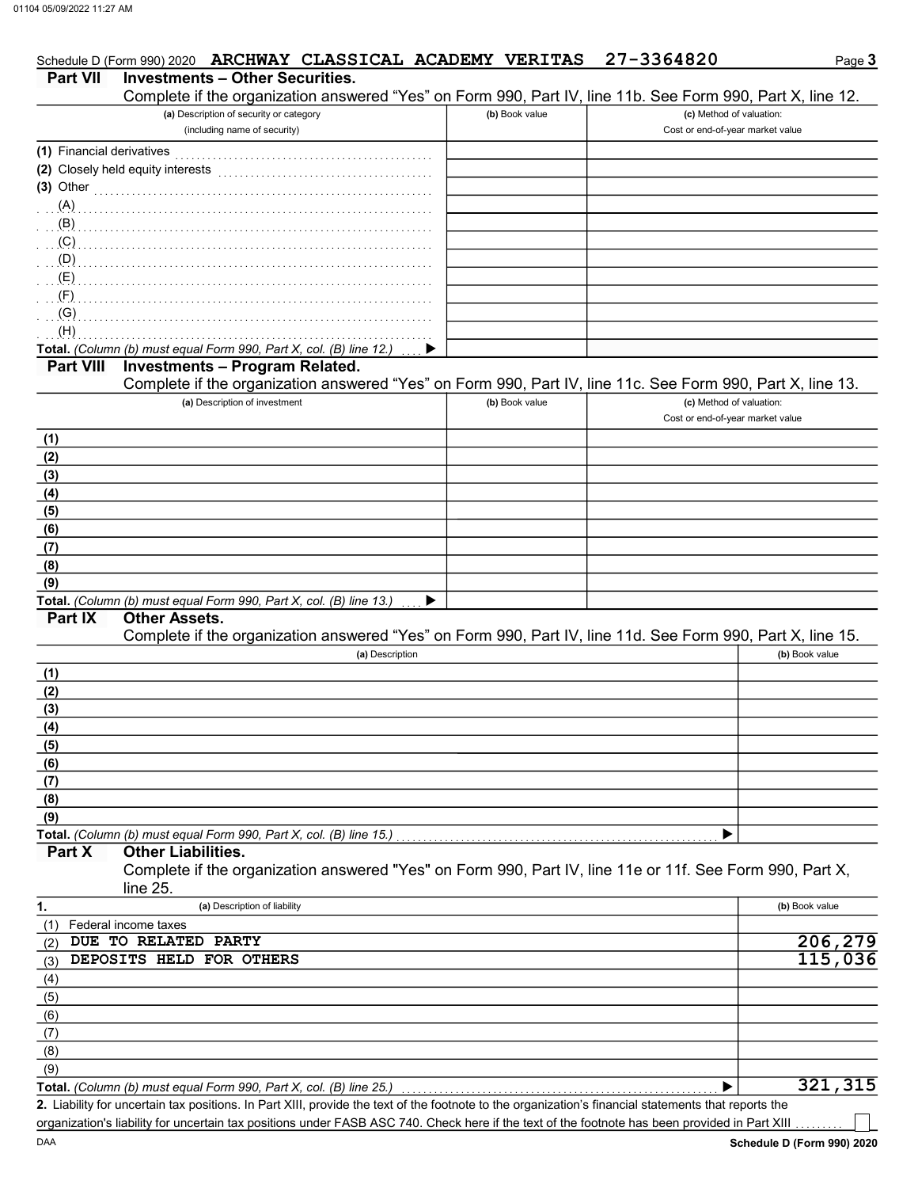Schedule D (Form 990) 2020 ARCHWAY CLASSICAL ACADEMY VERITAS 27-3364820

## Part VII Investments – Other Securities.

Complete if the organization answered "Yes" on Form 990, Part IV, line 11b. See Form 990, Part X, line 12.

| (a) Description of security or category (including name of security) | (b) Book value | (c) Method of valuation: Cost or end-of-year market value |
|---|---|---|
| (1) Financial derivatives | | |
| (2) Closely held equity interests | | |
| (3) Other | | |
| (A) | | |
| (B) | | |
| (C) | | |
| (D) | | |
| (E) | | |
| (F) | | |
| (G) | | |
| (H) | | |
| **Total.** *(Column (b) must equal Form 990, Part X, col. (B) line 12.)* ▶ | | |

## Part VIII Investments – Program Related.

Complete if the organization answered "Yes" on Form 990, Part IV, line 11c. See Form 990, Part X, line 13.

| (a) Description of investment | (b) Book value | (c) Method of valuation: Cost or end-of-year market value |
|---|---|---|
| (1) | | |
| (2) | | |
| (3) | | |
| (4) | | |
| (5) | | |
| (6) | | |
| (7) | | |
| (8) | | |
| (9) | | |
| **Total.** *(Column (b) must equal Form 990, Part X, col. (B) line 13.)* ▶ | | |

## Part IX Other Assets.

Complete if the organization answered "Yes" on Form 990, Part IV, line 11d. See Form 990, Part X, line 15.

| (a) Description | (b) Book value |
|---|---|
| (1) | |
| (2) | |
| (3) | |
| (4) | |
| (5) | |
| (6) | |
| (7) | |
| (8) | |
| (9) | |
| **Total.** *(Column (b) must equal Form 990, Part X, col. (B) line 15.)* ▶ | |

## Part X Other Liabilities.

Complete if the organization answered "Yes" on Form 990, Part IV, line 11e or 11f. See Form 990, Part X, line 25.

| 1. (a) Description of liability | (b) Book value |
|---|---|
| (1) Federal income taxes | |
| (2) DUE TO RELATED PARTY | 206,279 |
| (3) DEPOSITS HELD FOR OTHERS | 115,036 |
| (4) | |
| (5) | |
| (6) | |
| (7) | |
| (8) | |
| (9) | |
| **Total.** *(Column (b) must equal Form 990, Part X, col. (B) line 25.)* ▶ | 321,315 |

**2.** Liability for uncertain tax positions. In Part XIII, provide the text of the footnote to the organization's financial statements that reports the organization's liability for uncertain tax positions under FASB ASC 740. Check here if the text of the footnote has been provided in Part XIII ☐

Schedule D (Form 990) 2020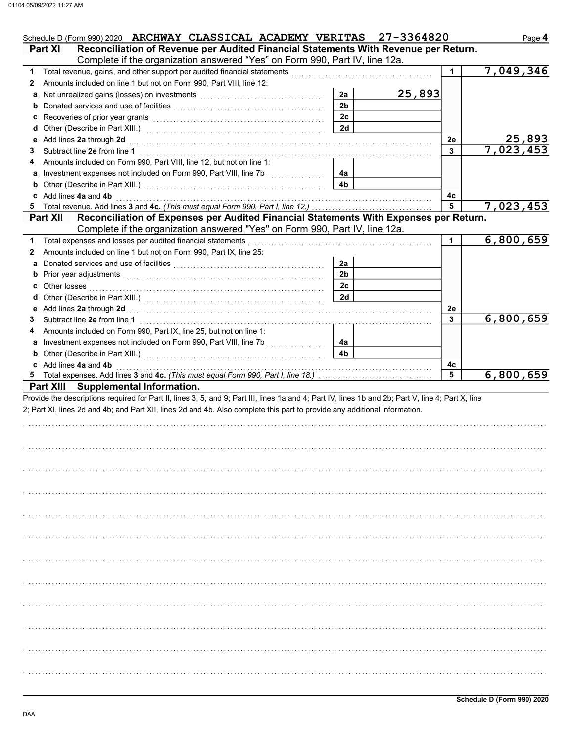Schedule D (Form 990) 2020 ARCHWAY CLASSICAL ACADEMY VERITAS 27-3364820

## Part XI Reconciliation of Revenue per Audited Financial Statements With Revenue per Return.

Complete if the organization answered "Yes" on Form 990, Part IV, line 12a.

| | | | | | |
|---|---|---|---|---|---|
| 1 | Total revenue, gains, and other support per audited financial statements | | | 1 | 7,049,346 |
| 2 | Amounts included on line 1 but not on Form 990, Part VIII, line 12: | | | | |
| a | Net unrealized gains (losses) on investments | 2a | 25,893 | | |
| b | Donated services and use of facilities | 2b | | | |
| c | Recoveries of prior year grants | 2c | | | |
| d | Other (Describe in Part XIII.) | 2d | | | |
| e | Add lines **2a** through **2d** | | | 2e | 25,893 |
| 3 | Subtract line **2e** from line **1** | | | 3 | 7,023,453 |
| 4 | Amounts included on Form 990, Part VIII, line 12, but not on line 1: | | | | |
| a | Investment expenses not included on Form 990, Part VIII, line 7b | 4a | | | |
| b | Other (Describe in Part XIII.) | 4b | | | |
| c | Add lines **4a** and **4b** | | | 4c | |
| 5 | Total revenue. Add lines **3** and **4c.** *(This must equal Form 990, Part I, line 12.)* | | | 5 | 7,023,453 |

## Part XII Reconciliation of Expenses per Audited Financial Statements With Expenses per Return.

Complete if the organization answered "Yes" on Form 990, Part IV, line 12a.

| | | | | | |
|---|---|---|---|---|---|
| 1 | Total expenses and losses per audited financial statements | | | 1 | 6,800,659 |
| 2 | Amounts included on line 1 but not on Form 990, Part IX, line 25: | | | | |
| a | Donated services and use of facilities | 2a | | | |
| b | Prior year adjustments | 2b | | | |
| c | Other losses | 2c | | | |
| d | Other (Describe in Part XIII.) | 2d | | | |
| e | Add lines **2a** through **2d** | | | 2e | |
| 3 | Subtract line **2e** from line **1** | | | 3 | 6,800,659 |
| 4 | Amounts included on Form 990, Part IX, line 25, but not on line 1: | | | | |
| a | Investment expenses not included on Form 990, Part VIII, line 7b | 4a | | | |
| b | Other (Describe in Part XIII.) | 4b | | | |
| c | Add lines **4a** and **4b** | | | 4c | |
| 5 | Total expenses. Add lines **3** and **4c.** *(This must equal Form 990, Part I, line 18.)* | | | 5 | 6,800,659 |

## Part XIII Supplemental Information.

Provide the descriptions required for Part II, lines 3, 5, and 9; Part III, lines 1a and 4; Part IV, lines 1b and 2b; Part V, line 4; Part X, line 2; Part XI, lines 2d and 4b; and Part XII, lines 2d and 4b. Also complete this part to provide any additional information.

Schedule D (Form 990) 2020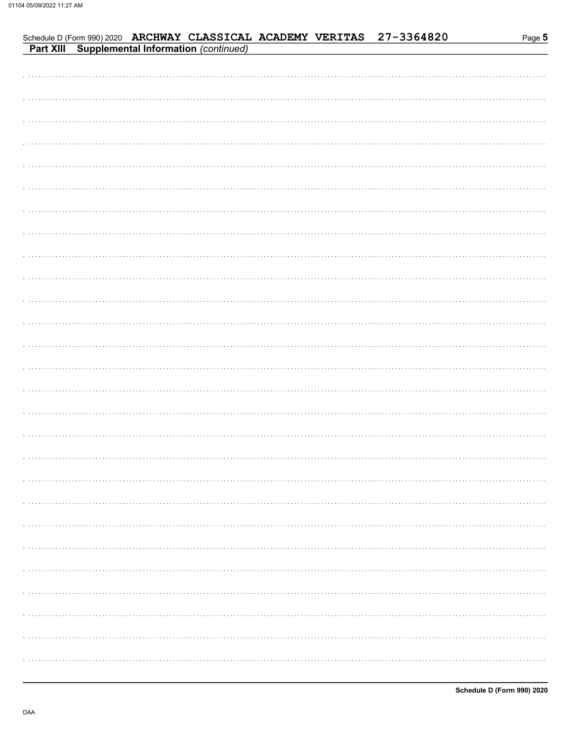Schedule D (Form 990) 2020 **ARCHWAY CLASSICAL ACADEMY VERITAS 27-3364820** Page **5**

## Part XIII Supplemental Information *(continued)*

**Schedule D (Form 990) 2020**

DAA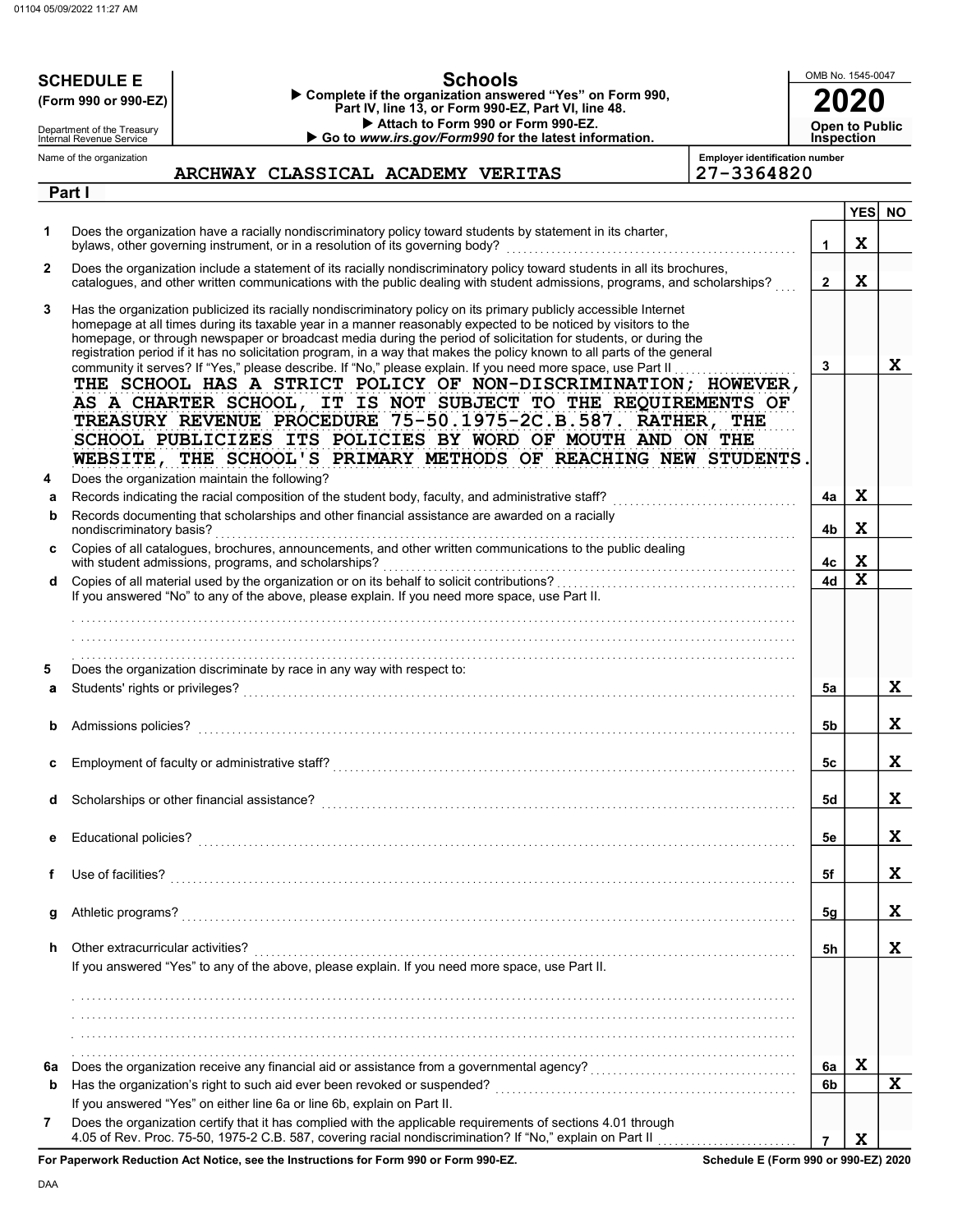**SCHEDULE E**
**(Form 990 or 990-EZ)**

Department of the Treasury
Internal Revenue Service

# Schools

▶ Complete if the organization answered "Yes" on Form 990, Part IV, line 13, or Form 990-EZ, Part VI, line 48.
▶ Attach to Form 990 or Form 990-EZ.
▶ Go to *www.irs.gov/Form990* for the latest information.

OMB No. 1545-0047
**2020**
**Open to Public Inspection**

Name of the organization: ARCHWAY CLASSICAL ACADEMY VERITAS

Employer identification number: 27-3364820

## Part I

| | | | YES | NO |
|---|---|---|---|---|
| **1** | Does the organization have a racially nondiscriminatory policy toward students by statement in its charter, bylaws, other governing instrument, or in a resolution of its governing body? | 1 | X | |
| **2** | Does the organization include a statement of its racially nondiscriminatory policy toward students in all its brochures, catalogues, and other written communications with the public dealing with student admissions, programs, and scholarships? | 2 | X | |
| **3** | Has the organization publicized its racially nondiscriminatory policy on its primary publicly accessible Internet homepage at all times during its taxable year in a manner reasonably expected to be noticed by visitors to the homepage, or through newspaper or broadcast media during the period of solicitation for students, or during the registration period if it has no solicitation program, in a way that makes the policy known to all parts of the general community it serves? If "Yes," please describe. If "No," please explain. If you need more space, use Part II | 3 | | X |

THE SCHOOL HAS A STRICT POLICY OF NON-DISCRIMINATION; HOWEVER, AS A CHARTER SCHOOL, IT IS NOT SUBJECT TO THE REQUIREMENTS OF TREASURY REVENUE PROCEDURE 75-50.1975-2C.B.587. RATHER, THE SCHOOL PUBLICIZES ITS POLICIES BY WORD OF MOUTH AND ON THE WEBSITE, THE SCHOOL'S PRIMARY METHODS OF REACHING NEW STUDENTS.

| | | | YES | NO |
|---|---|---|---|---|
| **4** | Does the organization maintain the following? | | | |
| **a** | Records indicating the racial composition of the student body, faculty, and administrative staff? | 4a | X | |
| **b** | Records documenting that scholarships and other financial assistance are awarded on a racially nondiscriminatory basis? | 4b | X | |
| **c** | Copies of all catalogues, brochures, announcements, and other written communications to the public dealing with student admissions, programs, and scholarships? | 4c | X | |
| **d** | Copies of all material used by the organization or on its behalf to solicit contributions? | 4d | X | |
| | If you answered "No" to any of the above, please explain. If you need more space, use Part II. | | | |
| **5** | Does the organization discriminate by race in any way with respect to: | | | |
| **a** | Students' rights or privileges? | 5a | | X |
| **b** | Admissions policies? | 5b | | X |
| **c** | Employment of faculty or administrative staff? | 5c | | X |
| **d** | Scholarships or other financial assistance? | 5d | | X |
| **e** | Educational policies? | 5e | | X |
| **f** | Use of facilities? | 5f | | X |
| **g** | Athletic programs? | 5g | | X |
| **h** | Other extracurricular activities? | 5h | | X |
| | If you answered "Yes" to any of the above, please explain. If you need more space, use Part II. | | | |
| **6a** | Does the organization receive any financial aid or assistance from a governmental agency? | 6a | X | |
| **b** | Has the organization's right to such aid ever been revoked or suspended? | 6b | | X |
| | If you answered "Yes" on either line 6a or line 6b, explain on Part II. | | | |
| **7** | Does the organization certify that it has complied with the applicable requirements of sections 4.01 through 4.05 of Rev. Proc. 75-50, 1975-2 C.B. 587, covering racial nondiscrimination? If "No," explain on Part II | 7 | X | |

**For Paperwork Reduction Act Notice, see the Instructions for Form 990 or Form 990-EZ.** **Schedule E (Form 990 or 990-EZ) 2020**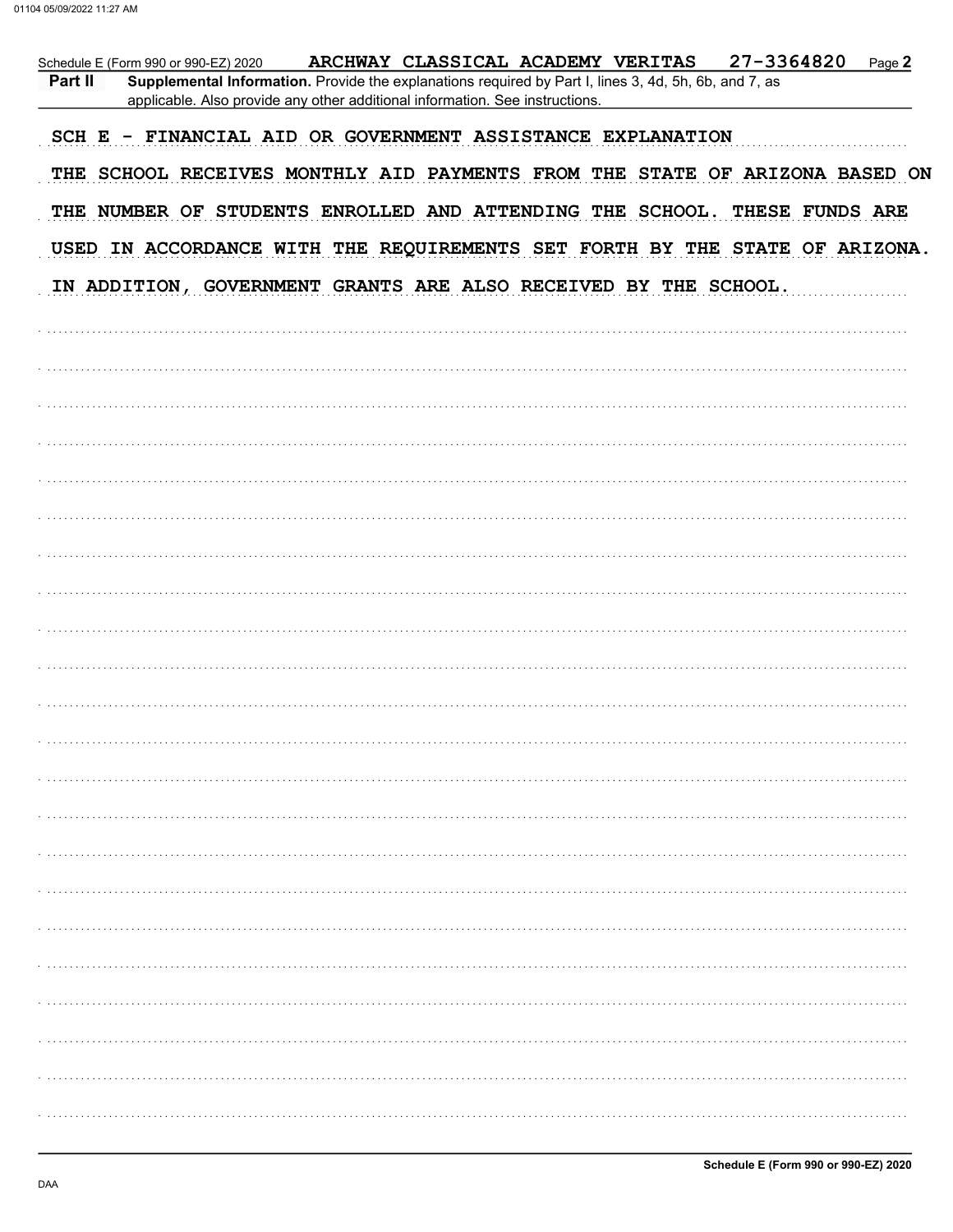Schedule E (Form 990 or 990-EZ) 2020 ARCHWAY CLASSICAL ACADEMY VERITAS 27-3364820 Page 2

**Part II** **Supplemental Information.** Provide the explanations required by Part I, lines 3, 4d, 5h, 6b, and 7, as applicable. Also provide any other additional information. See instructions.

SCH E - FINANCIAL AID OR GOVERNMENT ASSISTANCE EXPLANATION

THE SCHOOL RECEIVES MONTHLY AID PAYMENTS FROM THE STATE OF ARIZONA BASED ON THE NUMBER OF STUDENTS ENROLLED AND ATTENDING THE SCHOOL. THESE FUNDS ARE USED IN ACCORDANCE WITH THE REQUIREMENTS SET FORTH BY THE STATE OF ARIZONA. IN ADDITION, GOVERNMENT GRANTS ARE ALSO RECEIVED BY THE SCHOOL.

Schedule E (Form 990 or 990-EZ) 2020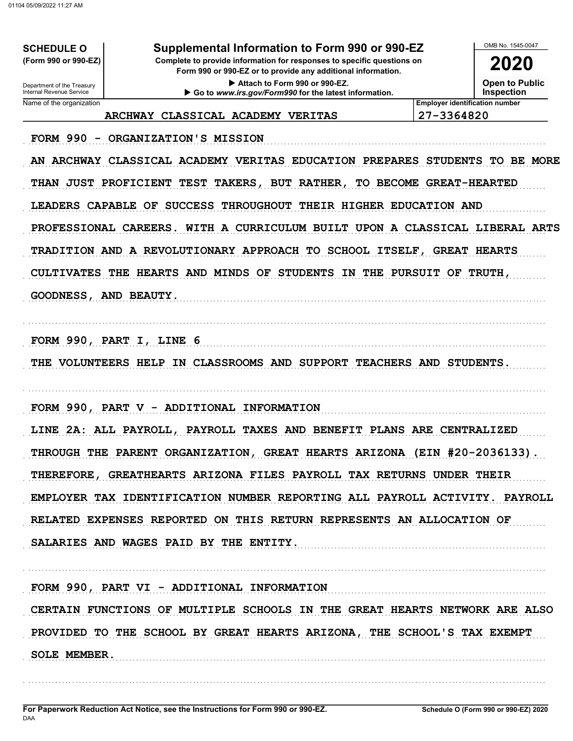**SCHEDULE O**
**(Form 990 or 990-EZ)**

Department of the Treasury
Internal Revenue Service

# Supplemental Information to Form 990 or 990-EZ

**Complete to provide information for responses to specific questions on Form 990 or 990-EZ or to provide any additional information.**

▶ Attach to Form 990 or 990-EZ.

▶ Go to *www.irs.gov/Form990* for the latest information.

OMB No. 1545-0047

**2020**

**Open to Public Inspection**

| Name of the organization | Employer identification number |
|---|---|
| ARCHWAY CLASSICAL ACADEMY VERITAS | 27-3364820 |

FORM 990 - ORGANIZATION'S MISSION

AN ARCHWAY CLASSICAL ACADEMY VERITAS EDUCATION PREPARES STUDENTS TO BE MORE THAN JUST PROFICIENT TEST TAKERS, BUT RATHER, TO BECOME GREAT-HEARTED LEADERS CAPABLE OF SUCCESS THROUGHOUT THEIR HIGHER EDUCATION AND PROFESSIONAL CAREERS. WITH A CURRICULUM BUILT UPON A CLASSICAL LIBERAL ARTS TRADITION AND A REVOLUTIONARY APPROACH TO SCHOOL ITSELF, GREAT HEARTS CULTIVATES THE HEARTS AND MINDS OF STUDENTS IN THE PURSUIT OF TRUTH, GOODNESS, AND BEAUTY.

FORM 990, PART I, LINE 6

THE VOLUNTEERS HELP IN CLASSROOMS AND SUPPORT TEACHERS AND STUDENTS.

FORM 990, PART V - ADDITIONAL INFORMATION

LINE 2A: ALL PAYROLL, PAYROLL TAXES AND BENEFIT PLANS ARE CENTRALIZED THROUGH THE PARENT ORGANIZATION, GREAT HEARTS ARIZONA (EIN #20-2036133). THEREFORE, GREATHEARTS ARIZONA FILES PAYROLL TAX RETURNS UNDER THEIR EMPLOYER TAX IDENTIFICATION NUMBER REPORTING ALL PAYROLL ACTIVITY. PAYROLL RELATED EXPENSES REPORTED ON THIS RETURN REPRESENTS AN ALLOCATION OF SALARIES AND WAGES PAID BY THE ENTITY.

FORM 990, PART VI - ADDITIONAL INFORMATION

CERTAIN FUNCTIONS OF MULTIPLE SCHOOLS IN THE GREAT HEARTS NETWORK ARE ALSO PROVIDED TO THE SCHOOL BY GREAT HEARTS ARIZONA, THE SCHOOL'S TAX EXEMPT SOLE MEMBER.

**For Paperwork Reduction Act Notice, see the Instructions for Form 990 or 990-EZ.**
DAA
**Schedule O (Form 990 or 990-EZ) 2020**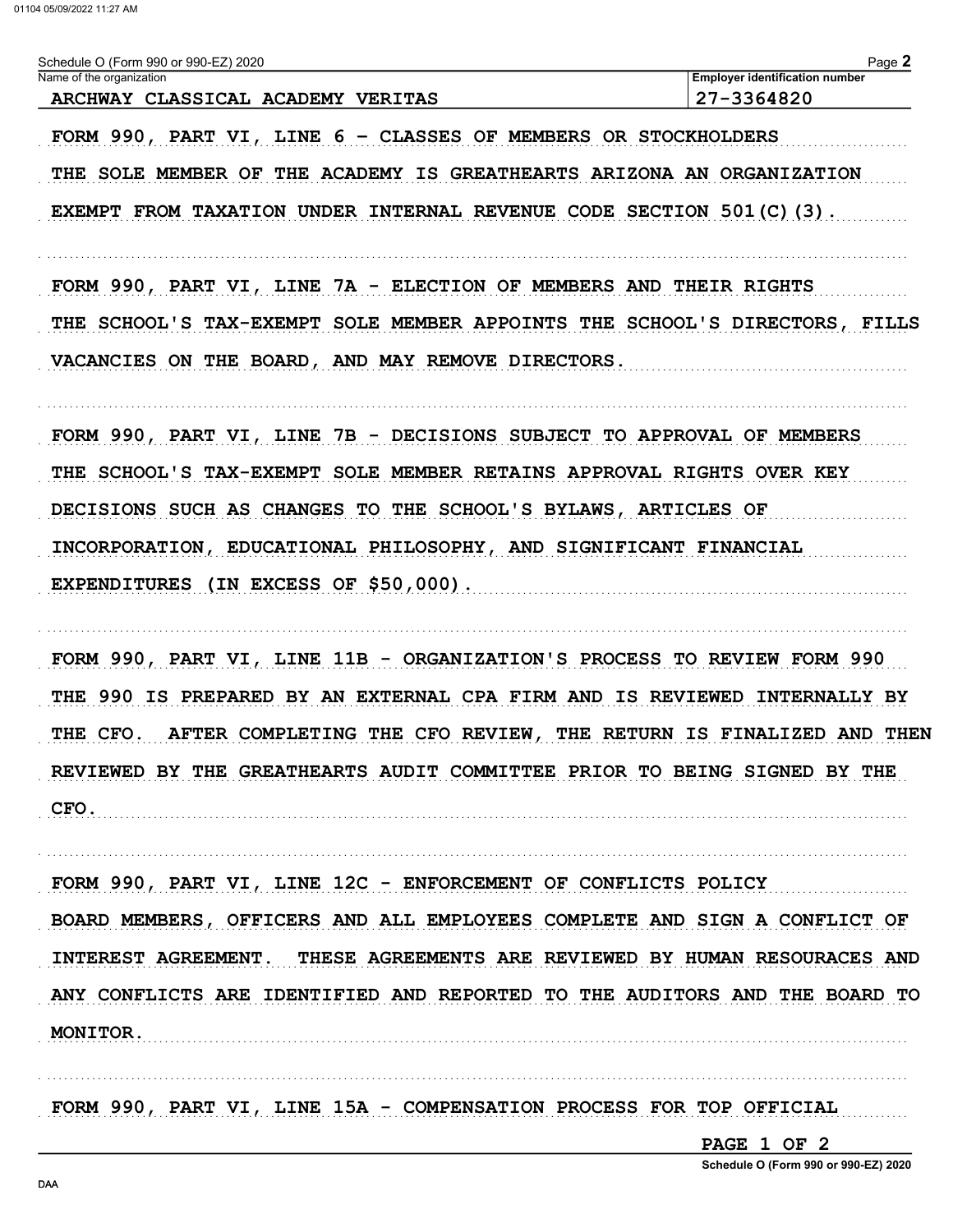Schedule O (Form 990 or 990-EZ) 2020

| Name of the organization | Employer identification number |
| --- | --- |
| ARCHWAY CLASSICAL ACADEMY VERITAS | 27-3364820 |

FORM 990, PART VI, LINE 6 - CLASSES OF MEMBERS OR STOCKHOLDERS

THE SOLE MEMBER OF THE ACADEMY IS GREATHEARTS ARIZONA AN ORGANIZATION EXEMPT FROM TAXATION UNDER INTERNAL REVENUE CODE SECTION 501(C)(3).

FORM 990, PART VI, LINE 7A - ELECTION OF MEMBERS AND THEIR RIGHTS

THE SCHOOL'S TAX-EXEMPT SOLE MEMBER APPOINTS THE SCHOOL'S DIRECTORS, FILLS VACANCIES ON THE BOARD, AND MAY REMOVE DIRECTORS.

FORM 990, PART VI, LINE 7B - DECISIONS SUBJECT TO APPROVAL OF MEMBERS

THE SCHOOL'S TAX-EXEMPT SOLE MEMBER RETAINS APPROVAL RIGHTS OVER KEY DECISIONS SUCH AS CHANGES TO THE SCHOOL'S BYLAWS, ARTICLES OF INCORPORATION, EDUCATIONAL PHILOSOPHY, AND SIGNIFICANT FINANCIAL EXPENDITURES (IN EXCESS OF $50,000).

FORM 990, PART VI, LINE 11B - ORGANIZATION'S PROCESS TO REVIEW FORM 990

THE 990 IS PREPARED BY AN EXTERNAL CPA FIRM AND IS REVIEWED INTERNALLY BY THE CFO. AFTER COMPLETING THE CFO REVIEW, THE RETURN IS FINALIZED AND THEN REVIEWED BY THE GREATHEARTS AUDIT COMMITTEE PRIOR TO BEING SIGNED BY THE CFO.

FORM 990, PART VI, LINE 12C - ENFORCEMENT OF CONFLICTS POLICY

BOARD MEMBERS, OFFICERS AND ALL EMPLOYEES COMPLETE AND SIGN A CONFLICT OF INTEREST AGREEMENT. THESE AGREEMENTS ARE REVIEWED BY HUMAN RESOURACES AND ANY CONFLICTS ARE IDENTIFIED AND REPORTED TO THE AUDITORS AND THE BOARD TO MONITOR.

FORM 990, PART VI, LINE 15A - COMPENSATION PROCESS FOR TOP OFFICIAL

PAGE 1 OF 2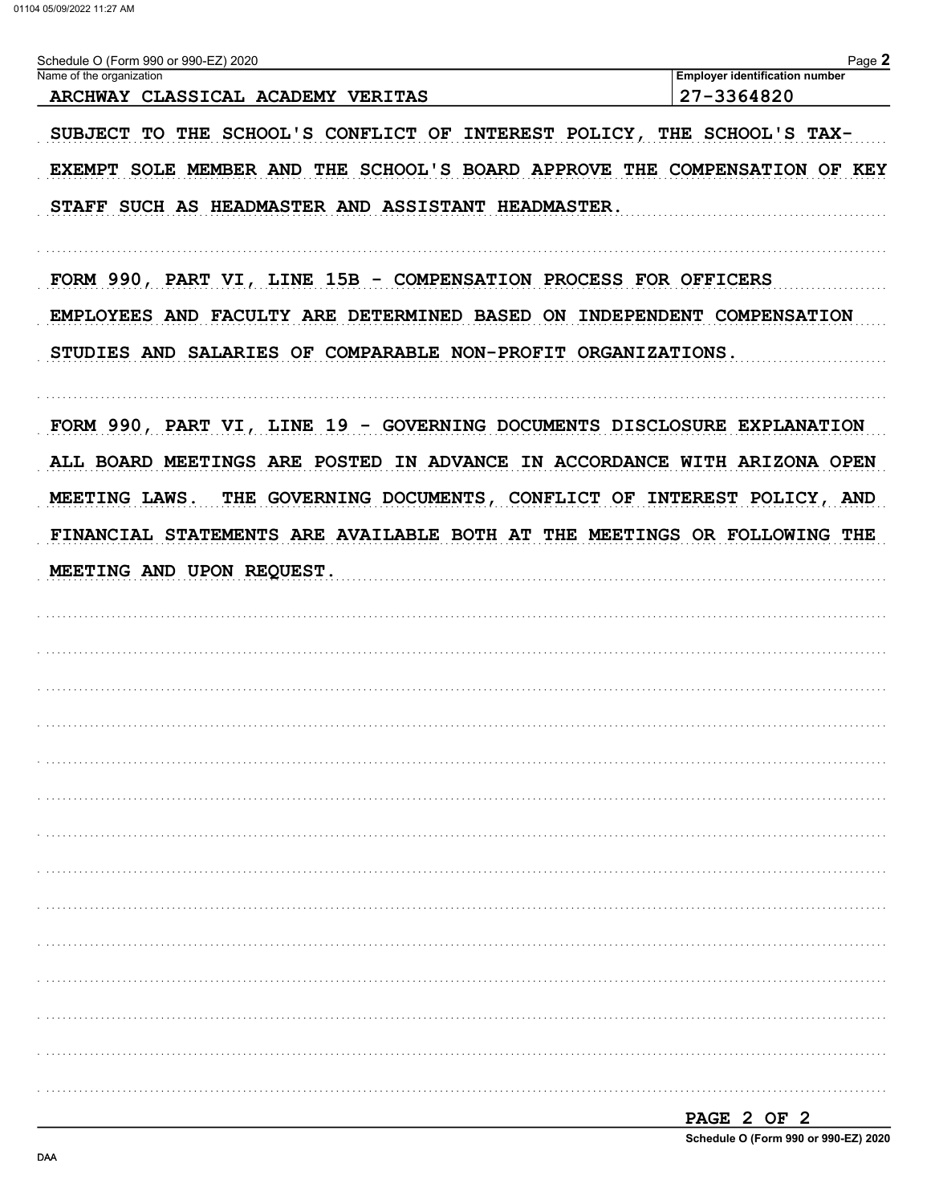Schedule O (Form 990 or 990-EZ) 2020

| Name of the organization | Employer identification number |
|---|---|
| ARCHWAY CLASSICAL ACADEMY VERITAS | 27-3364820 |

SUBJECT TO THE SCHOOL'S CONFLICT OF INTEREST POLICY, THE SCHOOL'S TAX-EXEMPT SOLE MEMBER AND THE SCHOOL'S BOARD APPROVE THE COMPENSATION OF KEY STAFF SUCH AS HEADMASTER AND ASSISTANT HEADMASTER.

FORM 990, PART VI, LINE 15B - COMPENSATION PROCESS FOR OFFICERS

EMPLOYEES AND FACULTY ARE DETERMINED BASED ON INDEPENDENT COMPENSATION STUDIES AND SALARIES OF COMPARABLE NON-PROFIT ORGANIZATIONS.

FORM 990, PART VI, LINE 19 - GOVERNING DOCUMENTS DISCLOSURE EXPLANATION

ALL BOARD MEETINGS ARE POSTED IN ADVANCE IN ACCORDANCE WITH ARIZONA OPEN MEETING LAWS. THE GOVERNING DOCUMENTS, CONFLICT OF INTEREST POLICY, AND FINANCIAL STATEMENTS ARE AVAILABLE BOTH AT THE MEETINGS OR FOLLOWING THE MEETING AND UPON REQUEST.

PAGE 2 OF 2

Schedule O (Form 990 or 990-EZ) 2020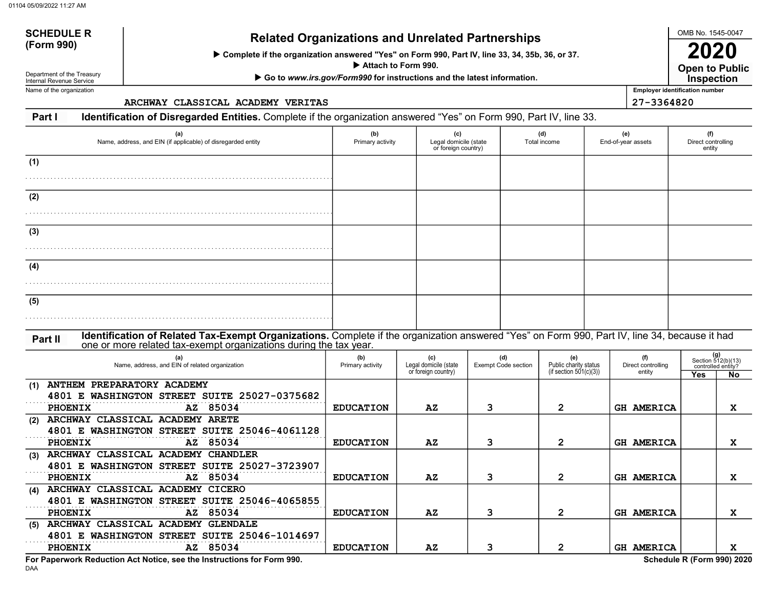**SCHEDULE R (Form 990)**

Department of the Treasury
Internal Revenue Service

# Related Organizations and Unrelated Partnerships

▶ Complete if the organization answered "Yes" on Form 990, Part IV, line 33, 34, 35b, 36, or 37.
▶ Attach to Form 990.
▶ Go to *www.irs.gov/Form990* for instructions and the latest information.

OMB No. 1545-0047

**2020**

**Open to Public Inspection**

Name of the organization: ARCHWAY CLASSICAL ACADEMY VERITAS

Employer identification number: 27-3364820

## Part I — Identification of Disregarded Entities.

Complete if the organization answered "Yes" on Form 990, Part IV, line 33.

| | (a) Name, address, and EIN (if applicable) of disregarded entity | (b) Primary activity | (c) Legal domicile (state or foreign country) | (d) Total income | (e) End-of-year assets | (f) Direct controlling entity |
|---|---|---|---|---|---|---|
| (1) | | | | | | |
| (2) | | | | | | |
| (3) | | | | | | |
| (4) | | | | | | |
| (5) | | | | | | |

## Part II — Identification of Related Tax-Exempt Organizations.

Complete if the organization answered "Yes" on Form 990, Part IV, line 34, because it had one or more related tax-exempt organizations during the tax year.

| | (a) Name, address, and EIN of related organization | (b) Primary activity | (c) Legal domicile (state or foreign country) | (d) Exempt Code section | (e) Public charity status (if section 501(c)(3)) | (f) Direct controlling entity | (g) Section 512(b)(13) controlled entity? Yes | No |
|---|---|---|---|---|---|---|---|---|
| (1) | ANTHEM PREPARATORY ACADEMY 4801 E WASHINGTON STREET SUITE 250 27-0375682 PHOENIX AZ 85034 | EDUCATION | AZ | 3 | 2 | GH AMERICA | | X |
| (2) | ARCHWAY CLASSICAL ACADEMY ARETE 4801 E WASHINGTON STREET SUITE 250 46-4061128 PHOENIX AZ 85034 | EDUCATION | AZ | 3 | 2 | GH AMERICA | | X |
| (3) | ARCHWAY CLASSICAL ACADEMY CHANDLER 4801 E WASHINGTON STREET SUITE 250 27-3723907 PHOENIX AZ 85034 | EDUCATION | AZ | 3 | 2 | GH AMERICA | | X |
| (4) | ARCHWAY CLASSICAL ACADEMY CICERO 4801 E WASHINGTON STREET SUITE 250 46-4065855 PHOENIX AZ 85034 | EDUCATION | AZ | 3 | 2 | GH AMERICA | | X |
| (5) | ARCHWAY CLASSICAL ACADEMY GLENDALE 4801 E WASHINGTON STREET SUITE 250 46-1014697 PHOENIX AZ 85034 | EDUCATION | AZ | 3 | 2 | GH AMERICA | | X |

**For Paperwork Reduction Act Notice, see the Instructions for Form 990.**

DAA

**Schedule R (Form 990) 2020**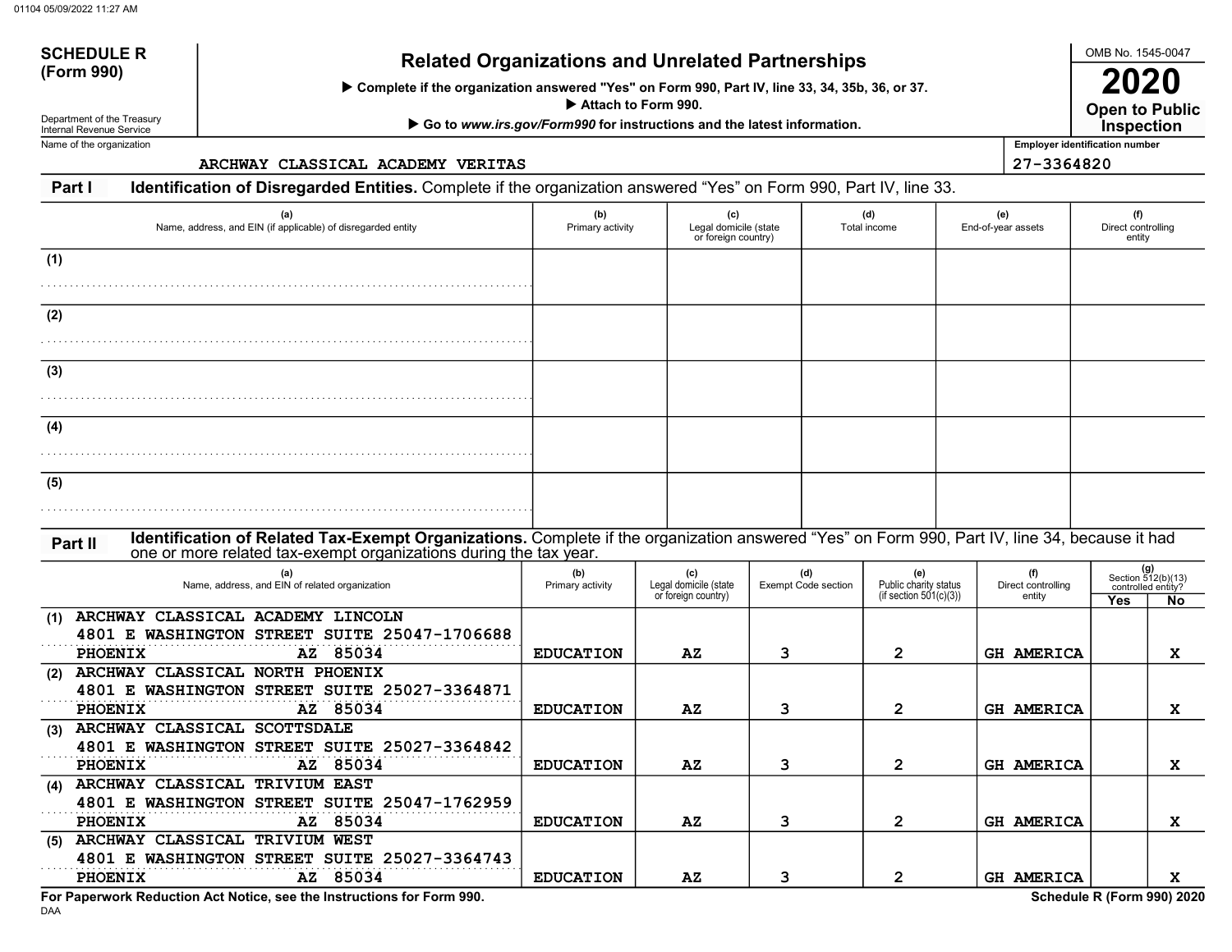**SCHEDULE R (Form 990)**

Department of the Treasury
Internal Revenue Service

# Related Organizations and Unrelated Partnerships

▶ Complete if the organization answered "Yes" on Form 990, Part IV, line 33, 34, 35b, 36, or 37.
▶ Attach to Form 990.
▶ Go to *www.irs.gov/Form990* for instructions and the latest information.

OMB No. 1545-0047

**2020**

**Open to Public Inspection**

Name of the organization: ARCHWAY CLASSICAL ACADEMY VERITAS

Employer identification number: 27-3364820

## Part I Identification of Disregarded Entities. Complete if the organization answered "Yes" on Form 990, Part IV, line 33.

| | (a) Name, address, and EIN (if applicable) of disregarded entity | (b) Primary activity | (c) Legal domicile (state or foreign country) | (d) Total income | (e) End-of-year assets | (f) Direct controlling entity |
|---|---|---|---|---|---|---|
| (1) | | | | | | |
| (2) | | | | | | |
| (3) | | | | | | |
| (4) | | | | | | |
| (5) | | | | | | |

## Part II Identification of Related Tax-Exempt Organizations. Complete if the organization answered "Yes" on Form 990, Part IV, line 34, because it had one or more related tax-exempt organizations during the tax year.

| | (a) Name, address, and EIN of related organization | (b) Primary activity | (c) Legal domicile (state or foreign country) | (d) Exempt Code section | (e) Public charity status (if section 501(c)(3)) | (f) Direct controlling entity | (g) Section 512(b)(13) controlled entity? Yes | No |
|---|---|---|---|---|---|---|---|---|
| (1) | ARCHWAY CLASSICAL ACADEMY LINCOLN 4801 E WASHINGTON STREET SUITE 250 47-1706688 PHOENIX AZ 85034 | EDUCATION | AZ | 3 | 2 | GH AMERICA | | X |
| (2) | ARCHWAY CLASSICAL NORTH PHOENIX 4801 E WASHINGTON STREET SUITE 250 27-3364871 PHOENIX AZ 85034 | EDUCATION | AZ | 3 | 2 | GH AMERICA | | X |
| (3) | ARCHWAY CLASSICAL SCOTTSDALE 4801 E WASHINGTON STREET SUITE 250 27-3364842 PHOENIX AZ 85034 | EDUCATION | AZ | 3 | 2 | GH AMERICA | | X |
| (4) | ARCHWAY CLASSICAL TRIVIUM EAST 4801 E WASHINGTON STREET SUITE 250 47-1762959 PHOENIX AZ 85034 | EDUCATION | AZ | 3 | 2 | GH AMERICA | | X |
| (5) | ARCHWAY CLASSICAL TRIVIUM WEST 4801 E WASHINGTON STREET SUITE 250 27-3364743 PHOENIX AZ 85034 | EDUCATION | AZ | 3 | 2 | GH AMERICA | | X |

**For Paperwork Reduction Act Notice, see the Instructions for Form 990.**

DAA

**Schedule R (Form 990) 2020**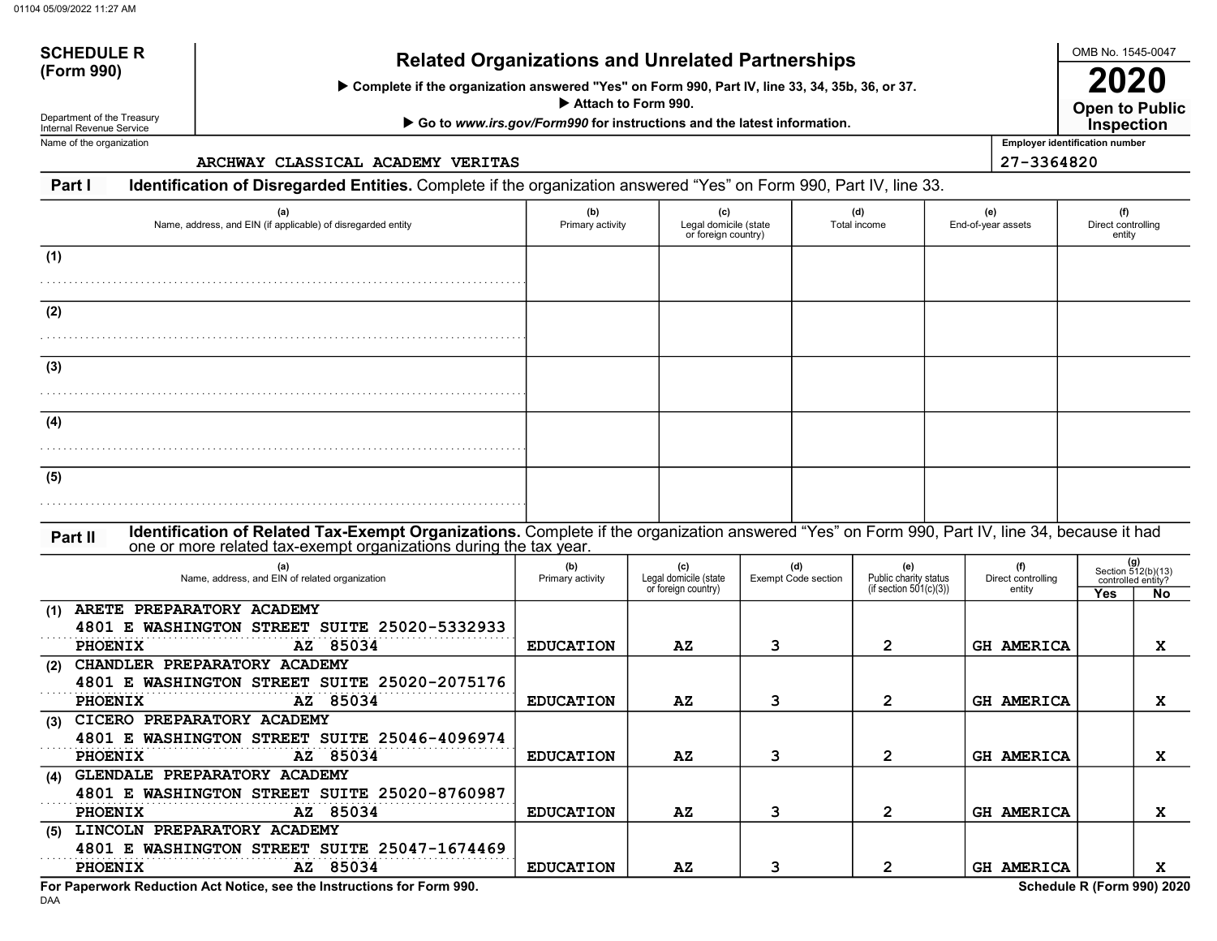**SCHEDULE R (Form 990)**

Department of the Treasury
Internal Revenue Service

# Related Organizations and Unrelated Partnerships

▶ Complete if the organization answered "Yes" on Form 990, Part IV, line 33, 34, 35b, 36, or 37.
▶ Attach to Form 990.
▶ Go to *www.irs.gov/Form990* for instructions and the latest information.

OMB No. 1545-0047

**2020**

**Open to Public Inspection**

Name of the organization: ARCHWAY CLASSICAL ACADEMY VERITAS

Employer identification number: 27-3364820

## Part I Identification of Disregarded Entities. Complete if the organization answered "Yes" on Form 990, Part IV, line 33.

| (a) Name, address, and EIN (if applicable) of disregarded entity | (b) Primary activity | (c) Legal domicile (state or foreign country) | (d) Total income | (e) End-of-year assets | (f) Direct controlling entity |
|---|---|---|---|---|---|
| (1) | | | | | |
| (2) | | | | | |
| (3) | | | | | |
| (4) | | | | | |
| (5) | | | | | |

## Part II Identification of Related Tax-Exempt Organizations. Complete if the organization answered "Yes" on Form 990, Part IV, line 34, because it had one or more related tax-exempt organizations during the tax year.

| (a) Name, address, and EIN of related organization | (b) Primary activity | (c) Legal domicile (state or foreign country) | (d) Exempt Code section | (e) Public charity status (if section 501(c)(3)) | (f) Direct controlling entity | (g) Section 512(b)(13) controlled entity? Yes | No |
|---|---|---|---|---|---|---|---|
| (1) ARETE PREPARATORY ACADEMY 4801 E WASHINGTON STREET SUITE 25020-5332933 PHOENIX AZ 85034 | EDUCATION | AZ | 3 | 2 | GH AMERICA | | X |
| (2) CHANDLER PREPARATORY ACADEMY 4801 E WASHINGTON STREET SUITE 25020-2075176 PHOENIX AZ 85034 | EDUCATION | AZ | 3 | 2 | GH AMERICA | | X |
| (3) CICERO PREPARATORY ACADEMY 4801 E WASHINGTON STREET SUITE 25046-4096974 PHOENIX AZ 85034 | EDUCATION | AZ | 3 | 2 | GH AMERICA | | X |
| (4) GLENDALE PREPARATORY ACADEMY 4801 E WASHINGTON STREET SUITE 25020-8760987 PHOENIX AZ 85034 | EDUCATION | AZ | 3 | 2 | GH AMERICA | | X |
| (5) LINCOLN PREPARATORY ACADEMY 4801 E WASHINGTON STREET SUITE 25047-1674469 PHOENIX AZ 85034 | EDUCATION | AZ | 3 | 2 | GH AMERICA | | X |

**For Paperwork Reduction Act Notice, see the Instructions for Form 990.**

DAA

**Schedule R (Form 990) 2020**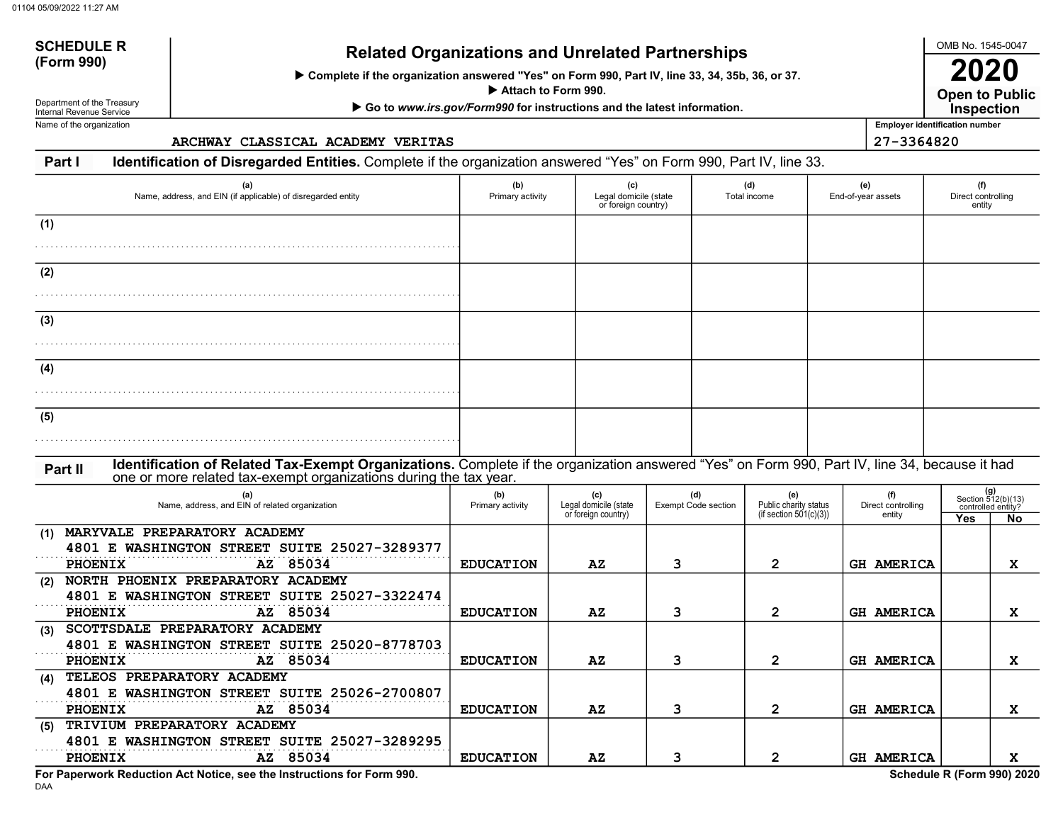**SCHEDULE R (Form 990)**

Department of the Treasury
Internal Revenue Service

# Related Organizations and Unrelated Partnerships

▶ Complete if the organization answered "Yes" on Form 990, Part IV, line 33, 34, 35b, 36, or 37.
▶ Attach to Form 990.
▶ Go to *www.irs.gov/Form990* for instructions and the latest information.

OMB No. 1545-0047

**2020**

**Open to Public Inspection**

Name of the organization: ARCHWAY CLASSICAL ACADEMY VERITAS

Employer identification number: 27-3364820

## Part I — Identification of Disregarded Entities. Complete if the organization answered "Yes" on Form 990, Part IV, line 33.

| | (a) Name, address, and EIN (if applicable) of disregarded entity | (b) Primary activity | (c) Legal domicile (state or foreign country) | (d) Total income | (e) End-of-year assets | (f) Direct controlling entity |
|---|---|---|---|---|---|---|
| (1) | | | | | | |
| (2) | | | | | | |
| (3) | | | | | | |
| (4) | | | | | | |
| (5) | | | | | | |

## Part II — Identification of Related Tax-Exempt Organizations. Complete if the organization answered "Yes" on Form 990, Part IV, line 34, because it had one or more related tax-exempt organizations during the tax year.

| | (a) Name, address, and EIN of related organization | (b) Primary activity | (c) Legal domicile (state or foreign country) | (d) Exempt Code section | (e) Public charity status (if section 501(c)(3)) | (f) Direct controlling entity | (g) Section 512(b)(13) controlled entity? Yes | No |
|---|---|---|---|---|---|---|---|---|
| (1) | MARYVALE PREPARATORY ACADEMY 4801 E WASHINGTON STREET SUITE 250 27-3289377 PHOENIX AZ 85034 | EDUCATION | AZ | 3 | 2 | GH AMERICA | | X |
| (2) | NORTH PHOENIX PREPARATORY ACADEMY 4801 E WASHINGTON STREET SUITE 250 27-3322474 PHOENIX AZ 85034 | EDUCATION | AZ | 3 | 2 | GH AMERICA | | X |
| (3) | SCOTTSDALE PREPARATORY ACADEMY 4801 E WASHINGTON STREET SUITE 250 20-8778703 PHOENIX AZ 85034 | EDUCATION | AZ | 3 | 2 | GH AMERICA | | X |
| (4) | TELEOS PREPARATORY ACADEMY 4801 E WASHINGTON STREET SUITE 250 26-2700807 PHOENIX AZ 85034 | EDUCATION | AZ | 3 | 2 | GH AMERICA | | X |
| (5) | TRIVIUM PREPARATORY ACADEMY 4801 E WASHINGTON STREET SUITE 250 27-3289295 PHOENIX AZ 85034 | EDUCATION | AZ | 3 | 2 | GH AMERICA | | X |

For Paperwork Reduction Act Notice, see the Instructions for Form 990.

Schedule R (Form 990) 2020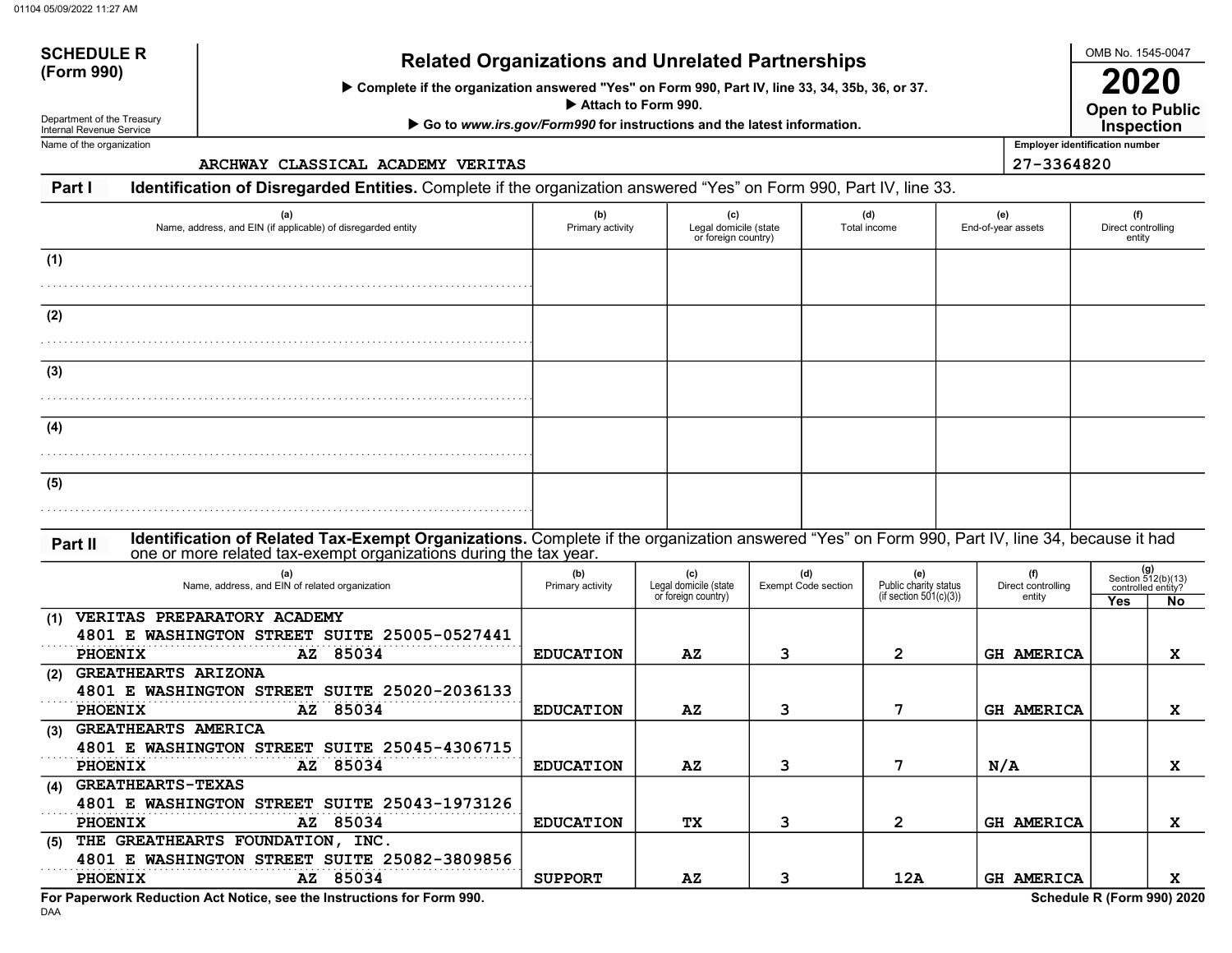**SCHEDULE R (Form 990)**

Department of the Treasury
Internal Revenue Service

# Related Organizations and Unrelated Partnerships

▶ Complete if the organization answered "Yes" on Form 990, Part IV, line 33, 34, 35b, 36, or 37.
▶ Attach to Form 990.
▶ Go to *www.irs.gov/Form990* for instructions and the latest information.

OMB No. 1545-0047

**2020**

**Open to Public Inspection**

Name of the organization: ARCHWAY CLASSICAL ACADEMY VERITAS

Employer identification number: 27-3364820

## Part I Identification of Disregarded Entities. Complete if the organization answered "Yes" on Form 990, Part IV, line 33.

| | (a) Name, address, and EIN (if applicable) of disregarded entity | (b) Primary activity | (c) Legal domicile (state or foreign country) | (d) Total income | (e) End-of-year assets | (f) Direct controlling entity |
|---|---|---|---|---|---|---|
| (1) | | | | | | |
| (2) | | | | | | |
| (3) | | | | | | |
| (4) | | | | | | |
| (5) | | | | | | |

## Part II Identification of Related Tax-Exempt Organizations. Complete if the organization answered "Yes" on Form 990, Part IV, line 34, because it had one or more related tax-exempt organizations during the tax year.

| | (a) Name, address, and EIN of related organization | (b) Primary activity | (c) Legal domicile (state or foreign country) | (d) Exempt Code section | (e) Public charity status (if section 501(c)(3)) | (f) Direct controlling entity | (g) Section 512(b)(13) controlled entity? Yes | No |
|---|---|---|---|---|---|---|---|---|
| (1) | VERITAS PREPARATORY ACADEMY 4801 E WASHINGTON STREET SUITE 25005-0527441 PHOENIX AZ 85034 | EDUCATION | AZ | 3 | 2 | GH AMERICA | | X |
| (2) | GREATHEARTS ARIZONA 4801 E WASHINGTON STREET SUITE 25020-2036133 PHOENIX AZ 85034 | EDUCATION | AZ | 3 | 7 | GH AMERICA | | X |
| (3) | GREATHEARTS AMERICA 4801 E WASHINGTON STREET SUITE 25045-4306715 PHOENIX AZ 85034 | EDUCATION | AZ | 3 | 7 | N/A | | X |
| (4) | GREATHEARTS-TEXAS 4801 E WASHINGTON STREET SUITE 25043-1973126 PHOENIX AZ 85034 | EDUCATION | TX | 3 | 2 | GH AMERICA | | X |
| (5) | THE GREATHEARTS FOUNDATION, INC. 4801 E WASHINGTON STREET SUITE 25082-3809856 PHOENIX AZ 85034 | SUPPORT | AZ | 3 | 12A | GH AMERICA | | X |

**For Paperwork Reduction Act Notice, see the Instructions for Form 990.**

DAA

**Schedule R (Form 990) 2020**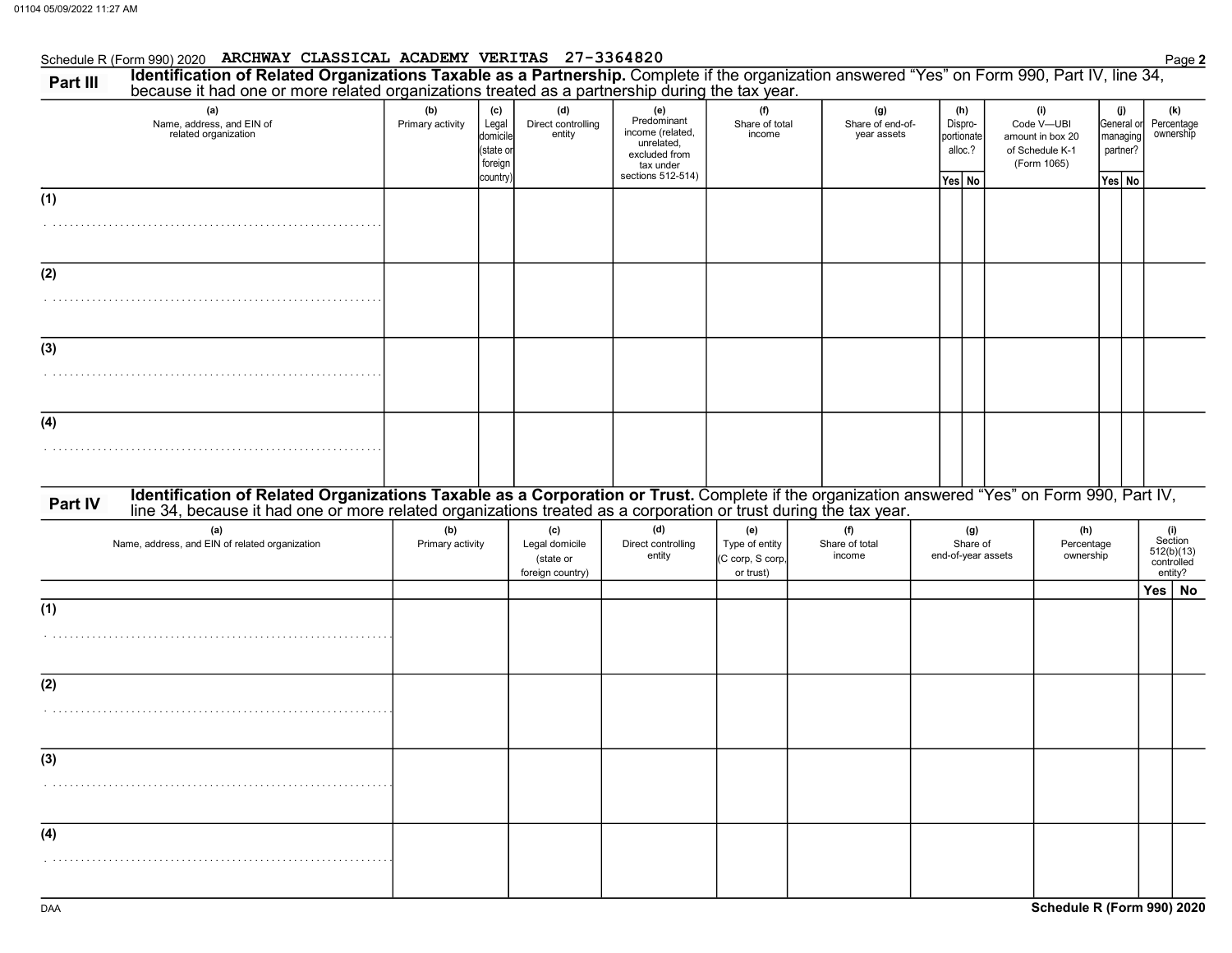Schedule R (Form 990) 2020 ARCHWAY CLASSICAL ACADEMY VERITAS 27-3364820

## Part III Identification of Related Organizations Taxable as a Partnership.

Complete if the organization answered "Yes" on Form 990, Part IV, line 34, because it had one or more related organizations treated as a partnership during the tax year.

| (a) Name, address, and EIN of related organization | (b) Primary activity | (c) Legal domicile (state or foreign country) | (d) Direct controlling entity | (e) Predominant income (related, unrelated, excluded from tax under sections 512-514) | (f) Share of total income | (g) Share of end-of-year assets | (h) Dispro-portionate alloc.? Yes | (h) No | (i) Code V—UBI amount in box 20 of Schedule K-1 (Form 1065) | (j) General or managing partner? Yes | (j) No | (k) Percentage ownership |
|---|---|---|---|---|---|---|---|---|---|---|---|---|
| (1) | | | | | | | | | | | | |
| (2) | | | | | | | | | | | | |
| (3) | | | | | | | | | | | | |
| (4) | | | | | | | | | | | | |

## Part IV Identification of Related Organizations Taxable as a Corporation or Trust.

Complete if the organization answered "Yes" on Form 990, Part IV, line 34, because it had one or more related organizations treated as a corporation or trust during the tax year.

| (a) Name, address, and EIN of related organization | (b) Primary activity | (c) Legal domicile (state or foreign country) | (d) Direct controlling entity | (e) Type of entity (C corp, S corp, or trust) | (f) Share of total income | (g) Share of end-of-year assets | (h) Percentage ownership | (i) Section 512(b)(13) controlled entity? Yes | (i) No |
|---|---|---|---|---|---|---|---|---|---|
| (1) | | | | | | | | | |
| (2) | | | | | | | | | |
| (3) | | | | | | | | | |
| (4) | | | | | | | | | |

DAA

Schedule R (Form 990) 2020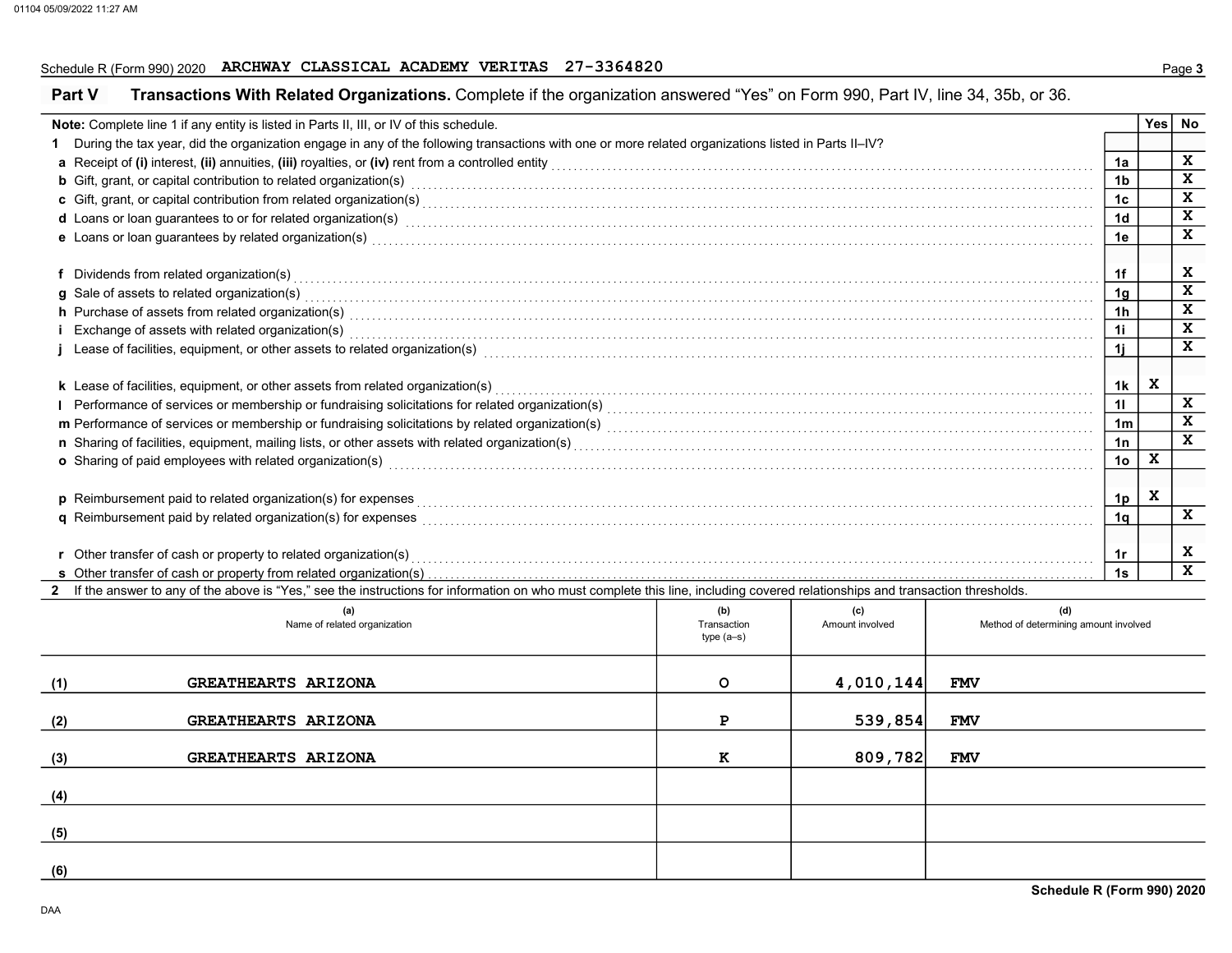Schedule R (Form 990) 2020 ARCHWAY CLASSICAL ACADEMY VERITAS 27-3364820

## Part V Transactions With Related Organizations. Complete if the organization answered "Yes" on Form 990, Part IV, line 34, 35b, or 36.

| Note: Complete line 1 if any entity is listed in Parts II, III, or IV of this schedule. | | Yes | No |
|---|---|---|---|
| 1 During the tax year, did the organization engage in any of the following transactions with one or more related organizations listed in Parts II–IV? | | | |
| a Receipt of (i) interest, (ii) annuities, (iii) royalties, or (iv) rent from a controlled entity | 1a | | X |
| b Gift, grant, or capital contribution to related organization(s) | 1b | | X |
| c Gift, grant, or capital contribution from related organization(s) | 1c | | X |
| d Loans or loan guarantees to or for related organization(s) | 1d | | X |
| e Loans or loan guarantees by related organization(s) | 1e | | X |
| f Dividends from related organization(s) | 1f | | X |
| g Sale of assets to related organization(s) | 1g | | X |
| h Purchase of assets from related organization(s) | 1h | | X |
| i Exchange of assets with related organization(s) | 1i | | X |
| j Lease of facilities, equipment, or other assets to related organization(s) | 1j | | X |
| k Lease of facilities, equipment, or other assets from related organization(s) | 1k | X | |
| l Performance of services or membership or fundraising solicitations for related organization(s) | 1l | | X |
| m Performance of services or membership or fundraising solicitations by related organization(s) | 1m | | X |
| n Sharing of facilities, equipment, mailing lists, or other assets with related organization(s) | 1n | | X |
| o Sharing of paid employees with related organization(s) | 1o | X | |
| p Reimbursement paid to related organization(s) for expenses | 1p | X | |
| q Reimbursement paid by related organization(s) for expenses | 1q | | X |
| r Other transfer of cash or property to related organization(s) | 1r | | X |
| s Other transfer of cash or property from related organization(s) | 1s | | X |

2 If the answer to any of the above is "Yes," see the instructions for information on who must complete this line, including covered relationships and transaction thresholds.

| | (a) Name of related organization | (b) Transaction type (a–s) | (c) Amount involved | (d) Method of determining amount involved |
|---|---|---|---|---|
| (1) | GREATHEARTS ARIZONA | O | 4,010,144 | FMV |
| (2) | GREATHEARTS ARIZONA | P | 539,854 | FMV |
| (3) | GREATHEARTS ARIZONA | K | 809,782 | FMV |
| (4) | | | | |
| (5) | | | | |
| (6) | | | | |

Schedule R (Form 990) 2020

DAA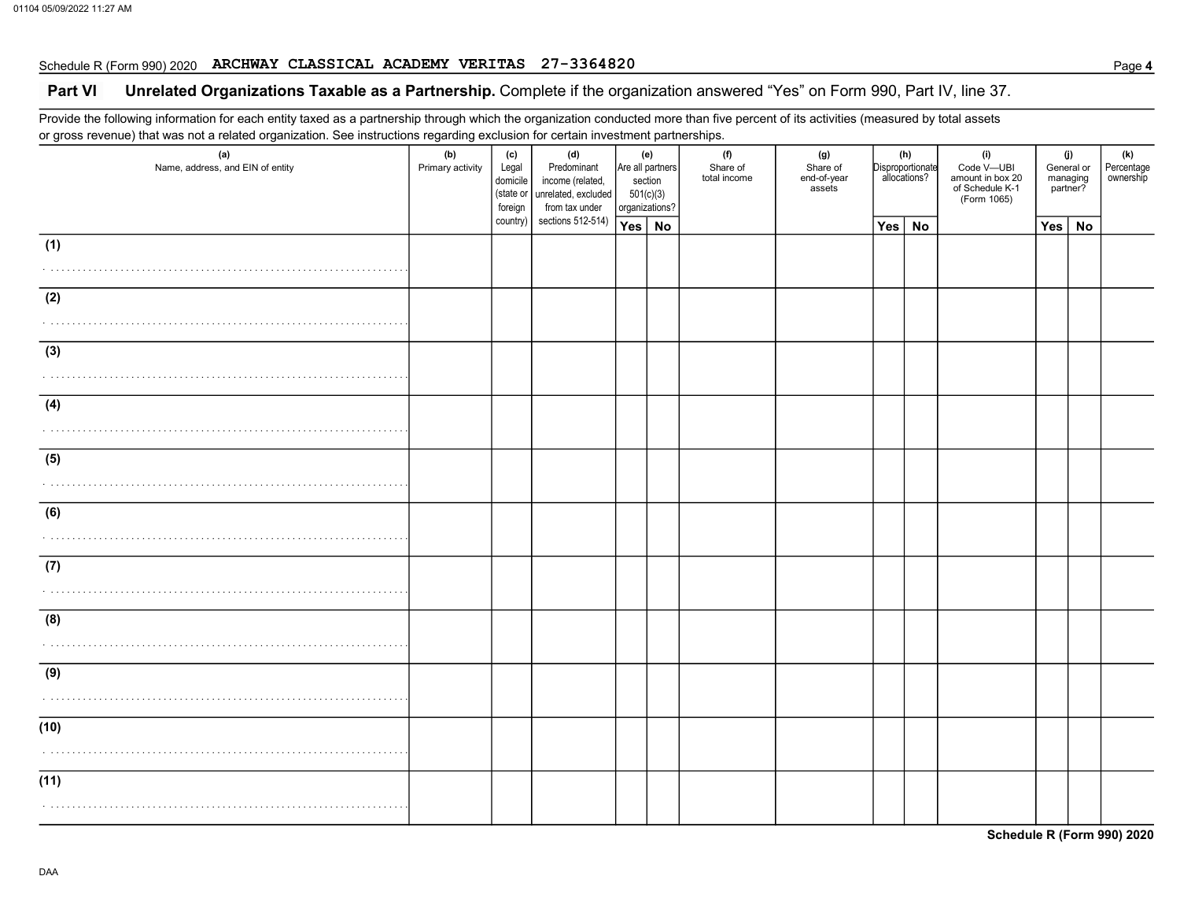Schedule R (Form 990) 2020 ARCHWAY CLASSICAL ACADEMY VERITAS 27-3364820

## Part VI Unrelated Organizations Taxable as a Partnership.

Complete if the organization answered "Yes" on Form 990, Part IV, line 37.

Provide the following information for each entity taxed as a partnership through which the organization conducted more than five percent of its activities (measured by total assets or gross revenue) that was not a related organization. See instructions regarding exclusion for certain investment partnerships.

| (a) Name, address, and EIN of entity | (b) Primary activity | (c) Legal domicile (state or foreign country) | (d) Predominant income (related, unrelated, excluded from tax under sections 512-514) | (e) Are all partners section 501(c)(3) organizations? | | (f) Share of total income | (g) Share of end-of-year assets | (h) Disproportionate allocations? | | (i) Code V—UBI amount in box 20 of Schedule K-1 (Form 1065) | (j) General or managing partner? | | (k) Percentage ownership |
|---|---|---|---|---|---|---|---|---|---|---|---|---|---|
| | | | | Yes | No | | | Yes | No | | Yes | No | |
| (1) | | | | | | | | | | | | | |
| (2) | | | | | | | | | | | | | |
| (3) | | | | | | | | | | | | | |
| (4) | | | | | | | | | | | | | |
| (5) | | | | | | | | | | | | | |
| (6) | | | | | | | | | | | | | |
| (7) | | | | | | | | | | | | | |
| (8) | | | | | | | | | | | | | |
| (9) | | | | | | | | | | | | | |
| (10) | | | | | | | | | | | | | |
| (11) | | | | | | | | | | | | | |

Schedule R (Form 990) 2020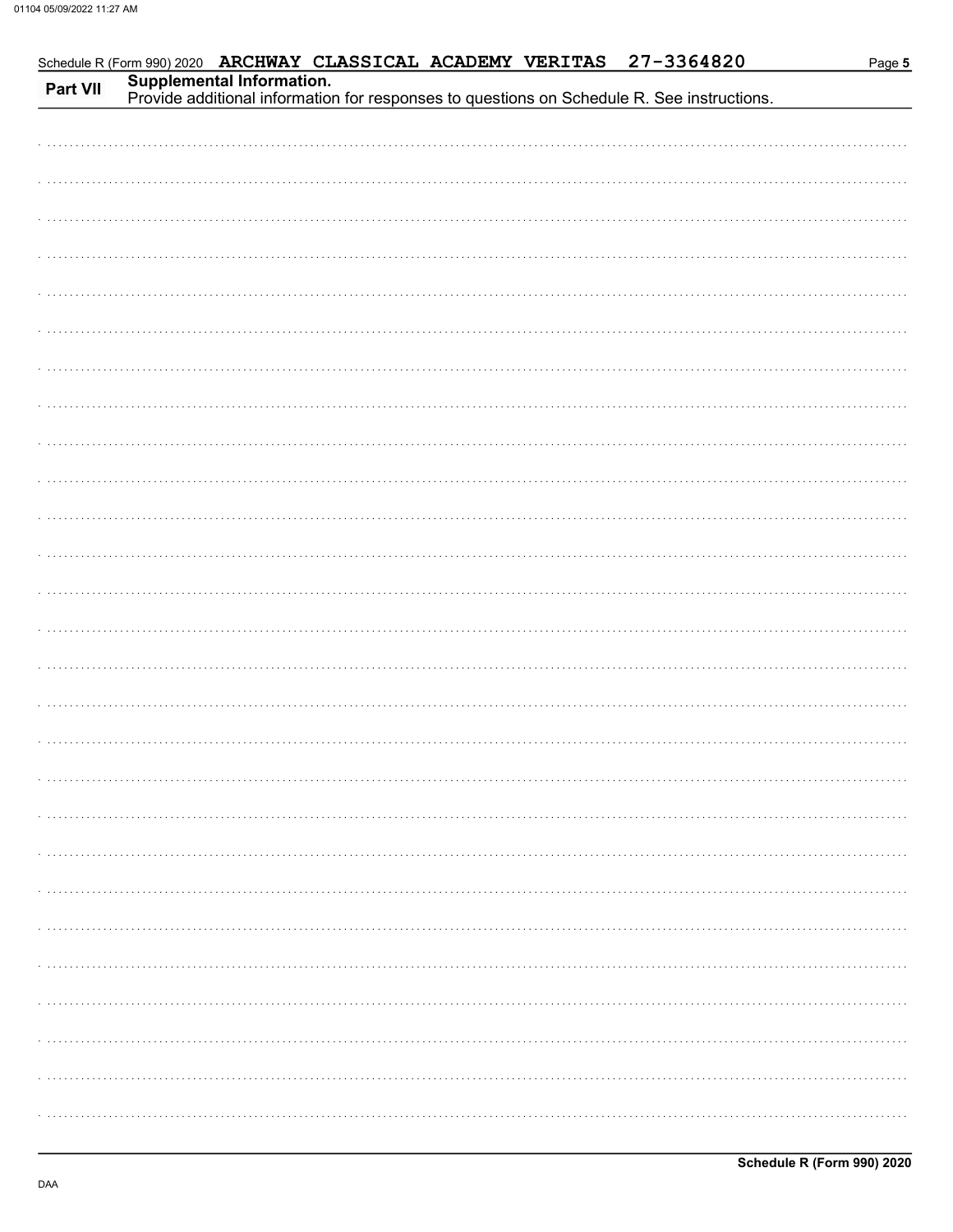Schedule R (Form 990) 2020 ARCHWAY CLASSICAL ACADEMY VERITAS 27-3364820

## Part VII Supplemental Information.

Provide additional information for responses to questions on Schedule R. See instructions.

**Schedule R (Form 990) 2020**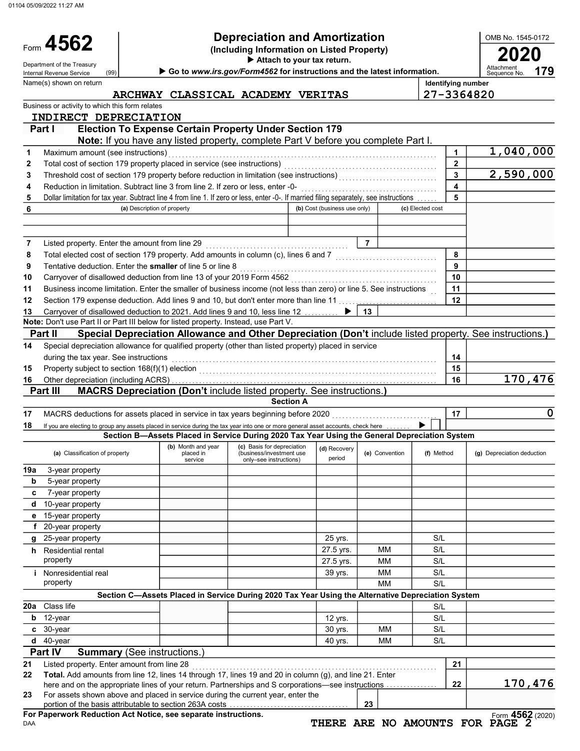01104 05/09/2022 11:27 AM

# Form 4562

## Depreciation and Amortization
**(Including Information on Listed Property)**
▶ Attach to your tax return.
▶ Go to *www.irs.gov/Form4562* for instructions and the latest information.

Department of the Treasury
Internal Revenue Service (99)

OMB No. 1545-0172
**2020**
Attachment Sequence No. **179**

| Name(s) shown on return | Identifying number |
|---|---|
| ARCHWAY CLASSICAL ACADEMY VERITAS | 27-3364820 |

Business or activity to which this form relates
INDIRECT DEPRECIATION

### Part I Election To Expense Certain Property Under Section 179

**Note:** If you have any listed property, complete Part V before you complete Part I.

| | | | |
|---|---|---|---|
| 1 | Maximum amount (see instructions) | 1 | 1,040,000 |
| 2 | Total cost of section 179 property placed in service (see instructions) | 2 | |
| 3 | Threshold cost of section 179 property before reduction in limitation (see instructions) | 3 | 2,590,000 |
| 4 | Reduction in limitation. Subtract line 3 from line 2. If zero or less, enter -0- | 4 | |
| 5 | Dollar limitation for tax year. Subtract line 4 from line 1. If zero or less, enter -0-. If married filing separately, see instructions | 5 | |

| 6 | (a) Description of property | (b) Cost (business use only) | (c) Elected cost |
|---|---|---|---|
| | | | |
| | | | |

| | | | |
|---|---|---|---|
| 7 | Listed property. Enter the amount from line 29 | 7 | |
| 8 | Total elected cost of section 179 property. Add amounts in column (c), lines 6 and 7 | 8 | |
| 9 | Tentative deduction. Enter the **smaller** of line 5 or line 8 | 9 | |
| 10 | Carryover of disallowed deduction from line 13 of your 2019 Form 4562 | 10 | |
| 11 | Business income limitation. Enter the smaller of business income (not less than zero) or line 5. See instructions | 11 | |
| 12 | Section 179 expense deduction. Add lines 9 and 10, but don't enter more than line 11 | 12 | |
| 13 | Carryover of disallowed deduction to 2021. Add lines 9 and 10, less line 12 ▶ | 13 | |

**Note:** Don't use Part II or Part III below for listed property. Instead, use Part V.

### Part II Special Depreciation Allowance and Other Depreciation (Don't include listed property. See instructions.)

| | | | |
|---|---|---|---|
| 14 | Special depreciation allowance for qualified property (other than listed property) placed in service during the tax year. See instructions | 14 | |
| 15 | Property subject to section 168(f)(1) election | 15 | |
| 16 | Other depreciation (including ACRS) | 16 | 170,476 |

### Part III MACRS Depreciation (Don't include listed property. See instructions.)

**Section A**

| | | | |
|---|---|---|---|
| 17 | MACRS deductions for assets placed in service in tax years beginning before 2020 | 17 | 0 |
| 18 | If you are electing to group any assets placed in service during the tax year into one or more general asset accounts, check here ▶ ☐ | | |

**Section B—Assets Placed in Service During 2020 Tax Year Using the General Depreciation System**

| (a) Classification of property | (b) Month and year placed in service | (c) Basis for depreciation (business/investment use only–see instructions) | (d) Recovery period | (e) Convention | (f) Method | (g) Depreciation deduction |
|---|---|---|---|---|---|---|
| 19a 3-year property | | | | | | |
| b 5-year property | | | | | | |
| c 7-year property | | | | | | |
| d 10-year property | | | | | | |
| e 15-year property | | | | | | |
| f 20-year property | | | | | | |
| g 25-year property | | | 25 yrs. | | S/L | |
| h Residential rental property | | | 27.5 yrs. | MM | S/L | |
| | | | 27.5 yrs. | MM | S/L | |
| i Nonresidential real property | | | 39 yrs. | MM | S/L | |
| | | | | MM | S/L | |

**Section C—Assets Placed in Service During 2020 Tax Year Using the Alternative Depreciation System**

| (a) Classification of property | (b) Month and year placed in service | (c) Basis for depreciation | (d) Recovery period | (e) Convention | (f) Method | (g) Depreciation deduction |
|---|---|---|---|---|---|---|
| 20a Class life | | | | | S/L | |
| b 12-year | | | 12 yrs. | | S/L | |
| c 30-year | | | 30 yrs. | MM | S/L | |
| d 40-year | | | 40 yrs. | MM | S/L | |

### Part IV Summary (See instructions.)

| | | | |
|---|---|---|---|
| 21 | Listed property. Enter amount from line 28 | 21 | |
| 22 | **Total.** Add amounts from line 12, lines 14 through 17, lines 19 and 20 in column (g), and line 21. Enter here and on the appropriate lines of your return. Partnerships and S corporations—see instructions | 22 | 170,476 |
| 23 | For assets shown above and placed in service during the current year, enter the portion of the basis attributable to section 263A costs | 23 | |

**For Paperwork Reduction Act Notice, see separate instructions.**
DAA

Form **4562** (2020)

THERE ARE NO AMOUNTS FOR PAGE 2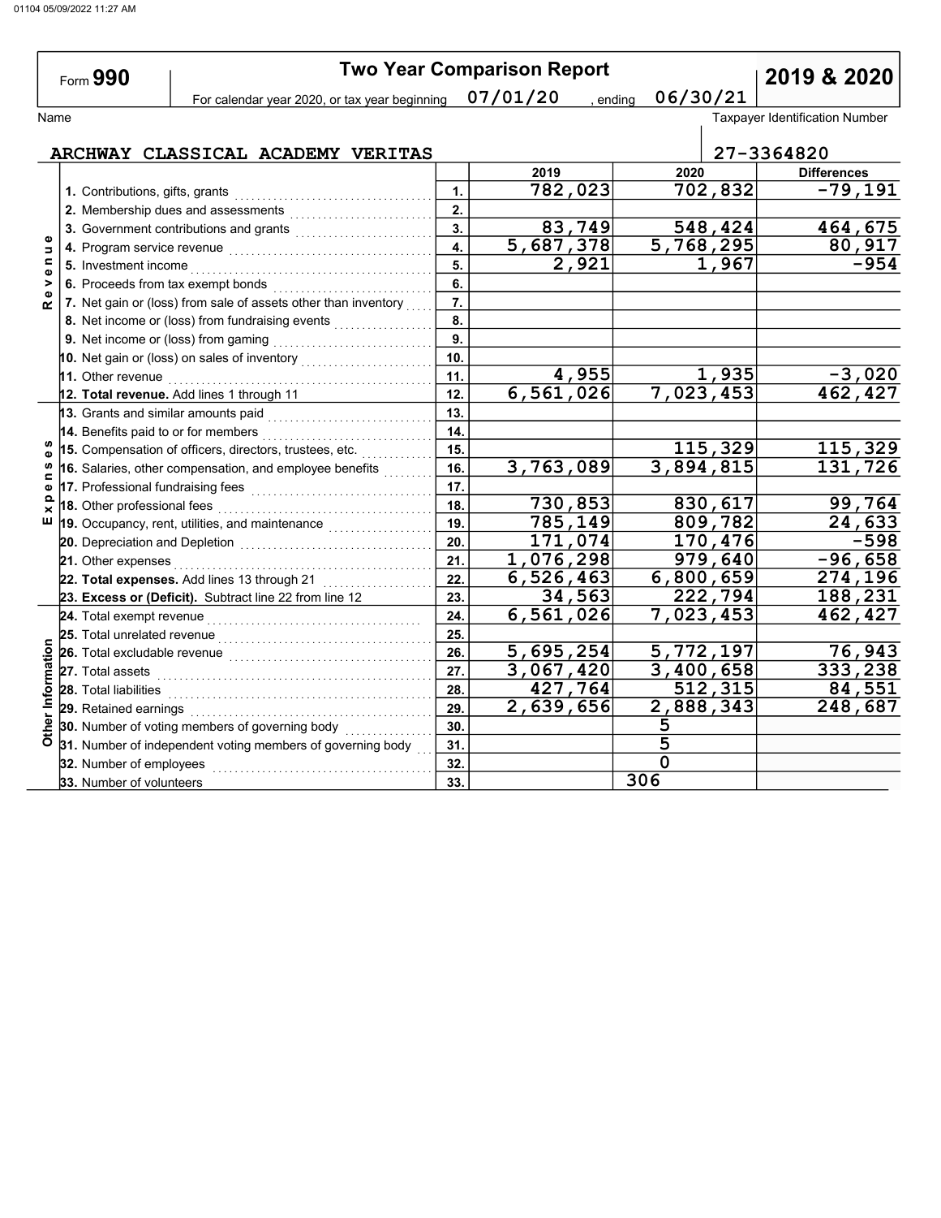# Form 990 — Two Year Comparison Report — 2019 & 2020

For calendar year 2020, or tax year beginning 07/01/20, ending 06/30/21

Name: ARCHWAY CLASSICAL ACADEMY VERITAS

Taxpayer Identification Number: 27-3364820

| Section | Item | Line | 2019 | 2020 | Differences |
|---|---|---|---|---|---|
| Revenue | 1. Contributions, gifts, grants | 1. | 782,023 | 702,832 | -79,191 |
| | 2. Membership dues and assessments | 2. | | | |
| | 3. Government contributions and grants | 3. | 83,749 | 548,424 | 464,675 |
| | 4. Program service revenue | 4. | 5,687,378 | 5,768,295 | 80,917 |
| | 5. Investment income | 5. | 2,921 | 1,967 | -954 |
| | 6. Proceeds from tax exempt bonds | 6. | | | |
| | 7. Net gain or (loss) from sale of assets other than inventory | 7. | | | |
| | 8. Net income or (loss) from fundraising events | 8. | | | |
| | 9. Net income or (loss) from gaming | 9. | | | |
| | 10. Net gain or (loss) on sales of inventory | 10. | | | |
| | 11. Other revenue | 11. | 4,955 | 1,935 | -3,020 |
| | 12. **Total revenue.** Add lines 1 through 11 | 12. | 6,561,026 | 7,023,453 | 462,427 |
| Expenses | 13. Grants and similar amounts paid | 13. | | | |
| | 14. Benefits paid to or for members | 14. | | | |
| | 15. Compensation of officers, directors, trustees, etc. | 15. | | 115,329 | 115,329 |
| | 16. Salaries, other compensation, and employee benefits | 16. | 3,763,089 | 3,894,815 | 131,726 |
| | 17. Professional fundraising fees | 17. | | | |
| | 18. Other professional fees | 18. | 730,853 | 830,617 | 99,764 |
| | 19. Occupancy, rent, utilities, and maintenance | 19. | 785,149 | 809,782 | 24,633 |
| | 20. Depreciation and Depletion | 20. | 171,074 | 170,476 | -598 |
| | 21. Other expenses | 21. | 1,076,298 | 979,640 | -96,658 |
| | 22. **Total expenses.** Add lines 13 through 21 | 22. | 6,526,463 | 6,800,659 | 274,196 |
| | 23. **Excess or (Deficit).** Subtract line 22 from line 12 | 23. | 34,563 | 222,794 | 188,231 |
| Other Information | 24. Total exempt revenue | 24. | 6,561,026 | 7,023,453 | 462,427 |
| | 25. Total unrelated revenue | 25. | | | |
| | 26. Total excludable revenue | 26. | 5,695,254 | 5,772,197 | 76,943 |
| | 27. Total assets | 27. | 3,067,420 | 3,400,658 | 333,238 |
| | 28. Total liabilities | 28. | 427,764 | 512,315 | 84,551 |
| | 29. Retained earnings | 29. | 2,639,656 | 2,888,343 | 248,687 |
| | 30. Number of voting members of governing body | 30. | | 5 | |
| | 31. Number of independent voting members of governing body | 31. | | 5 | |
| | 32. Number of employees | 32. | | 0 | |
| | 33. Number of volunteers | 33. | | 306 | |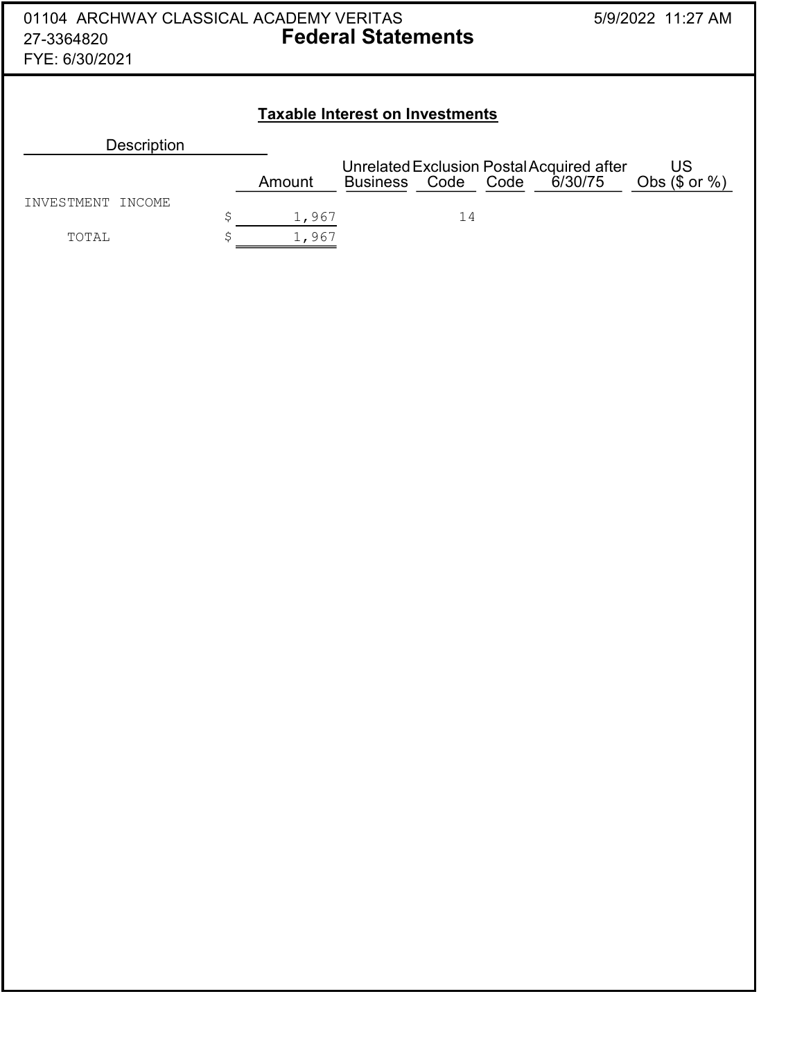01104 ARCHWAY CLASSICAL ACADEMY VERITAS
27-3364820
FYE: 6/30/2021

# Federal Statements

5/9/2022 11:27 AM

## Taxable Interest on Investments

| Description | Amount | Unrelated Business | Exclusion Code | Postal Code | Acquired after 6/30/75 | US Obs ($ or %) |
|---|---|---|---|---|---|---|
| INVESTMENT INCOME | $ 1,967 | | 14 | | | |
| TOTAL | $ 1,967 | | | | | |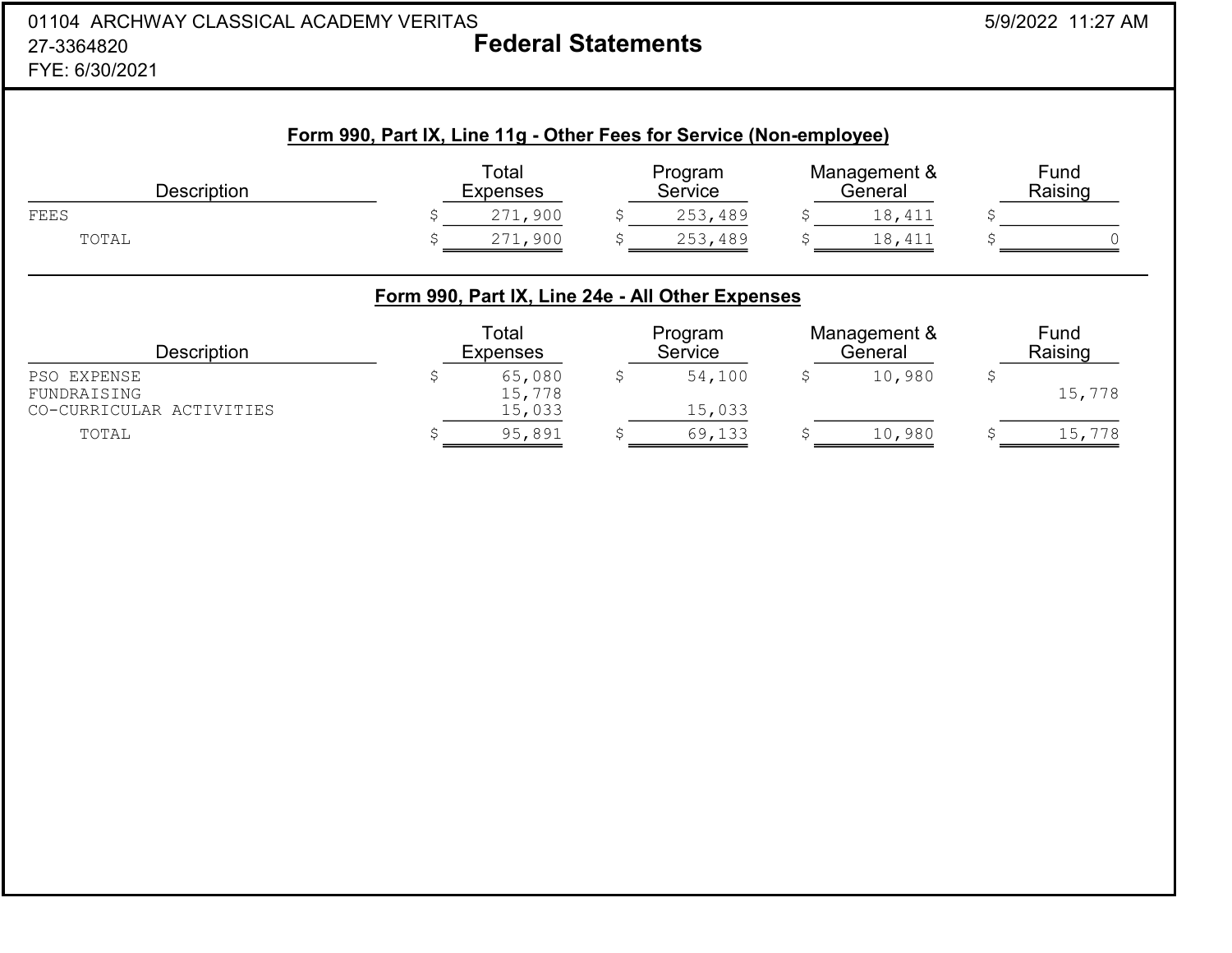01104 ARCHWAY CLASSICAL ACADEMY VERITAS
27-3364820
FYE: 6/30/2021

# Federal Statements

5/9/2022 11:27 AM

## Form 990, Part IX, Line 11g - Other Fees for Service (Non-employee)

| Description | Total Expenses | Program Service | Management & General | Fund Raising |
|---|---|---|---|---|
| FEES | $ 271,900 | $ 253,489 | $ 18,411 | $ |
| TOTAL | $ 271,900 | $ 253,489 | $ 18,411 | $ 0 |

## Form 990, Part IX, Line 24e - All Other Expenses

| Description | Total Expenses | Program Service | Management & General | Fund Raising |
|---|---|---|---|---|
| PSO EXPENSE | $ 65,080 | $ 54,100 | $ 10,980 | $ |
| FUNDRAISING | 15,778 | | | 15,778 |
| CO-CURRICULAR ACTIVITIES | 15,033 | 15,033 | | |
| TOTAL | $ 95,891 | $ 69,133 | $ 10,980 | $ 15,778 |